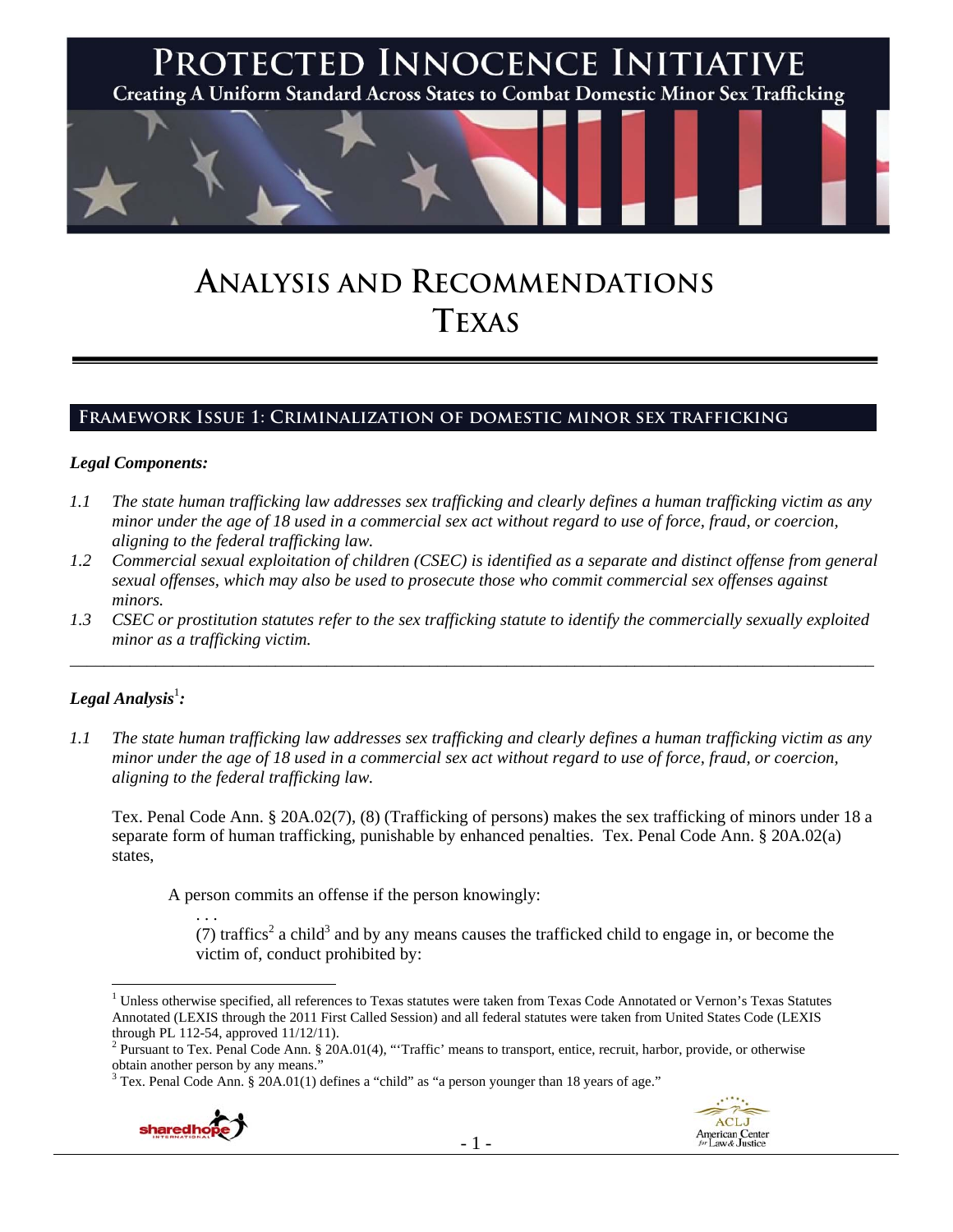# PROTECTED INNOCENCE INITIATIVE

Creating A Uniform Standard Across States to Combat Domestic Minor Sex Trafficking

# ANALYSIS AND RECOMMENDATIONS
# TEXAS

## FRAMEWORK ISSUE 1: CRIMINALIZATION OF DOMESTIC MINOR SEX TRAFFICKING

### *Legal Components:*

*1.1 The state human trafficking law addresses sex trafficking and clearly defines a human trafficking victim as any minor under the age of 18 used in a commercial sex act without regard to use of force, fraud, or coercion, aligning to the federal trafficking law.*

*1.2 Commercial sexual exploitation of children (CSEC) is identified as a separate and distinct offense from general sexual offenses, which may also be used to prosecute those who commit commercial sex offenses against minors.*

*1.3 CSEC or prostitution statutes refer to the sex trafficking statute to identify the commercially sexually exploited minor as a trafficking victim.*

---

### *Legal Analysis*[1]*:*

*1.1 The state human trafficking law addresses sex trafficking and clearly defines a human trafficking victim as any minor under the age of 18 used in a commercial sex act without regard to use of force, fraud, or coercion, aligning to the federal trafficking law.*

Tex. Penal Code Ann. § 20A.02(7), (8) (Trafficking of persons) makes the sex trafficking of minors under 18 a separate form of human trafficking, punishable by enhanced penalties. Tex. Penal Code Ann. § 20A.02(a) states,

> A person commits an offense if the person knowingly:
>
> . . .
>
> (7) traffics[2] a child[3] and by any means causes the trafficked child to engage in, or become the victim of, conduct prohibited by:

---

[1] Unless otherwise specified, all references to Texas statutes were taken from Texas Code Annotated or Vernon's Texas Statutes Annotated (LEXIS through the 2011 First Called Session) and all federal statutes were taken from United States Code (LEXIS through PL 112-54, approved 11/12/11).

[2] Pursuant to Tex. Penal Code Ann. § 20A.01(4), "'Traffic' means to transport, entice, recruit, harbor, provide, or otherwise obtain another person by any means."

[3] Tex. Penal Code Ann. § 20A.01(1) defines a "child" as "a person younger than 18 years of age."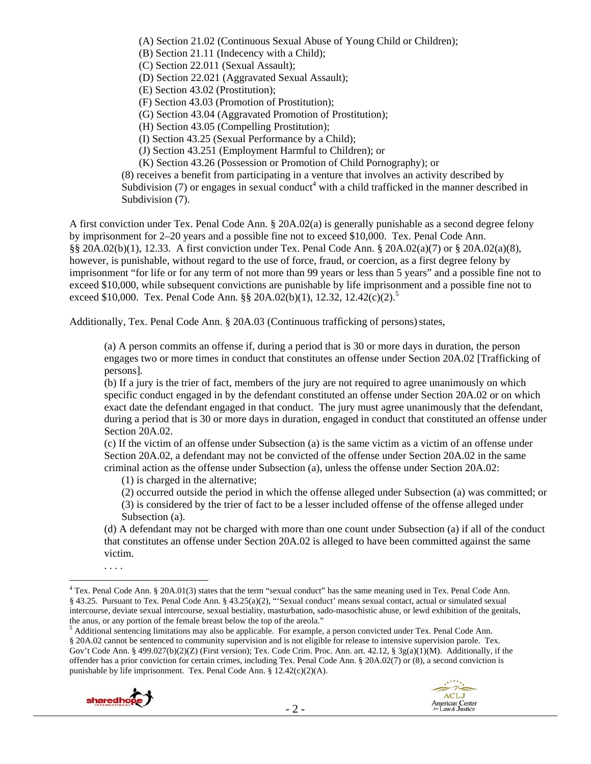(A) Section 21.02 (Continuous Sexual Abuse of Young Child or Children);
(B) Section 21.11 (Indecency with a Child);
(C) Section 22.011 (Sexual Assault);
(D) Section 22.021 (Aggravated Sexual Assault);
(E) Section 43.02 (Prostitution);
(F) Section 43.03 (Promotion of Prostitution);
(G) Section 43.04 (Aggravated Promotion of Prostitution);
(H) Section 43.05 (Compelling Prostitution);
(I) Section 43.25 (Sexual Performance by a Child);
(J) Section 43.251 (Employment Harmful to Children); or
(K) Section 43.26 (Possession or Promotion of Child Pornography); or

(8) receives a benefit from participating in a venture that involves an activity described by Subdivision (7) or engages in sexual conduct[4] with a child trafficked in the manner described in Subdivision (7).

A first conviction under Tex. Penal Code Ann. § 20A.02(a) is generally punishable as a second degree felony by imprisonment for 2–20 years and a possible fine not to exceed $10,000. Tex. Penal Code Ann. §§ 20A.02(b)(1), 12.33. A first conviction under Tex. Penal Code Ann. § 20A.02(a)(7) or § 20A.02(a)(8), however, is punishable, without regard to the use of force, fraud, or coercion, as a first degree felony by imprisonment "for life or for any term of not more than 99 years or less than 5 years" and a possible fine not to exceed $10,000, while subsequent convictions are punishable by life imprisonment and a possible fine not to exceed $10,000. Tex. Penal Code Ann. §§ 20A.02(b)(1), 12.32, 12.42(c)(2).[5]

Additionally, Tex. Penal Code Ann. § 20A.03 (Continuous trafficking of persons) states,

> (a) A person commits an offense if, during a period that is 30 or more days in duration, the person engages two or more times in conduct that constitutes an offense under Section 20A.02 [Trafficking of persons].
>
> (b) If a jury is the trier of fact, members of the jury are not required to agree unanimously on which specific conduct engaged in by the defendant constituted an offense under Section 20A.02 or on which exact date the defendant engaged in that conduct. The jury must agree unanimously that the defendant, during a period that is 30 or more days in duration, engaged in conduct that constituted an offense under Section 20A.02.
>
> (c) If the victim of an offense under Subsection (a) is the same victim as a victim of an offense under Section 20A.02, a defendant may not be convicted of the offense under Section 20A.02 in the same criminal action as the offense under Subsection (a), unless the offense under Section 20A.02:
>
> (1) is charged in the alternative;
> (2) occurred outside the period in which the offense alleged under Subsection (a) was committed; or
> (3) is considered by the trier of fact to be a lesser included offense of the offense alleged under Subsection (a).
>
> (d) A defendant may not be charged with more than one count under Subsection (a) if all of the conduct that constitutes an offense under Section 20A.02 is alleged to have been committed against the same victim.
>
> . . . .

---

[4] Tex. Penal Code Ann. § 20A.01(3) states that the term "sexual conduct" has the same meaning used in Tex. Penal Code Ann. § 43.25. Pursuant to Tex. Penal Code Ann. § 43.25(a)(2), "'Sexual conduct' means sexual contact, actual or simulated sexual intercourse, deviate sexual intercourse, sexual bestiality, masturbation, sado-masochistic abuse, or lewd exhibition of the genitals, the anus, or any portion of the female breast below the top of the areola."

[5] Additional sentencing limitations may also be applicable. For example, a person convicted under Tex. Penal Code Ann. § 20A.02 cannot be sentenced to community supervision and is not eligible for release to intensive supervision parole. Tex. Gov't Code Ann. § 499.027(b)(2)(Z) (First version); Tex. Code Crim. Proc. Ann. art. 42.12, § 3g(a)(1)(M). Additionally, if the offender has a prior conviction for certain crimes, including Tex. Penal Code Ann. § 20A.02(7) or (8), a second conviction is punishable by life imprisonment. Tex. Penal Code Ann. § 12.42(c)(2)(A).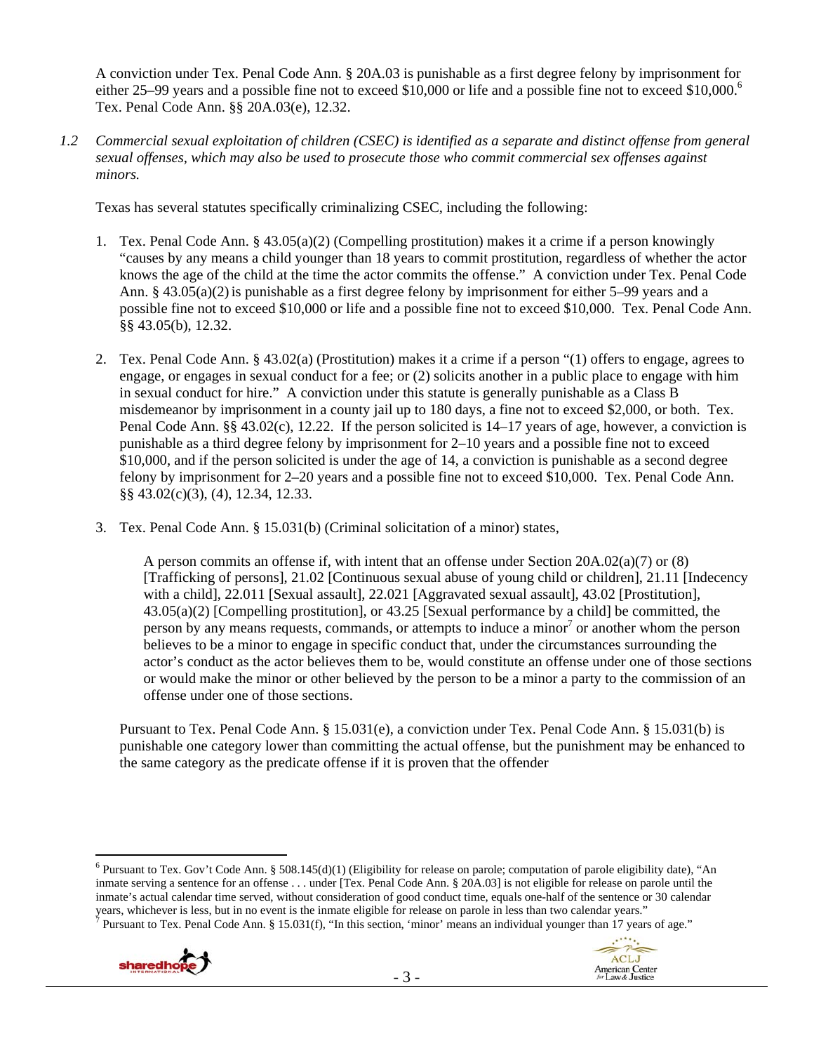A conviction under Tex. Penal Code Ann. § 20A.03 is punishable as a first degree felony by imprisonment for either 25–99 years and a possible fine not to exceed $10,000 or life and a possible fine not to exceed $10,000.[6] Tex. Penal Code Ann. §§ 20A.03(e), 12.32.

*1.2 Commercial sexual exploitation of children (CSEC) is identified as a separate and distinct offense from general sexual offenses, which may also be used to prosecute those who commit commercial sex offenses against minors.*

Texas has several statutes specifically criminalizing CSEC, including the following:

1. Tex. Penal Code Ann. § 43.05(a)(2) (Compelling prostitution) makes it a crime if a person knowingly "causes by any means a child younger than 18 years to commit prostitution, regardless of whether the actor knows the age of the child at the time the actor commits the offense." A conviction under Tex. Penal Code Ann. § 43.05(a)(2) is punishable as a first degree felony by imprisonment for either 5–99 years and a possible fine not to exceed $10,000 or life and a possible fine not to exceed $10,000. Tex. Penal Code Ann. §§ 43.05(b), 12.32.

2. Tex. Penal Code Ann. § 43.02(a) (Prostitution) makes it a crime if a person "(1) offers to engage, agrees to engage, or engages in sexual conduct for a fee; or (2) solicits another in a public place to engage with him in sexual conduct for hire." A conviction under this statute is generally punishable as a Class B misdemeanor by imprisonment in a county jail up to 180 days, a fine not to exceed $2,000, or both. Tex. Penal Code Ann. §§ 43.02(c), 12.22. If the person solicited is 14–17 years of age, however, a conviction is punishable as a third degree felony by imprisonment for 2–10 years and a possible fine not to exceed $10,000, and if the person solicited is under the age of 14, a conviction is punishable as a second degree felony by imprisonment for 2–20 years and a possible fine not to exceed $10,000. Tex. Penal Code Ann. §§ 43.02(c)(3), (4), 12.34, 12.33.

3. Tex. Penal Code Ann. § 15.031(b) (Criminal solicitation of a minor) states,

   > A person commits an offense if, with intent that an offense under Section 20A.02(a)(7) or (8) [Trafficking of persons], 21.02 [Continuous sexual abuse of young child or children], 21.11 [Indecency with a child], 22.011 [Sexual assault], 22.021 [Aggravated sexual assault], 43.02 [Prostitution], 43.05(a)(2) [Compelling prostitution], or 43.25 [Sexual performance by a child] be committed, the person by any means requests, commands, or attempts to induce a minor[7] or another whom the person believes to be a minor to engage in specific conduct that, under the circumstances surrounding the actor's conduct as the actor believes them to be, would constitute an offense under one of those sections or would make the minor or other believed by the person to be a minor a party to the commission of an offense under one of those sections.

   Pursuant to Tex. Penal Code Ann. § 15.031(e), a conviction under Tex. Penal Code Ann. § 15.031(b) is punishable one category lower than committing the actual offense, but the punishment may be enhanced to the same category as the predicate offense if it is proven that the offender

---

[6] Pursuant to Tex. Gov't Code Ann. § 508.145(d)(1) (Eligibility for release on parole; computation of parole eligibility date), "An inmate serving a sentence for an offense . . . under [Tex. Penal Code Ann. § 20A.03] is not eligible for release on parole until the inmate's actual calendar time served, without consideration of good conduct time, equals one-half of the sentence or 30 calendar years, whichever is less, but in no event is the inmate eligible for release on parole in less than two calendar years."

[7] Pursuant to Tex. Penal Code Ann. § 15.031(f), "In this section, 'minor' means an individual younger than 17 years of age."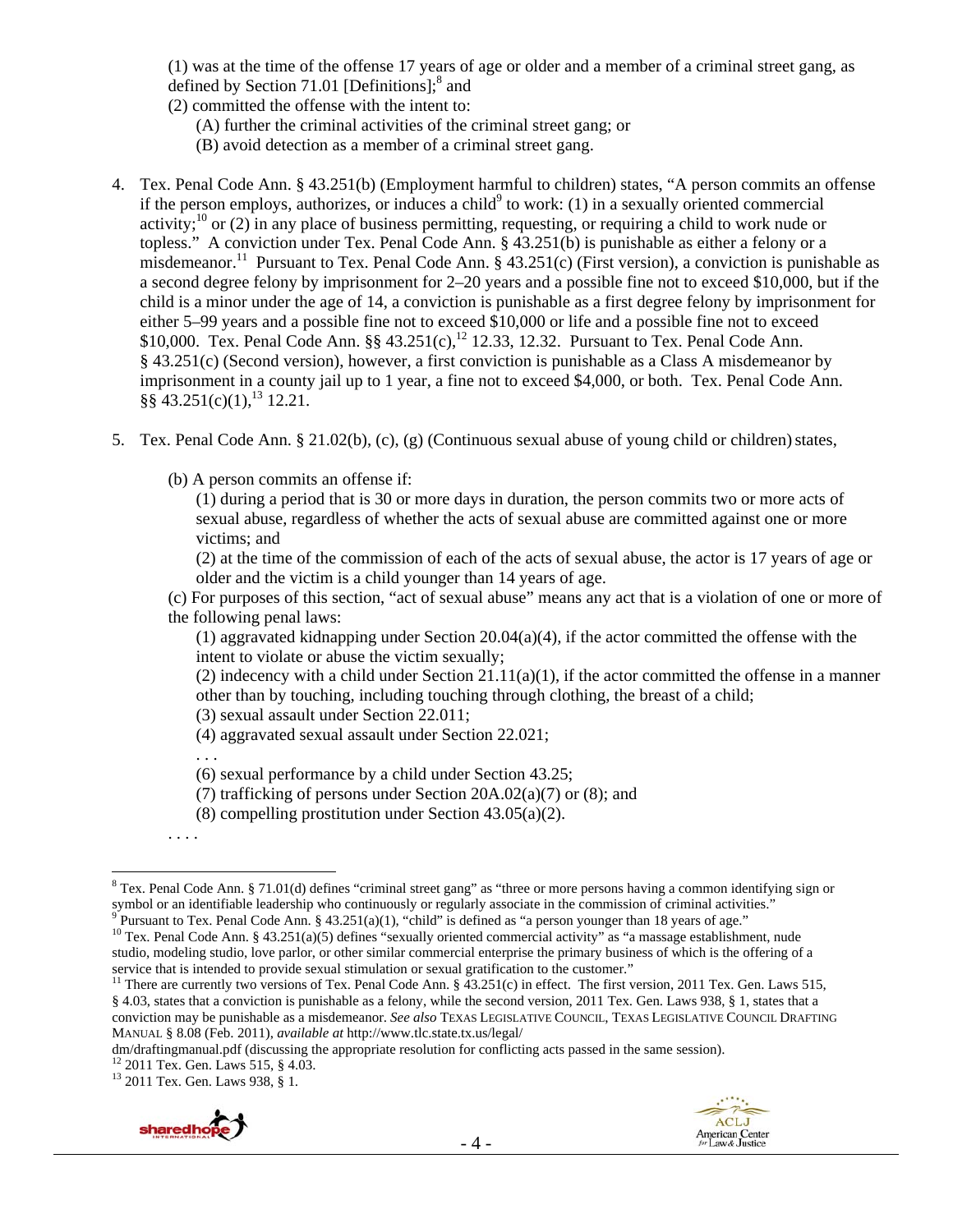(1) was at the time of the offense 17 years of age or older and a member of a criminal street gang, as defined by Section 71.01 [Definitions];[8] and

(2) committed the offense with the intent to:

(A) further the criminal activities of the criminal street gang; or

(B) avoid detection as a member of a criminal street gang.

4. Tex. Penal Code Ann. § 43.251(b) (Employment harmful to children) states, "A person commits an offense if the person employs, authorizes, or induces a child[9] to work: (1) in a sexually oriented commercial activity;[10] or (2) in any place of business permitting, requesting, or requiring a child to work nude or topless." A conviction under Tex. Penal Code Ann. § 43.251(b) is punishable as either a felony or a misdemeanor.[11] Pursuant to Tex. Penal Code Ann. § 43.251(c) (First version), a conviction is punishable as a second degree felony by imprisonment for 2–20 years and a possible fine not to exceed $10,000, but if the child is a minor under the age of 14, a conviction is punishable as a first degree felony by imprisonment for either 5–99 years and a possible fine not to exceed $10,000 or life and a possible fine not to exceed $10,000. Tex. Penal Code Ann. §§ 43.251(c),[12] 12.33, 12.32. Pursuant to Tex. Penal Code Ann. § 43.251(c) (Second version), however, a first conviction is punishable as a Class A misdemeanor by imprisonment in a county jail up to 1 year, a fine not to exceed $4,000, or both. Tex. Penal Code Ann. §§ 43.251(c)(1),[13] 12.21.

5. Tex. Penal Code Ann. § 21.02(b), (c), (g) (Continuous sexual abuse of young child or children) states,

(b) A person commits an offense if:

(1) during a period that is 30 or more days in duration, the person commits two or more acts of sexual abuse, regardless of whether the acts of sexual abuse are committed against one or more victims; and

(2) at the time of the commission of each of the acts of sexual abuse, the actor is 17 years of age or older and the victim is a child younger than 14 years of age.

(c) For purposes of this section, "act of sexual abuse" means any act that is a violation of one or more of the following penal laws:

(1) aggravated kidnapping under Section 20.04(a)(4), if the actor committed the offense with the intent to violate or abuse the victim sexually;

(2) indecency with a child under Section 21.11(a)(1), if the actor committed the offense in a manner other than by touching, including touching through clothing, the breast of a child;

(3) sexual assault under Section 22.011;

(4) aggravated sexual assault under Section 22.021;

. . .

(6) sexual performance by a child under Section 43.25;

(7) trafficking of persons under Section 20A.02(a)(7) or (8); and

(8) compelling prostitution under Section 43.05(a)(2).

. . . .

---

[8] Tex. Penal Code Ann. § 71.01(d) defines "criminal street gang" as "three or more persons having a common identifying sign or symbol or an identifiable leadership who continuously or regularly associate in the commission of criminal activities."

[9] Pursuant to Tex. Penal Code Ann. § 43.251(a)(1), "child" is defined as "a person younger than 18 years of age."

[10] Tex. Penal Code Ann. § 43.251(a)(5) defines "sexually oriented commercial activity" as "a massage establishment, nude studio, modeling studio, love parlor, or other similar commercial enterprise the primary business of which is the offering of a service that is intended to provide sexual stimulation or sexual gratification to the customer."

[11] There are currently two versions of Tex. Penal Code Ann. § 43.251(c) in effect. The first version, 2011 Tex. Gen. Laws 515, § 4.03, states that a conviction is punishable as a felony, while the second version, 2011 Tex. Gen. Laws 938, § 1, states that a conviction may be punishable as a misdemeanor. *See also* TEXAS LEGISLATIVE COUNCIL, TEXAS LEGISLATIVE COUNCIL DRAFTING MANUAL § 8.08 (Feb. 2011), *available at* http://www.tlc.state.tx.us/legal/dm/draftingmanual.pdf (discussing the appropriate resolution for conflicting acts passed in the same session).

[12] 2011 Tex. Gen. Laws 515, § 4.03.

[13] 2011 Tex. Gen. Laws 938, § 1.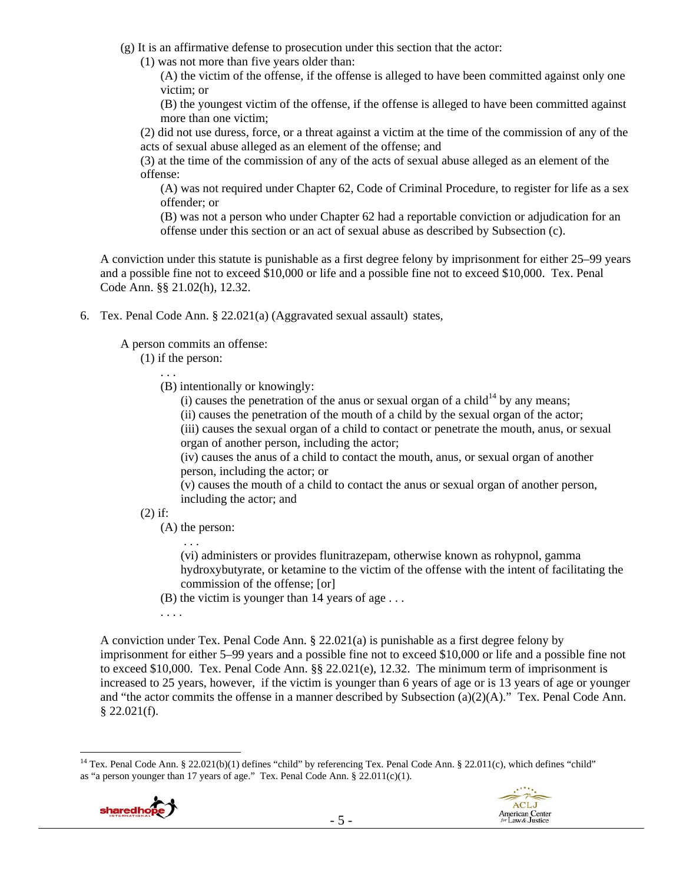(g) It is an affirmative defense to prosecution under this section that the actor:

(1) was not more than five years older than:

(A) the victim of the offense, if the offense is alleged to have been committed against only one victim; or

(B) the youngest victim of the offense, if the offense is alleged to have been committed against more than one victim;

(2) did not use duress, force, or a threat against a victim at the time of the commission of any of the acts of sexual abuse alleged as an element of the offense; and

(3) at the time of the commission of any of the acts of sexual abuse alleged as an element of the offense:

(A) was not required under Chapter 62, Code of Criminal Procedure, to register for life as a sex offender; or

(B) was not a person who under Chapter 62 had a reportable conviction or adjudication for an offense under this section or an act of sexual abuse as described by Subsection (c).

A conviction under this statute is punishable as a first degree felony by imprisonment for either 25–99 years and a possible fine not to exceed $10,000 or life and a possible fine not to exceed $10,000. Tex. Penal Code Ann. §§ 21.02(h), 12.32.

6. Tex. Penal Code Ann. § 22.021(a) (Aggravated sexual assault) states,

A person commits an offense:

(1) if the person:

. . .

(B) intentionally or knowingly:

(i) causes the penetration of the anus or sexual organ of a child[14] by any means;

(ii) causes the penetration of the mouth of a child by the sexual organ of the actor;

(iii) causes the sexual organ of a child to contact or penetrate the mouth, anus, or sexual organ of another person, including the actor;

(iv) causes the anus of a child to contact the mouth, anus, or sexual organ of another person, including the actor; or

(v) causes the mouth of a child to contact the anus or sexual organ of another person, including the actor; and

(2) if:

(A) the person:

. . .

(vi) administers or provides flunitrazepam, otherwise known as rohypnol, gamma hydroxybutyrate, or ketamine to the victim of the offense with the intent of facilitating the commission of the offense; [or]

(B) the victim is younger than 14 years of age . . .

. . . .

A conviction under Tex. Penal Code Ann. § 22.021(a) is punishable as a first degree felony by imprisonment for either 5–99 years and a possible fine not to exceed $10,000 or life and a possible fine not to exceed $10,000. Tex. Penal Code Ann. §§ 22.021(e), 12.32. The minimum term of imprisonment is increased to 25 years, however, if the victim is younger than 6 years of age or is 13 years of age or younger and "the actor commits the offense in a manner described by Subsection (a)(2)(A)." Tex. Penal Code Ann. § 22.021(f).

---

[14] Tex. Penal Code Ann. § 22.021(b)(1) defines "child" by referencing Tex. Penal Code Ann. § 22.011(c), which defines "child" as "a person younger than 17 years of age." Tex. Penal Code Ann. § 22.011(c)(1).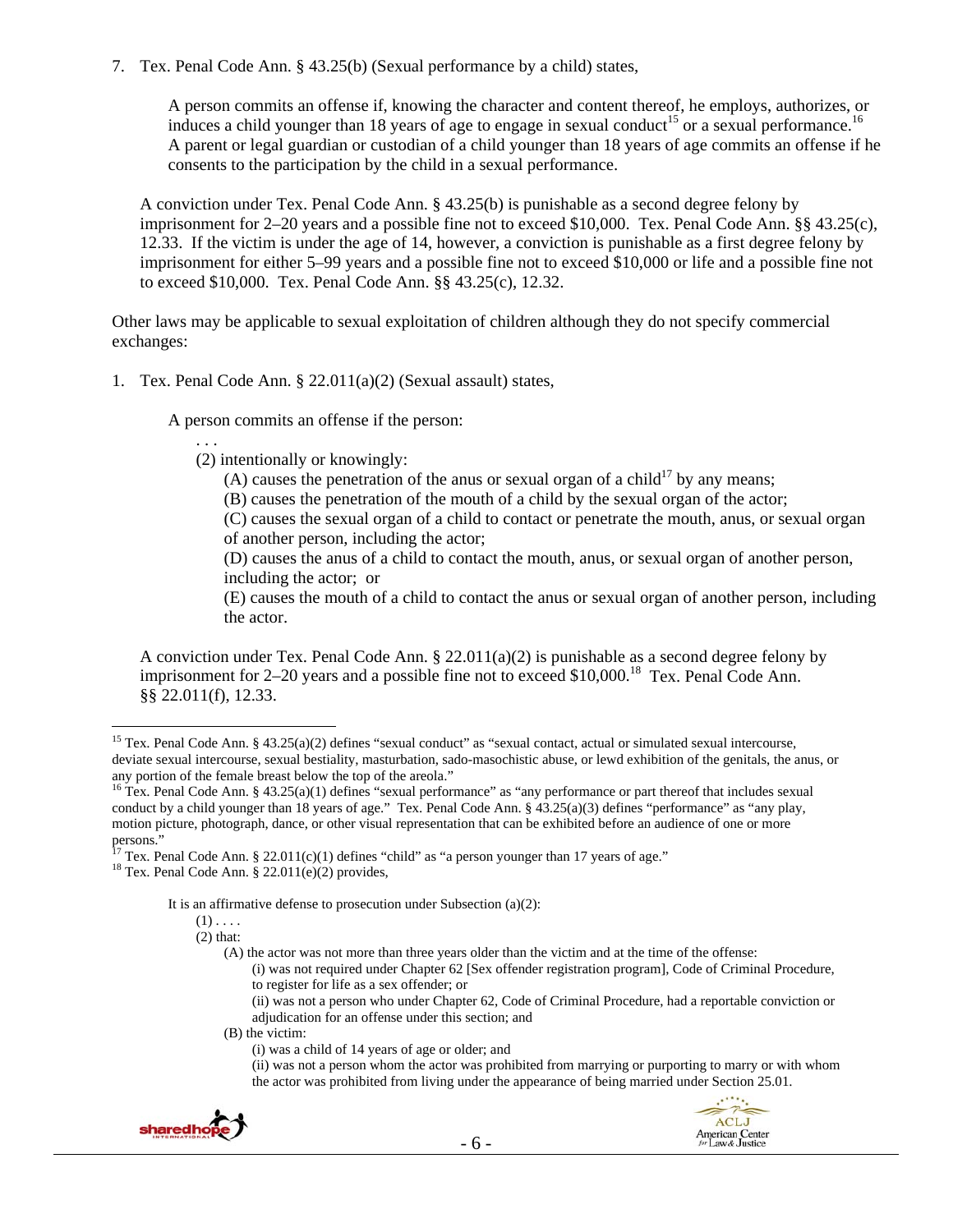7. Tex. Penal Code Ann. § 43.25(b) (Sexual performance by a child) states,

   > A person commits an offense if, knowing the character and content thereof, he employs, authorizes, or induces a child younger than 18 years of age to engage in sexual conduct[15] or a sexual performance.[16] A parent or legal guardian or custodian of a child younger than 18 years of age commits an offense if he consents to the participation by the child in a sexual performance.

   A conviction under Tex. Penal Code Ann. § 43.25(b) is punishable as a second degree felony by imprisonment for 2–20 years and a possible fine not to exceed $10,000. Tex. Penal Code Ann. §§ 43.25(c), 12.33. If the victim is under the age of 14, however, a conviction is punishable as a first degree felony by imprisonment for either 5–99 years and a possible fine not to exceed $10,000 or life and a possible fine not to exceed $10,000. Tex. Penal Code Ann. §§ 43.25(c), 12.32.

Other laws may be applicable to sexual exploitation of children although they do not specify commercial exchanges:

1. Tex. Penal Code Ann. § 22.011(a)(2) (Sexual assault) states,

   > A person commits an offense if the person:
   >
   > . . .
   >
   > (2) intentionally or knowingly:
   >
   > (A) causes the penetration of the anus or sexual organ of a child[17] by any means;
   >
   > (B) causes the penetration of the mouth of a child by the sexual organ of the actor;
   >
   > (C) causes the sexual organ of a child to contact or penetrate the mouth, anus, or sexual organ of another person, including the actor;
   >
   > (D) causes the anus of a child to contact the mouth, anus, or sexual organ of another person, including the actor; or
   >
   > (E) causes the mouth of a child to contact the anus or sexual organ of another person, including the actor.

   A conviction under Tex. Penal Code Ann. § 22.011(a)(2) is punishable as a second degree felony by imprisonment for 2–20 years and a possible fine not to exceed $10,000.[18] Tex. Penal Code Ann. §§ 22.011(f), 12.33.

---

[15] Tex. Penal Code Ann. § 43.25(a)(2) defines "sexual conduct" as "sexual contact, actual or simulated sexual intercourse, deviate sexual intercourse, sexual bestiality, masturbation, sado-masochistic abuse, or lewd exhibition of the genitals, the anus, or any portion of the female breast below the top of the areola."

[16] Tex. Penal Code Ann. § 43.25(a)(1) defines "sexual performance" as "any performance or part thereof that includes sexual conduct by a child younger than 18 years of age." Tex. Penal Code Ann. § 43.25(a)(3) defines "performance" as "any play, motion picture, photograph, dance, or other visual representation that can be exhibited before an audience of one or more persons."

[17] Tex. Penal Code Ann. § 22.011(c)(1) defines "child" as "a person younger than 17 years of age."

[18] Tex. Penal Code Ann. § 22.011(e)(2) provides,

> It is an affirmative defense to prosecution under Subsection (a)(2):
>
> (1) . . . .
>
> (2) that:
>
> (A) the actor was not more than three years older than the victim and at the time of the offense:
>
> (i) was not required under Chapter 62 [Sex offender registration program], Code of Criminal Procedure, to register for life as a sex offender; or
>
> (ii) was not a person who under Chapter 62, Code of Criminal Procedure, had a reportable conviction or adjudication for an offense under this section; and
>
> (B) the victim:
>
> (i) was a child of 14 years of age or older; and
>
> (ii) was not a person whom the actor was prohibited from marrying or purporting to marry or with whom the actor was prohibited from living under the appearance of being married under Section 25.01.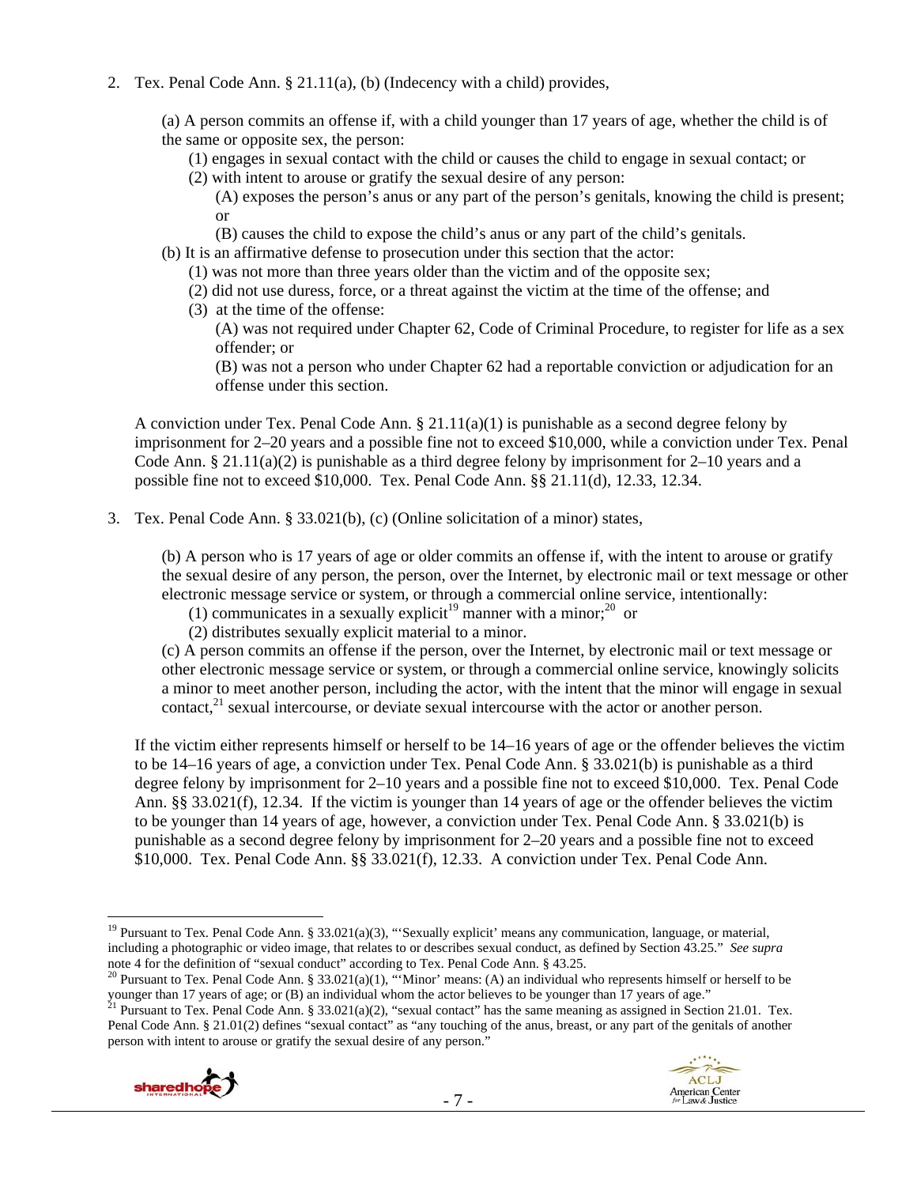2. Tex. Penal Code Ann. § 21.11(a), (b) (Indecency with a child) provides,

   (a) A person commits an offense if, with a child younger than 17 years of age, whether the child is of the same or opposite sex, the person:

   (1) engages in sexual contact with the child or causes the child to engage in sexual contact; or

   (2) with intent to arouse or gratify the sexual desire of any person:

   (A) exposes the person's anus or any part of the person's genitals, knowing the child is present; or

   (B) causes the child to expose the child's anus or any part of the child's genitals.

   (b) It is an affirmative defense to prosecution under this section that the actor:

   (1) was not more than three years older than the victim and of the opposite sex;

   (2) did not use duress, force, or a threat against the victim at the time of the offense; and

   (3) at the time of the offense:

   (A) was not required under Chapter 62, Code of Criminal Procedure, to register for life as a sex offender; or

   (B) was not a person who under Chapter 62 had a reportable conviction or adjudication for an offense under this section.

   A conviction under Tex. Penal Code Ann. § 21.11(a)(1) is punishable as a second degree felony by imprisonment for 2–20 years and a possible fine not to exceed $10,000, while a conviction under Tex. Penal Code Ann. § 21.11(a)(2) is punishable as a third degree felony by imprisonment for 2–10 years and a possible fine not to exceed $10,000. Tex. Penal Code Ann. §§ 21.11(d), 12.33, 12.34.

3. Tex. Penal Code Ann. § 33.021(b), (c) (Online solicitation of a minor) states,

   (b) A person who is 17 years of age or older commits an offense if, with the intent to arouse or gratify the sexual desire of any person, the person, over the Internet, by electronic mail or text message or other electronic message service or system, or through a commercial online service, intentionally:

   (1) communicates in a sexually explicit[19] manner with a minor;[20] or

   (2) distributes sexually explicit material to a minor.

   (c) A person commits an offense if the person, over the Internet, by electronic mail or text message or other electronic message service or system, or through a commercial online service, knowingly solicits a minor to meet another person, including the actor, with the intent that the minor will engage in sexual contact,[21] sexual intercourse, or deviate sexual intercourse with the actor or another person.

   If the victim either represents himself or herself to be 14–16 years of age or the offender believes the victim to be 14–16 years of age, a conviction under Tex. Penal Code Ann. § 33.021(b) is punishable as a third degree felony by imprisonment for 2–10 years and a possible fine not to exceed $10,000. Tex. Penal Code Ann. §§ 33.021(f), 12.34. If the victim is younger than 14 years of age or the offender believes the victim to be younger than 14 years of age, however, a conviction under Tex. Penal Code Ann. § 33.021(b) is punishable as a second degree felony by imprisonment for 2–20 years and a possible fine not to exceed $10,000. Tex. Penal Code Ann. §§ 33.021(f), 12.33. A conviction under Tex. Penal Code Ann.

---

[19] Pursuant to Tex. Penal Code Ann. § 33.021(a)(3), "'Sexually explicit' means any communication, language, or material, including a photographic or video image, that relates to or describes sexual conduct, as defined by Section 43.25." *See supra* note 4 for the definition of "sexual conduct" according to Tex. Penal Code Ann. § 43.25.

[20] Pursuant to Tex. Penal Code Ann. § 33.021(a)(1), "'Minor' means: (A) an individual who represents himself or herself to be younger than 17 years of age; or (B) an individual whom the actor believes to be younger than 17 years of age."

[21] Pursuant to Tex. Penal Code Ann. § 33.021(a)(2), "sexual contact" has the same meaning as assigned in Section 21.01. Tex. Penal Code Ann. § 21.01(2) defines "sexual contact" as "any touching of the anus, breast, or any part of the genitals of another person with intent to arouse or gratify the sexual desire of any person."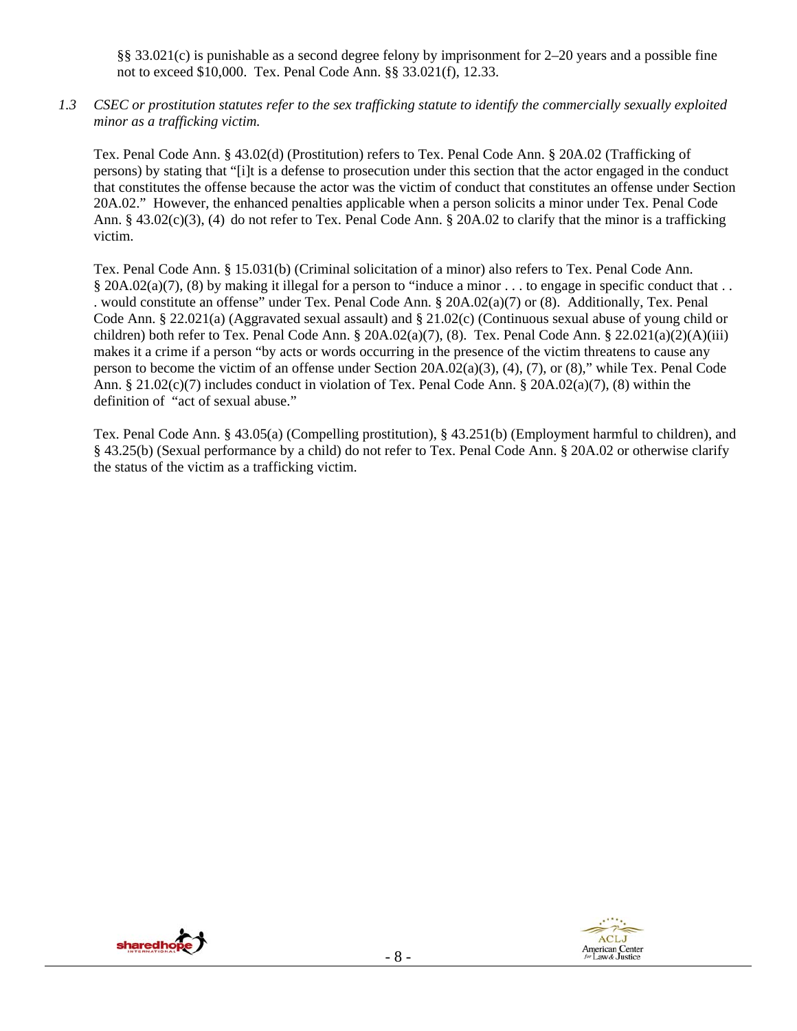§§ 33.021(c) is punishable as a second degree felony by imprisonment for 2–20 years and a possible fine not to exceed $10,000. Tex. Penal Code Ann. §§ 33.021(f), 12.33.

*1.3 CSEC or prostitution statutes refer to the sex trafficking statute to identify the commercially sexually exploited minor as a trafficking victim.*

Tex. Penal Code Ann. § 43.02(d) (Prostitution) refers to Tex. Penal Code Ann. § 20A.02 (Trafficking of persons) by stating that "[i]t is a defense to prosecution under this section that the actor engaged in the conduct that constitutes the offense because the actor was the victim of conduct that constitutes an offense under Section 20A.02." However, the enhanced penalties applicable when a person solicits a minor under Tex. Penal Code Ann. § 43.02(c)(3), (4) do not refer to Tex. Penal Code Ann. § 20A.02 to clarify that the minor is a trafficking victim.

Tex. Penal Code Ann. § 15.031(b) (Criminal solicitation of a minor) also refers to Tex. Penal Code Ann. § 20A.02(a)(7), (8) by making it illegal for a person to "induce a minor . . . to engage in specific conduct that . . . would constitute an offense" under Tex. Penal Code Ann. § 20A.02(a)(7) or (8). Additionally, Tex. Penal Code Ann. § 22.021(a) (Aggravated sexual assault) and § 21.02(c) (Continuous sexual abuse of young child or children) both refer to Tex. Penal Code Ann. § 20A.02(a)(7), (8). Tex. Penal Code Ann. § 22.021(a)(2)(A)(iii) makes it a crime if a person "by acts or words occurring in the presence of the victim threatens to cause any person to become the victim of an offense under Section 20A.02(a)(3), (4), (7), or (8)," while Tex. Penal Code Ann. § 21.02(c)(7) includes conduct in violation of Tex. Penal Code Ann. § 20A.02(a)(7), (8) within the definition of "act of sexual abuse."

Tex. Penal Code Ann. § 43.05(a) (Compelling prostitution), § 43.251(b) (Employment harmful to children), and § 43.25(b) (Sexual performance by a child) do not refer to Tex. Penal Code Ann. § 20A.02 or otherwise clarify the status of the victim as a trafficking victim.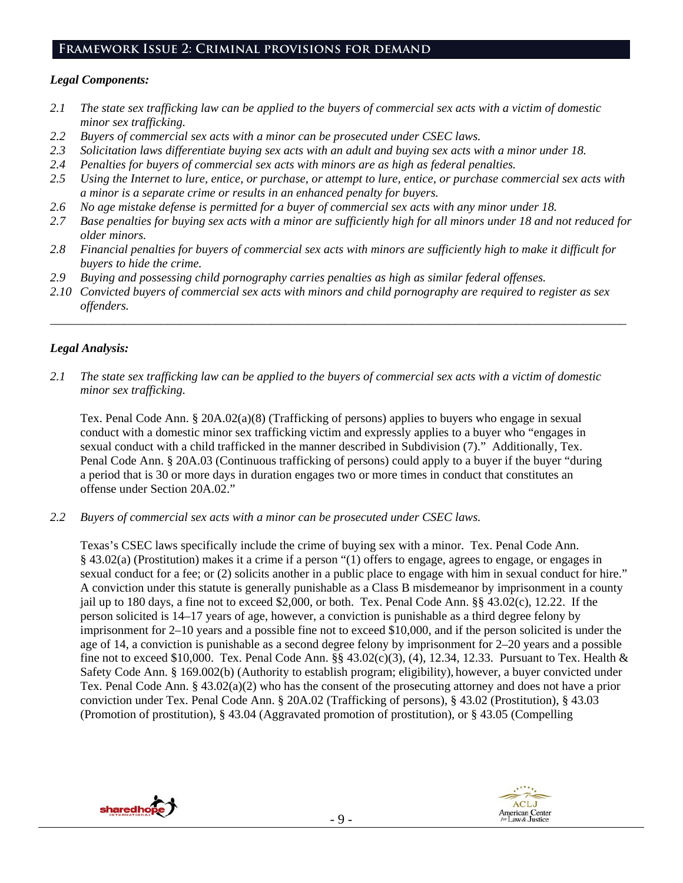## Framework Issue 2: Criminal provisions for demand

***Legal Components:***

*2.1 The state sex trafficking law can be applied to the buyers of commercial sex acts with a victim of domestic minor sex trafficking.*
*2.2 Buyers of commercial sex acts with a minor can be prosecuted under CSEC laws.*
*2.3 Solicitation laws differentiate buying sex acts with an adult and buying sex acts with a minor under 18.*
*2.4 Penalties for buyers of commercial sex acts with minors are as high as federal penalties.*
*2.5 Using the Internet to lure, entice, or purchase, or attempt to lure, entice, or purchase commercial sex acts with a minor is a separate crime or results in an enhanced penalty for buyers.*
*2.6 No age mistake defense is permitted for a buyer of commercial sex acts with any minor under 18.*
*2.7 Base penalties for buying sex acts with a minor are sufficiently high for all minors under 18 and not reduced for older minors.*
*2.8 Financial penalties for buyers of commercial sex acts with minors are sufficiently high to make it difficult for buyers to hide the crime.*
*2.9 Buying and possessing child pornography carries penalties as high as similar federal offenses.*
*2.10 Convicted buyers of commercial sex acts with minors and child pornography are required to register as sex offenders.*

---

***Legal Analysis:***

*2.1 The state sex trafficking law can be applied to the buyers of commercial sex acts with a victim of domestic minor sex trafficking.*

Tex. Penal Code Ann. § 20A.02(a)(8) (Trafficking of persons) applies to buyers who engage in sexual conduct with a domestic minor sex trafficking victim and expressly applies to a buyer who "engages in sexual conduct with a child trafficked in the manner described in Subdivision (7)." Additionally, Tex. Penal Code Ann. § 20A.03 (Continuous trafficking of persons) could apply to a buyer if the buyer "during a period that is 30 or more days in duration engages two or more times in conduct that constitutes an offense under Section 20A.02."

*2.2 Buyers of commercial sex acts with a minor can be prosecuted under CSEC laws.*

Texas's CSEC laws specifically include the crime of buying sex with a minor. Tex. Penal Code Ann. § 43.02(a) (Prostitution) makes it a crime if a person "(1) offers to engage, agrees to engage, or engages in sexual conduct for a fee; or (2) solicits another in a public place to engage with him in sexual conduct for hire." A conviction under this statute is generally punishable as a Class B misdemeanor by imprisonment in a county jail up to 180 days, a fine not to exceed $2,000, or both. Tex. Penal Code Ann. §§ 43.02(c), 12.22. If the person solicited is 14–17 years of age, however, a conviction is punishable as a third degree felony by imprisonment for 2–10 years and a possible fine not to exceed $10,000, and if the person solicited is under the age of 14, a conviction is punishable as a second degree felony by imprisonment for 2–20 years and a possible fine not to exceed $10,000. Tex. Penal Code Ann. §§ 43.02(c)(3), (4), 12.34, 12.33. Pursuant to Tex. Health & Safety Code Ann. § 169.002(b) (Authority to establish program; eligibility), however, a buyer convicted under Tex. Penal Code Ann. § 43.02(a)(2) who has the consent of the prosecuting attorney and does not have a prior conviction under Tex. Penal Code Ann. § 20A.02 (Trafficking of persons), § 43.02 (Prostitution), § 43.03 (Promotion of prostitution), § 43.04 (Aggravated promotion of prostitution), or § 43.05 (Compelling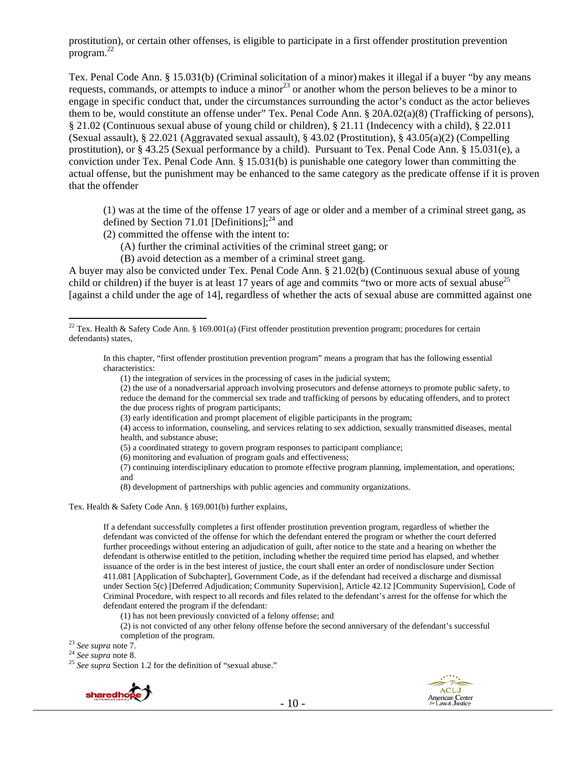prostitution), or certain other offenses, is eligible to participate in a first offender prostitution prevention program.[22]

Tex. Penal Code Ann. § 15.031(b) (Criminal solicitation of a minor) makes it illegal if a buyer "by any means requests, commands, or attempts to induce a minor[23] or another whom the person believes to be a minor to engage in specific conduct that, under the circumstances surrounding the actor's conduct as the actor believes them to be, would constitute an offense under" Tex. Penal Code Ann. § 20A.02(a)(8) (Trafficking of persons), § 21.02 (Continuous sexual abuse of young child or children), § 21.11 (Indecency with a child), § 22.011 (Sexual assault), § 22.021 (Aggravated sexual assault), § 43.02 (Prostitution), § 43.05(a)(2) (Compelling prostitution), or § 43.25 (Sexual performance by a child). Pursuant to Tex. Penal Code Ann. § 15.031(e), a conviction under Tex. Penal Code Ann. § 15.031(b) is punishable one category lower than committing the actual offense, but the punishment may be enhanced to the same category as the predicate offense if it is proven that the offender

> (1) was at the time of the offense 17 years of age or older and a member of a criminal street gang, as defined by Section 71.01 [Definitions];[24] and
> (2) committed the offense with the intent to:
> (A) further the criminal activities of the criminal street gang; or
> (B) avoid detection as a member of a criminal street gang.

A buyer may also be convicted under Tex. Penal Code Ann. § 21.02(b) (Continuous sexual abuse of young child or children) if the buyer is at least 17 years of age and commits "two or more acts of sexual abuse[25] [against a child under the age of 14], regardless of whether the acts of sexual abuse are committed against one

---

[22] Tex. Health & Safety Code Ann. § 169.001(a) (First offender prostitution prevention program; procedures for certain defendants) states,

> In this chapter, "first offender prostitution prevention program" means a program that has the following essential characteristics:
> (1) the integration of services in the processing of cases in the judicial system;
> (2) the use of a nonadversarial approach involving prosecutors and defense attorneys to promote public safety, to reduce the demand for the commercial sex trade and trafficking of persons by educating offenders, and to protect the due process rights of program participants;
> (3) early identification and prompt placement of eligible participants in the program;
> (4) access to information, counseling, and services relating to sex addiction, sexually transmitted diseases, mental health, and substance abuse;
> (5) a coordinated strategy to govern program responses to participant compliance;
> (6) monitoring and evaluation of program goals and effectiveness;
> (7) continuing interdisciplinary education to promote effective program planning, implementation, and operations; and
> (8) development of partnerships with public agencies and community organizations.

Tex. Health & Safety Code Ann. § 169.001(b) further explains,

> If a defendant successfully completes a first offender prostitution prevention program, regardless of whether the defendant was convicted of the offense for which the defendant entered the program or whether the court deferred further proceedings without entering an adjudication of guilt, after notice to the state and a hearing on whether the defendant is otherwise entitled to the petition, including whether the required time period has elapsed, and whether issuance of the order is in the best interest of justice, the court shall enter an order of nondisclosure under Section 411.081 [Application of Subchapter], Government Code, as if the defendant had received a discharge and dismissal under Section 5(c) [Deferred Adjudication; Community Supervision], Article 42.12 [Community Supervision], Code of Criminal Procedure, with respect to all records and files related to the defendant's arrest for the offense for which the defendant entered the program if the defendant:
> (1) has not been previously convicted of a felony offense; and
> (2) is not convicted of any other felony offense before the second anniversary of the defendant's successful completion of the program.

[23] *See supra* note 7.

[24] *See supra* note 8.

[25] *See supra* Section 1.2 for the definition of "sexual abuse."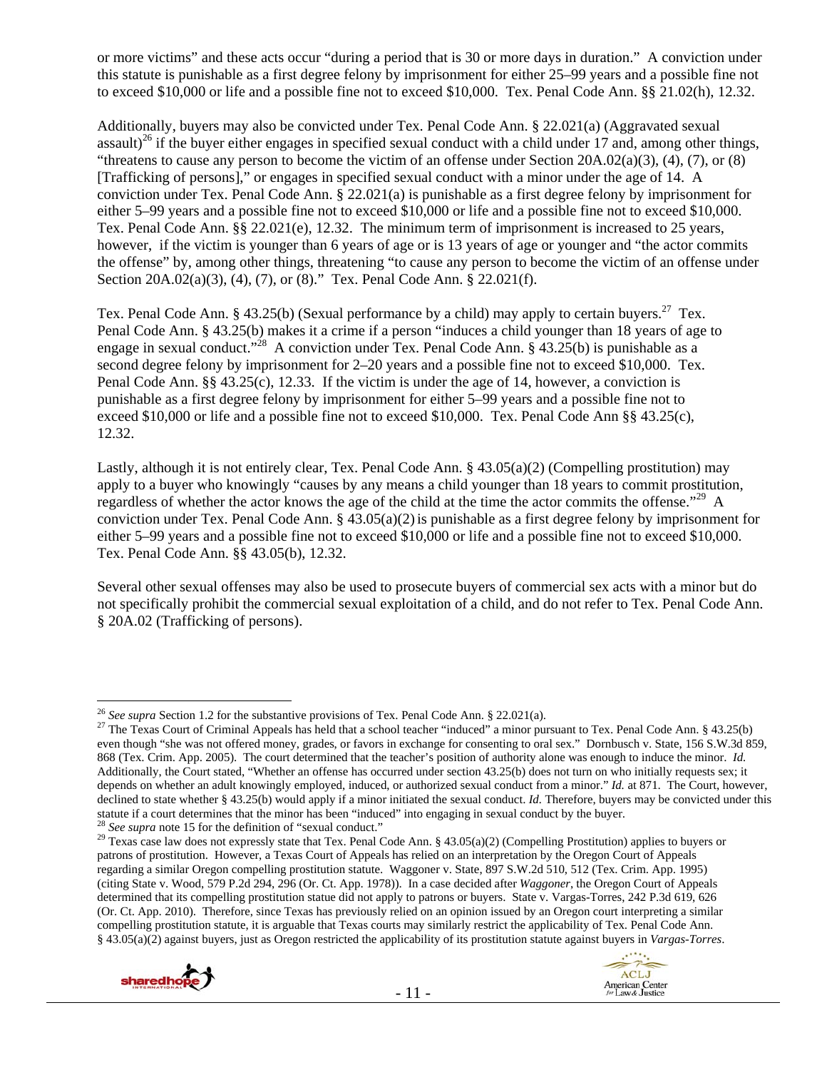or more victims" and these acts occur "during a period that is 30 or more days in duration." A conviction under this statute is punishable as a first degree felony by imprisonment for either 25–99 years and a possible fine not to exceed $10,000 or life and a possible fine not to exceed $10,000. Tex. Penal Code Ann. §§ 21.02(h), 12.32.

Additionally, buyers may also be convicted under Tex. Penal Code Ann. § 22.021(a) (Aggravated sexual assault)[26] if the buyer either engages in specified sexual conduct with a child under 17 and, among other things, "threatens to cause any person to become the victim of an offense under Section 20A.02(a)(3), (4), (7), or (8) [Trafficking of persons]," or engages in specified sexual conduct with a minor under the age of 14. A conviction under Tex. Penal Code Ann. § 22.021(a) is punishable as a first degree felony by imprisonment for either 5–99 years and a possible fine not to exceed $10,000 or life and a possible fine not to exceed $10,000. Tex. Penal Code Ann. §§ 22.021(e), 12.32. The minimum term of imprisonment is increased to 25 years, however, if the victim is younger than 6 years of age or is 13 years of age or younger and "the actor commits the offense" by, among other things, threatening "to cause any person to become the victim of an offense under Section 20A.02(a)(3), (4), (7), or (8)." Tex. Penal Code Ann. § 22.021(f).

Tex. Penal Code Ann. § 43.25(b) (Sexual performance by a child) may apply to certain buyers.[27] Tex. Penal Code Ann. § 43.25(b) makes it a crime if a person "induces a child younger than 18 years of age to engage in sexual conduct."[28] A conviction under Tex. Penal Code Ann. § 43.25(b) is punishable as a second degree felony by imprisonment for 2–20 years and a possible fine not to exceed $10,000. Tex. Penal Code Ann. §§ 43.25(c), 12.33. If the victim is under the age of 14, however, a conviction is punishable as a first degree felony by imprisonment for either 5–99 years and a possible fine not to exceed $10,000 or life and a possible fine not to exceed $10,000. Tex. Penal Code Ann §§ 43.25(c), 12.32.

Lastly, although it is not entirely clear, Tex. Penal Code Ann. § 43.05(a)(2) (Compelling prostitution) may apply to a buyer who knowingly "causes by any means a child younger than 18 years to commit prostitution, regardless of whether the actor knows the age of the child at the time the actor commits the offense."[29] A conviction under Tex. Penal Code Ann. § 43.05(a)(2) is punishable as a first degree felony by imprisonment for either 5–99 years and a possible fine not to exceed $10,000 or life and a possible fine not to exceed $10,000. Tex. Penal Code Ann. §§ 43.05(b), 12.32.

Several other sexual offenses may also be used to prosecute buyers of commercial sex acts with a minor but do not specifically prohibit the commercial sexual exploitation of a child, and do not refer to Tex. Penal Code Ann. § 20A.02 (Trafficking of persons).

---

[26] *See supra* Section 1.2 for the substantive provisions of Tex. Penal Code Ann. § 22.021(a).

[27] The Texas Court of Criminal Appeals has held that a school teacher "induced" a minor pursuant to Tex. Penal Code Ann. § 43.25(b) even though "she was not offered money, grades, or favors in exchange for consenting to oral sex." Dornbusch v. State, 156 S.W.3d 859, 868 (Tex. Crim. App. 2005). The court determined that the teacher's position of authority alone was enough to induce the minor. *Id.* Additionally, the Court stated, "Whether an offense has occurred under section 43.25(b) does not turn on who initially requests sex; it depends on whether an adult knowingly employed, induced, or authorized sexual conduct from a minor." *Id.* at 871. The Court, however, declined to state whether § 43.25(b) would apply if a minor initiated the sexual conduct. *Id.* Therefore, buyers may be convicted under this statute if a court determines that the minor has been "induced" into engaging in sexual conduct by the buyer.

[28] *See supra* note 15 for the definition of "sexual conduct."

[29] Texas case law does not expressly state that Tex. Penal Code Ann. § 43.05(a)(2) (Compelling Prostitution) applies to buyers or patrons of prostitution. However, a Texas Court of Appeals has relied on an interpretation by the Oregon Court of Appeals regarding a similar Oregon compelling prostitution statute. Waggoner v. State, 897 S.W.2d 510, 512 (Tex. Crim. App. 1995) (citing State v. Wood, 579 P.2d 294, 296 (Or. Ct. App. 1978)). In a case decided after *Waggoner*, the Oregon Court of Appeals determined that its compelling prostitution statue did not apply to patrons or buyers. State v. Vargas-Torres, 242 P.3d 619, 626 (Or. Ct. App. 2010). Therefore, since Texas has previously relied on an opinion issued by an Oregon court interpreting a similar compelling prostitution statute, it is arguable that Texas courts may similarly restrict the applicability of Tex. Penal Code Ann. § 43.05(a)(2) against buyers, just as Oregon restricted the applicability of its prostitution statute against buyers in *Vargas-Torres*.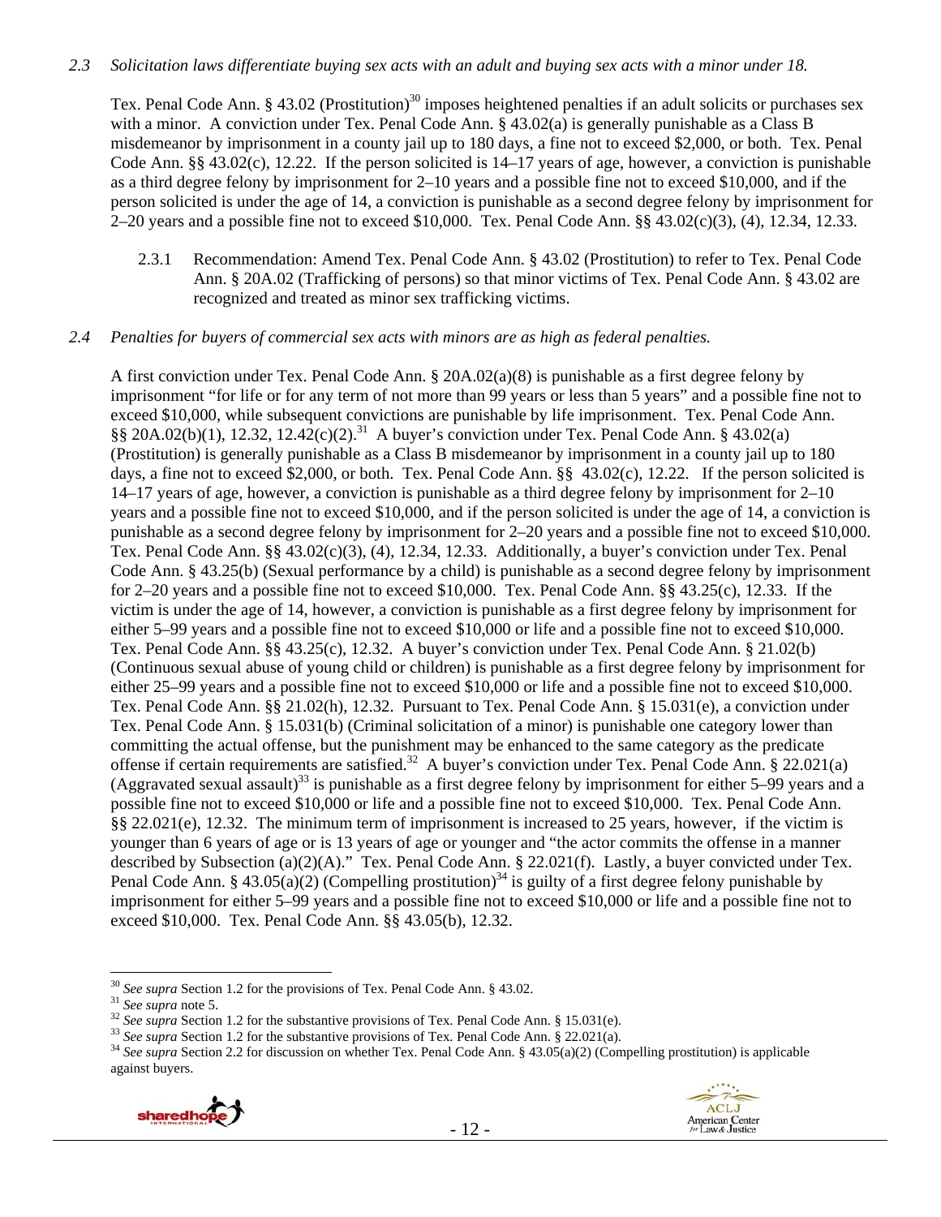*2.3 Solicitation laws differentiate buying sex acts with an adult and buying sex acts with a minor under 18.*

Tex. Penal Code Ann. § 43.02 (Prostitution)[30] imposes heightened penalties if an adult solicits or purchases sex with a minor. A conviction under Tex. Penal Code Ann. § 43.02(a) is generally punishable as a Class B misdemeanor by imprisonment in a county jail up to 180 days, a fine not to exceed $2,000, or both. Tex. Penal Code Ann. §§ 43.02(c), 12.22. If the person solicited is 14–17 years of age, however, a conviction is punishable as a third degree felony by imprisonment for 2–10 years and a possible fine not to exceed $10,000, and if the person solicited is under the age of 14, a conviction is punishable as a second degree felony by imprisonment for 2–20 years and a possible fine not to exceed $10,000. Tex. Penal Code Ann. §§ 43.02(c)(3), (4), 12.34, 12.33.

2.3.1 Recommendation: Amend Tex. Penal Code Ann. § 43.02 (Prostitution) to refer to Tex. Penal Code Ann. § 20A.02 (Trafficking of persons) so that minor victims of Tex. Penal Code Ann. § 43.02 are recognized and treated as minor sex trafficking victims.

*2.4 Penalties for buyers of commercial sex acts with minors are as high as federal penalties.*

A first conviction under Tex. Penal Code Ann. § 20A.02(a)(8) is punishable as a first degree felony by imprisonment "for life or for any term of not more than 99 years or less than 5 years" and a possible fine not to exceed $10,000, while subsequent convictions are punishable by life imprisonment. Tex. Penal Code Ann. §§ 20A.02(b)(1), 12.32, 12.42(c)(2).[31] A buyer's conviction under Tex. Penal Code Ann. § 43.02(a) (Prostitution) is generally punishable as a Class B misdemeanor by imprisonment in a county jail up to 180 days, a fine not to exceed $2,000, or both. Tex. Penal Code Ann. §§ 43.02(c), 12.22. If the person solicited is 14–17 years of age, however, a conviction is punishable as a third degree felony by imprisonment for 2–10 years and a possible fine not to exceed $10,000, and if the person solicited is under the age of 14, a conviction is punishable as a second degree felony by imprisonment for 2–20 years and a possible fine not to exceed $10,000. Tex. Penal Code Ann. §§ 43.02(c)(3), (4), 12.34, 12.33. Additionally, a buyer's conviction under Tex. Penal Code Ann. § 43.25(b) (Sexual performance by a child) is punishable as a second degree felony by imprisonment for 2–20 years and a possible fine not to exceed $10,000. Tex. Penal Code Ann. §§ 43.25(c), 12.33. If the victim is under the age of 14, however, a conviction is punishable as a first degree felony by imprisonment for either 5–99 years and a possible fine not to exceed $10,000 or life and a possible fine not to exceed $10,000. Tex. Penal Code Ann. §§ 43.25(c), 12.32. A buyer's conviction under Tex. Penal Code Ann. § 21.02(b) (Continuous sexual abuse of young child or children) is punishable as a first degree felony by imprisonment for either 25–99 years and a possible fine not to exceed $10,000 or life and a possible fine not to exceed $10,000. Tex. Penal Code Ann. §§ 21.02(h), 12.32. Pursuant to Tex. Penal Code Ann. § 15.031(e), a conviction under Tex. Penal Code Ann. § 15.031(b) (Criminal solicitation of a minor) is punishable one category lower than committing the actual offense, but the punishment may be enhanced to the same category as the predicate offense if certain requirements are satisfied.[32] A buyer's conviction under Tex. Penal Code Ann. § 22.021(a) (Aggravated sexual assault)[33] is punishable as a first degree felony by imprisonment for either 5–99 years and a possible fine not to exceed $10,000 or life and a possible fine not to exceed $10,000. Tex. Penal Code Ann. §§ 22.021(e), 12.32. The minimum term of imprisonment is increased to 25 years, however, if the victim is younger than 6 years of age or is 13 years of age or younger and "the actor commits the offense in a manner described by Subsection (a)(2)(A)." Tex. Penal Code Ann. § 22.021(f). Lastly, a buyer convicted under Tex. Penal Code Ann. § 43.05(a)(2) (Compelling prostitution)[34] is guilty of a first degree felony punishable by imprisonment for either 5–99 years and a possible fine not to exceed $10,000 or life and a possible fine not to exceed $10,000. Tex. Penal Code Ann. §§ 43.05(b), 12.32.

---

[30] *See supra* Section 1.2 for the provisions of Tex. Penal Code Ann. § 43.02.

[31] *See supra* note 5.

[32] *See supra* Section 1.2 for the substantive provisions of Tex. Penal Code Ann. § 15.031(e).

[33] *See supra* Section 1.2 for the substantive provisions of Tex. Penal Code Ann. § 22.021(a).

[34] *See supra* Section 2.2 for discussion on whether Tex. Penal Code Ann. § 43.05(a)(2) (Compelling prostitution) is applicable against buyers.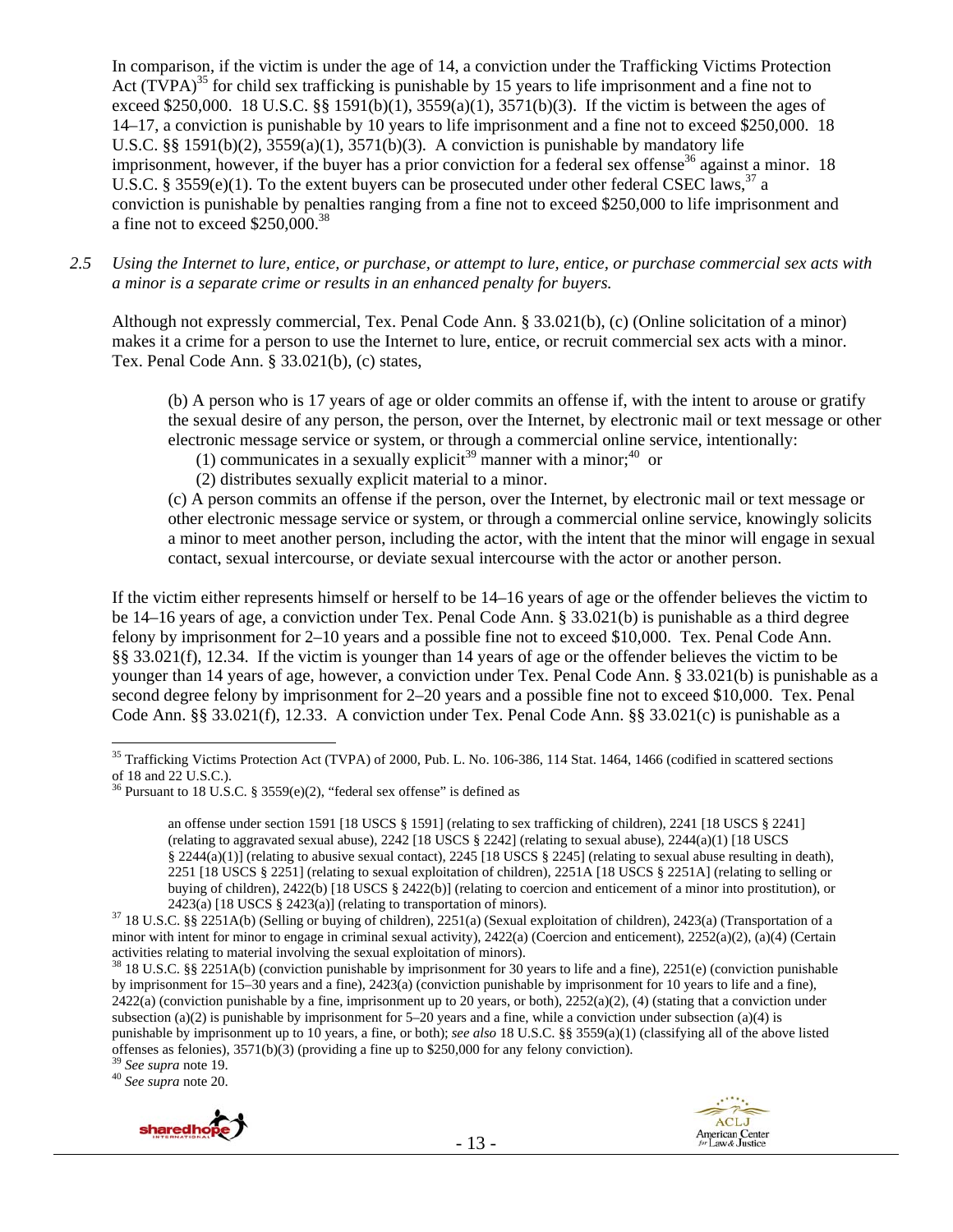In comparison, if the victim is under the age of 14, a conviction under the Trafficking Victims Protection Act (TVPA)[35] for child sex trafficking is punishable by 15 years to life imprisonment and a fine not to exceed $250,000. 18 U.S.C. §§ 1591(b)(1), 3559(a)(1), 3571(b)(3). If the victim is between the ages of 14–17, a conviction is punishable by 10 years to life imprisonment and a fine not to exceed $250,000. 18 U.S.C. §§ 1591(b)(2), 3559(a)(1), 3571(b)(3). A conviction is punishable by mandatory life imprisonment, however, if the buyer has a prior conviction for a federal sex offense[36] against a minor. 18 U.S.C. § 3559(e)(1). To the extent buyers can be prosecuted under other federal CSEC laws,[37] a conviction is punishable by penalties ranging from a fine not to exceed $250,000 to life imprisonment and a fine not to exceed $250,000.[38]

*2.5 Using the Internet to lure, entice, or purchase, or attempt to lure, entice, or purchase commercial sex acts with a minor is a separate crime or results in an enhanced penalty for buyers.*

Although not expressly commercial, Tex. Penal Code Ann. § 33.021(b), (c) (Online solicitation of a minor) makes it a crime for a person to use the Internet to lure, entice, or recruit commercial sex acts with a minor. Tex. Penal Code Ann. § 33.021(b), (c) states,

> (b) A person who is 17 years of age or older commits an offense if, with the intent to arouse or gratify the sexual desire of any person, the person, over the Internet, by electronic mail or text message or other electronic message service or system, or through a commercial online service, intentionally:
>
> (1) communicates in a sexually explicit[39] manner with a minor;[40] or
>
> (2) distributes sexually explicit material to a minor.
>
> (c) A person commits an offense if the person, over the Internet, by electronic mail or text message or other electronic message service or system, or through a commercial online service, knowingly solicits a minor to meet another person, including the actor, with the intent that the minor will engage in sexual contact, sexual intercourse, or deviate sexual intercourse with the actor or another person.

If the victim either represents himself or herself to be 14–16 years of age or the offender believes the victim to be 14–16 years of age, a conviction under Tex. Penal Code Ann. § 33.021(b) is punishable as a third degree felony by imprisonment for 2–10 years and a possible fine not to exceed $10,000. Tex. Penal Code Ann. §§ 33.021(f), 12.34. If the victim is younger than 14 years of age or the offender believes the victim to be younger than 14 years of age, however, a conviction under Tex. Penal Code Ann. § 33.021(b) is punishable as a second degree felony by imprisonment for 2–20 years and a possible fine not to exceed $10,000. Tex. Penal Code Ann. §§ 33.021(f), 12.33. A conviction under Tex. Penal Code Ann. §§ 33.021(c) is punishable as a

---

[35] Trafficking Victims Protection Act (TVPA) of 2000, Pub. L. No. 106-386, 114 Stat. 1464, 1466 (codified in scattered sections of 18 and 22 U.S.C.).

[36] Pursuant to 18 U.S.C. § 3559(e)(2), "federal sex offense" is defined as

> an offense under section 1591 [18 USCS § 1591] (relating to sex trafficking of children), 2241 [18 USCS § 2241] (relating to aggravated sexual abuse), 2242 [18 USCS § 2242] (relating to sexual abuse), 2244(a)(1) [18 USCS § 2244(a)(1)] (relating to abusive sexual contact), 2245 [18 USCS § 2245] (relating to sexual abuse resulting in death), 2251 [18 USCS § 2251] (relating to sexual exploitation of children), 2251A [18 USCS § 2251A] (relating to selling or buying of children), 2422(b) [18 USCS § 2422(b)] (relating to coercion and enticement of a minor into prostitution), or 2423(a) [18 USCS § 2423(a)] (relating to transportation of minors).

[37] 18 U.S.C. §§ 2251A(b) (Selling or buying of children), 2251(a) (Sexual exploitation of children), 2423(a) (Transportation of a minor with intent for minor to engage in criminal sexual activity), 2422(a) (Coercion and enticement), 2252(a)(2), (a)(4) (Certain activities relating to material involving the sexual exploitation of minors).

[38] 18 U.S.C. §§ 2251A(b) (conviction punishable by imprisonment for 30 years to life and a fine), 2251(e) (conviction punishable by imprisonment for 15–30 years and a fine), 2423(a) (conviction punishable by imprisonment for 10 years to life and a fine), 2422(a) (conviction punishable by a fine, imprisonment up to 20 years, or both), 2252(a)(2), (4) (stating that a conviction under subsection (a)(2) is punishable by imprisonment for 5–20 years and a fine, while a conviction under subsection (a)(4) is punishable by imprisonment up to 10 years, a fine, or both); *see also* 18 U.S.C. §§ 3559(a)(1) (classifying all of the above listed offenses as felonies), 3571(b)(3) (providing a fine up to $250,000 for any felony conviction).

[39] *See supra* note 19.

[40] *See supra* note 20.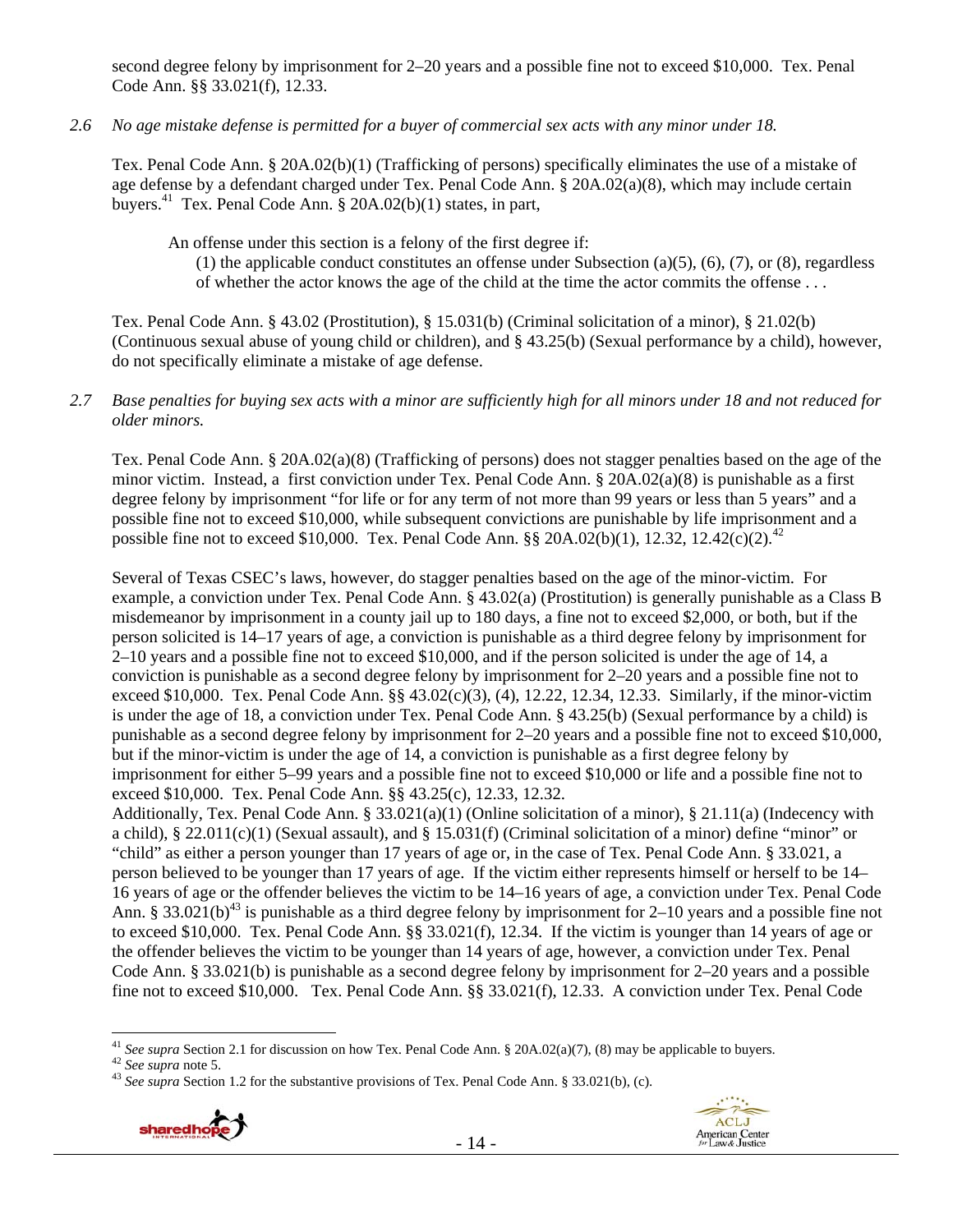second degree felony by imprisonment for 2–20 years and a possible fine not to exceed $10,000. Tex. Penal Code Ann. §§ 33.021(f), 12.33.

*2.6 No age mistake defense is permitted for a buyer of commercial sex acts with any minor under 18.*

Tex. Penal Code Ann. § 20A.02(b)(1) (Trafficking of persons) specifically eliminates the use of a mistake of age defense by a defendant charged under Tex. Penal Code Ann. § 20A.02(a)(8), which may include certain buyers.[41] Tex. Penal Code Ann. § 20A.02(b)(1) states, in part,

> An offense under this section is a felony of the first degree if:
>
> (1) the applicable conduct constitutes an offense under Subsection (a)(5), (6), (7), or (8), regardless of whether the actor knows the age of the child at the time the actor commits the offense . . .

Tex. Penal Code Ann. § 43.02 (Prostitution), § 15.031(b) (Criminal solicitation of a minor), § 21.02(b) (Continuous sexual abuse of young child or children), and § 43.25(b) (Sexual performance by a child), however, do not specifically eliminate a mistake of age defense.

*2.7 Base penalties for buying sex acts with a minor are sufficiently high for all minors under 18 and not reduced for older minors.*

Tex. Penal Code Ann. § 20A.02(a)(8) (Trafficking of persons) does not stagger penalties based on the age of the minor victim. Instead, a first conviction under Tex. Penal Code Ann. § 20A.02(a)(8) is punishable as a first degree felony by imprisonment "for life or for any term of not more than 99 years or less than 5 years" and a possible fine not to exceed $10,000, while subsequent convictions are punishable by life imprisonment and a possible fine not to exceed $10,000. Tex. Penal Code Ann. §§ 20A.02(b)(1), 12.32, 12.42(c)(2).[42]

Several of Texas CSEC's laws, however, do stagger penalties based on the age of the minor-victim. For example, a conviction under Tex. Penal Code Ann. § 43.02(a) (Prostitution) is generally punishable as a Class B misdemeanor by imprisonment in a county jail up to 180 days, a fine not to exceed $2,000, or both, but if the person solicited is 14–17 years of age, a conviction is punishable as a third degree felony by imprisonment for 2–10 years and a possible fine not to exceed $10,000, and if the person solicited is under the age of 14, a conviction is punishable as a second degree felony by imprisonment for 2–20 years and a possible fine not to exceed $10,000. Tex. Penal Code Ann. §§ 43.02(c)(3), (4), 12.22, 12.34, 12.33. Similarly, if the minor-victim is under the age of 18, a conviction under Tex. Penal Code Ann. § 43.25(b) (Sexual performance by a child) is punishable as a second degree felony by imprisonment for 2–20 years and a possible fine not to exceed $10,000, but if the minor-victim is under the age of 14, a conviction is punishable as a first degree felony by imprisonment for either 5–99 years and a possible fine not to exceed $10,000 or life and a possible fine not to exceed $10,000. Tex. Penal Code Ann. §§ 43.25(c), 12.33, 12.32.

Additionally, Tex. Penal Code Ann. § 33.021(a)(1) (Online solicitation of a minor), § 21.11(a) (Indecency with a child), § 22.011(c)(1) (Sexual assault), and § 15.031(f) (Criminal solicitation of a minor) define "minor" or "child" as either a person younger than 17 years of age or, in the case of Tex. Penal Code Ann. § 33.021, a person believed to be younger than 17 years of age. If the victim either represents himself or herself to be 14–16 years of age or the offender believes the victim to be 14–16 years of age, a conviction under Tex. Penal Code Ann. § 33.021(b)[43] is punishable as a third degree felony by imprisonment for 2–10 years and a possible fine not to exceed $10,000. Tex. Penal Code Ann. §§ 33.021(f), 12.34. If the victim is younger than 14 years of age or the offender believes the victim to be younger than 14 years of age, however, a conviction under Tex. Penal Code Ann. § 33.021(b) is punishable as a second degree felony by imprisonment for 2–20 years and a possible fine not to exceed $10,000. Tex. Penal Code Ann. §§ 33.021(f), 12.33. A conviction under Tex. Penal Code

---

[41] *See supra* Section 2.1 for discussion on how Tex. Penal Code Ann. § 20A.02(a)(7), (8) may be applicable to buyers.

[42] *See supra* note 5.

[43] *See supra* Section 1.2 for the substantive provisions of Tex. Penal Code Ann. § 33.021(b), (c).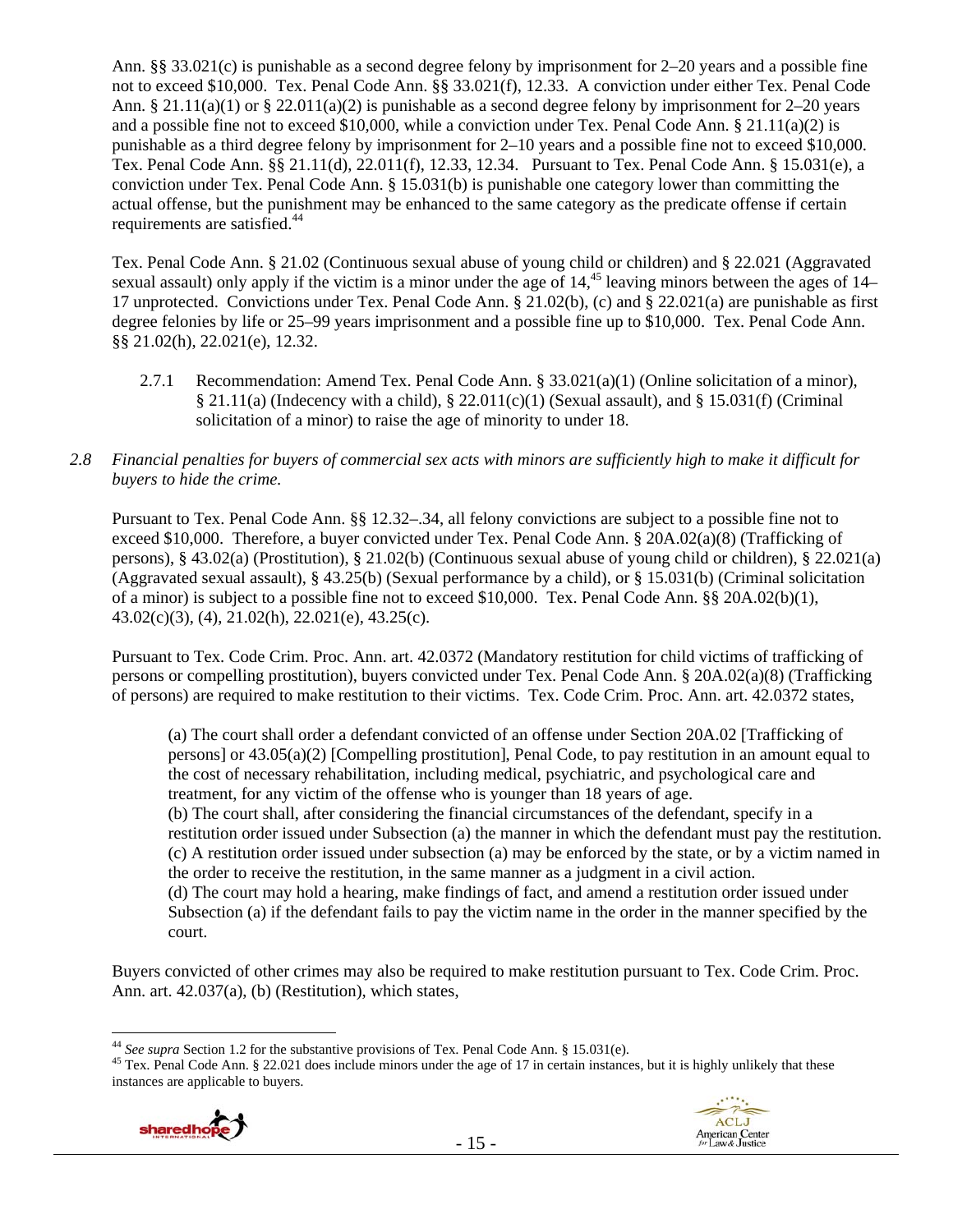Ann. §§ 33.021(c) is punishable as a second degree felony by imprisonment for 2–20 years and a possible fine not to exceed $10,000. Tex. Penal Code Ann. §§ 33.021(f), 12.33. A conviction under either Tex. Penal Code Ann. § 21.11(a)(1) or § 22.011(a)(2) is punishable as a second degree felony by imprisonment for 2–20 years and a possible fine not to exceed $10,000, while a conviction under Tex. Penal Code Ann. § 21.11(a)(2) is punishable as a third degree felony by imprisonment for 2–10 years and a possible fine not to exceed $10,000. Tex. Penal Code Ann. §§ 21.11(d), 22.011(f), 12.33, 12.34. Pursuant to Tex. Penal Code Ann. § 15.031(e), a conviction under Tex. Penal Code Ann. § 15.031(b) is punishable one category lower than committing the actual offense, but the punishment may be enhanced to the same category as the predicate offense if certain requirements are satisfied.[44]

Tex. Penal Code Ann. § 21.02 (Continuous sexual abuse of young child or children) and § 22.021 (Aggravated sexual assault) only apply if the victim is a minor under the age of 14,[45] leaving minors between the ages of 14–17 unprotected. Convictions under Tex. Penal Code Ann. § 21.02(b), (c) and § 22.021(a) are punishable as first degree felonies by life or 25–99 years imprisonment and a possible fine up to $10,000. Tex. Penal Code Ann. §§ 21.02(h), 22.021(e), 12.32.

2.7.1 Recommendation: Amend Tex. Penal Code Ann. § 33.021(a)(1) (Online solicitation of a minor), § 21.11(a) (Indecency with a child), § 22.011(c)(1) (Sexual assault), and § 15.031(f) (Criminal solicitation of a minor) to raise the age of minority to under 18.

*2.8 Financial penalties for buyers of commercial sex acts with minors are sufficiently high to make it difficult for buyers to hide the crime.*

Pursuant to Tex. Penal Code Ann. §§ 12.32–.34, all felony convictions are subject to a possible fine not to exceed $10,000. Therefore, a buyer convicted under Tex. Penal Code Ann. § 20A.02(a)(8) (Trafficking of persons), § 43.02(a) (Prostitution), § 21.02(b) (Continuous sexual abuse of young child or children), § 22.021(a) (Aggravated sexual assault), § 43.25(b) (Sexual performance by a child), or § 15.031(b) (Criminal solicitation of a minor) is subject to a possible fine not to exceed $10,000. Tex. Penal Code Ann. §§ 20A.02(b)(1), 43.02(c)(3), (4), 21.02(h), 22.021(e), 43.25(c).

Pursuant to Tex. Code Crim. Proc. Ann. art. 42.0372 (Mandatory restitution for child victims of trafficking of persons or compelling prostitution), buyers convicted under Tex. Penal Code Ann. § 20A.02(a)(8) (Trafficking of persons) are required to make restitution to their victims. Tex. Code Crim. Proc. Ann. art. 42.0372 states,

> (a) The court shall order a defendant convicted of an offense under Section 20A.02 [Trafficking of persons] or 43.05(a)(2) [Compelling prostitution], Penal Code, to pay restitution in an amount equal to the cost of necessary rehabilitation, including medical, psychiatric, and psychological care and treatment, for any victim of the offense who is younger than 18 years of age.
> (b) The court shall, after considering the financial circumstances of the defendant, specify in a restitution order issued under Subsection (a) the manner in which the defendant must pay the restitution.
> (c) A restitution order issued under subsection (a) may be enforced by the state, or by a victim named in the order to receive the restitution, in the same manner as a judgment in a civil action.
> (d) The court may hold a hearing, make findings of fact, and amend a restitution order issued under Subsection (a) if the defendant fails to pay the victim name in the order in the manner specified by the court.

Buyers convicted of other crimes may also be required to make restitution pursuant to Tex. Code Crim. Proc. Ann. art. 42.037(a), (b) (Restitution), which states,

---

[44] *See supra* Section 1.2 for the substantive provisions of Tex. Penal Code Ann. § 15.031(e).

[45] Tex. Penal Code Ann. § 22.021 does include minors under the age of 17 in certain instances, but it is highly unlikely that these instances are applicable to buyers.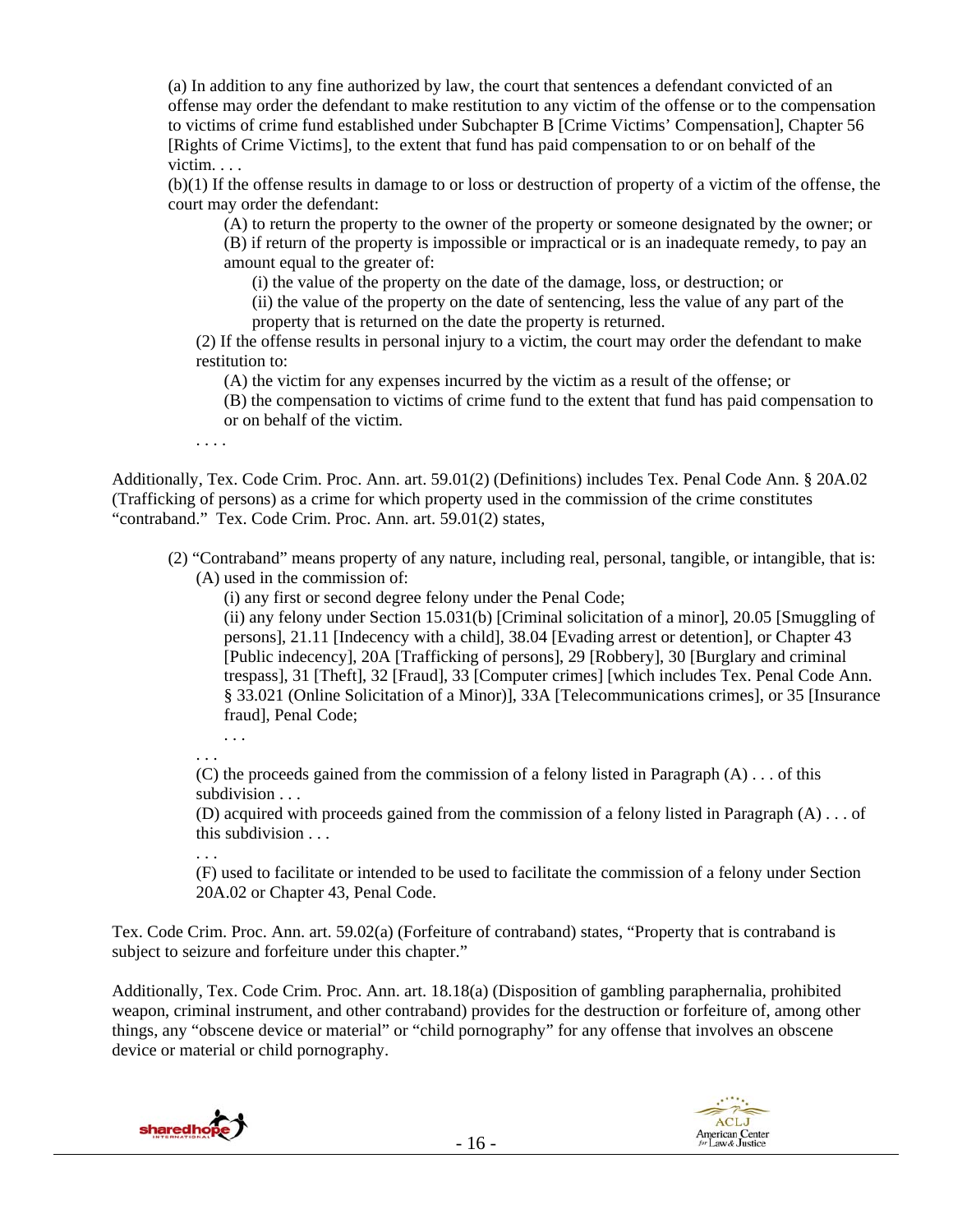(a) In addition to any fine authorized by law, the court that sentences a defendant convicted of an offense may order the defendant to make restitution to any victim of the offense or to the compensation to victims of crime fund established under Subchapter B [Crime Victims' Compensation], Chapter 56 [Rights of Crime Victims], to the extent that fund has paid compensation to or on behalf of the victim. . . .

(b)(1) If the offense results in damage to or loss or destruction of property of a victim of the offense, the court may order the defendant:

> (A) to return the property to the owner of the property or someone designated by the owner; or
>
> (B) if return of the property is impossible or impractical or is an inadequate remedy, to pay an amount equal to the greater of:
>
> > (i) the value of the property on the date of the damage, loss, or destruction; or
> >
> > (ii) the value of the property on the date of sentencing, less the value of any part of the property that is returned on the date the property is returned.

(2) If the offense results in personal injury to a victim, the court may order the defendant to make restitution to:

> (A) the victim for any expenses incurred by the victim as a result of the offense; or
>
> (B) the compensation to victims of crime fund to the extent that fund has paid compensation to or on behalf of the victim.

. . . .

Additionally, Tex. Code Crim. Proc. Ann. art. 59.01(2) (Definitions) includes Tex. Penal Code Ann. § 20A.02 (Trafficking of persons) as a crime for which property used in the commission of the crime constitutes "contraband." Tex. Code Crim. Proc. Ann. art. 59.01(2) states,

(2) "Contraband" means property of any nature, including real, personal, tangible, or intangible, that is:

> (A) used in the commission of:
>
> > (i) any first or second degree felony under the Penal Code;
> >
> > (ii) any felony under Section 15.031(b) [Criminal solicitation of a minor], 20.05 [Smuggling of persons], 21.11 [Indecency with a child], 38.04 [Evading arrest or detention], or Chapter 43 [Public indecency], 20A [Trafficking of persons], 29 [Robbery], 30 [Burglary and criminal trespass], 31 [Theft], 32 [Fraud], 33 [Computer crimes] [which includes Tex. Penal Code Ann. § 33.021 (Online Solicitation of a Minor)], 33A [Telecommunications crimes], or 35 [Insurance fraud], Penal Code;
> >
> > . . .
>
> . . .
>
> (C) the proceeds gained from the commission of a felony listed in Paragraph (A) . . . of this subdivision . . .
>
> (D) acquired with proceeds gained from the commission of a felony listed in Paragraph (A) . . . of this subdivision . . .
>
> . . .
>
> (F) used to facilitate or intended to be used to facilitate the commission of a felony under Section 20A.02 or Chapter 43, Penal Code.

Tex. Code Crim. Proc. Ann. art. 59.02(a) (Forfeiture of contraband) states, "Property that is contraband is subject to seizure and forfeiture under this chapter."

Additionally, Tex. Code Crim. Proc. Ann. art. 18.18(a) (Disposition of gambling paraphernalia, prohibited weapon, criminal instrument, and other contraband) provides for the destruction or forfeiture of, among other things, any "obscene device or material" or "child pornography" for any offense that involves an obscene device or material or child pornography.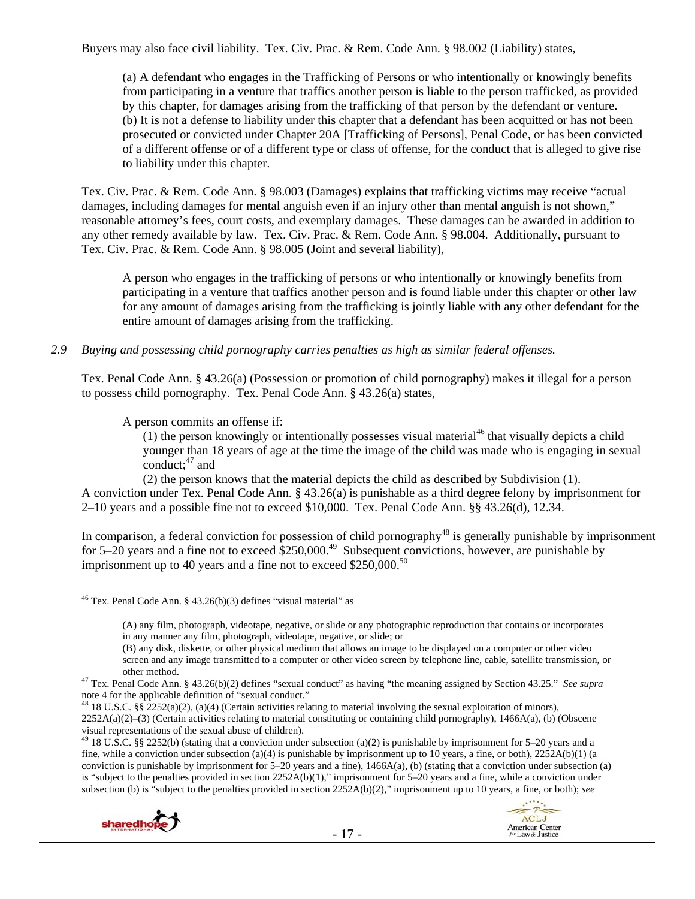Buyers may also face civil liability. Tex. Civ. Prac. & Rem. Code Ann. § 98.002 (Liability) states,

> (a) A defendant who engages in the Trafficking of Persons or who intentionally or knowingly benefits from participating in a venture that traffics another person is liable to the person trafficked, as provided by this chapter, for damages arising from the trafficking of that person by the defendant or venture.
> (b) It is not a defense to liability under this chapter that a defendant has been acquitted or has not been prosecuted or convicted under Chapter 20A [Trafficking of Persons], Penal Code, or has been convicted of a different offense or of a different type or class of offense, for the conduct that is alleged to give rise to liability under this chapter.

Tex. Civ. Prac. & Rem. Code Ann. § 98.003 (Damages) explains that trafficking victims may receive "actual damages, including damages for mental anguish even if an injury other than mental anguish is not shown," reasonable attorney's fees, court costs, and exemplary damages. These damages can be awarded in addition to any other remedy available by law. Tex. Civ. Prac. & Rem. Code Ann. § 98.004. Additionally, pursuant to Tex. Civ. Prac. & Rem. Code Ann. § 98.005 (Joint and several liability),

> A person who engages in the trafficking of persons or who intentionally or knowingly benefits from participating in a venture that traffics another person and is found liable under this chapter or other law for any amount of damages arising from the trafficking is jointly liable with any other defendant for the entire amount of damages arising from the trafficking.

*2.9 Buying and possessing child pornography carries penalties as high as similar federal offenses.*

Tex. Penal Code Ann. § 43.26(a) (Possession or promotion of child pornography) makes it illegal for a person to possess child pornography. Tex. Penal Code Ann. § 43.26(a) states,

> A person commits an offense if:
> (1) the person knowingly or intentionally possesses visual material[46] that visually depicts a child younger than 18 years of age at the time the image of the child was made who is engaging in sexual conduct;[47] and
> (2) the person knows that the material depicts the child as described by Subdivision (1).

A conviction under Tex. Penal Code Ann. § 43.26(a) is punishable as a third degree felony by imprisonment for 2–10 years and a possible fine not to exceed $10,000. Tex. Penal Code Ann. §§ 43.26(d), 12.34.

In comparison, a federal conviction for possession of child pornography[48] is generally punishable by imprisonment for 5–20 years and a fine not to exceed $250,000.[49] Subsequent convictions, however, are punishable by imprisonment up to 40 years and a fine not to exceed $250,000.[50]

---

[46] Tex. Penal Code Ann. § 43.26(b)(3) defines "visual material" as

> (A) any film, photograph, videotape, negative, or slide or any photographic reproduction that contains or incorporates in any manner any film, photograph, videotape, negative, or slide; or
> (B) any disk, diskette, or other physical medium that allows an image to be displayed on a computer or other video screen and any image transmitted to a computer or other video screen by telephone line, cable, satellite transmission, or other method.

[47] Tex. Penal Code Ann. § 43.26(b)(2) defines "sexual conduct" as having "the meaning assigned by Section 43.25." *See supra* note 4 for the applicable definition of "sexual conduct."

[48] 18 U.S.C. §§ 2252(a)(2), (a)(4) (Certain activities relating to material involving the sexual exploitation of minors), 2252A(a)(2)–(3) (Certain activities relating to material constituting or containing child pornography), 1466A(a), (b) (Obscene visual representations of the sexual abuse of children).

[49] 18 U.S.C. §§ 2252(b) (stating that a conviction under subsection (a)(2) is punishable by imprisonment for 5–20 years and a fine, while a conviction under subsection (a)(4) is punishable by imprisonment up to 10 years, a fine, or both), 2252A(b)(1) (a conviction is punishable by imprisonment for 5–20 years and a fine), 1466A(a), (b) (stating that a conviction under subsection (a) is "subject to the penalties provided in section 2252A(b)(1)," imprisonment for 5–20 years and a fine, while a conviction under subsection (b) is "subject to the penalties provided in section 2252A(b)(2)," imprisonment up to 10 years, a fine, or both); *see*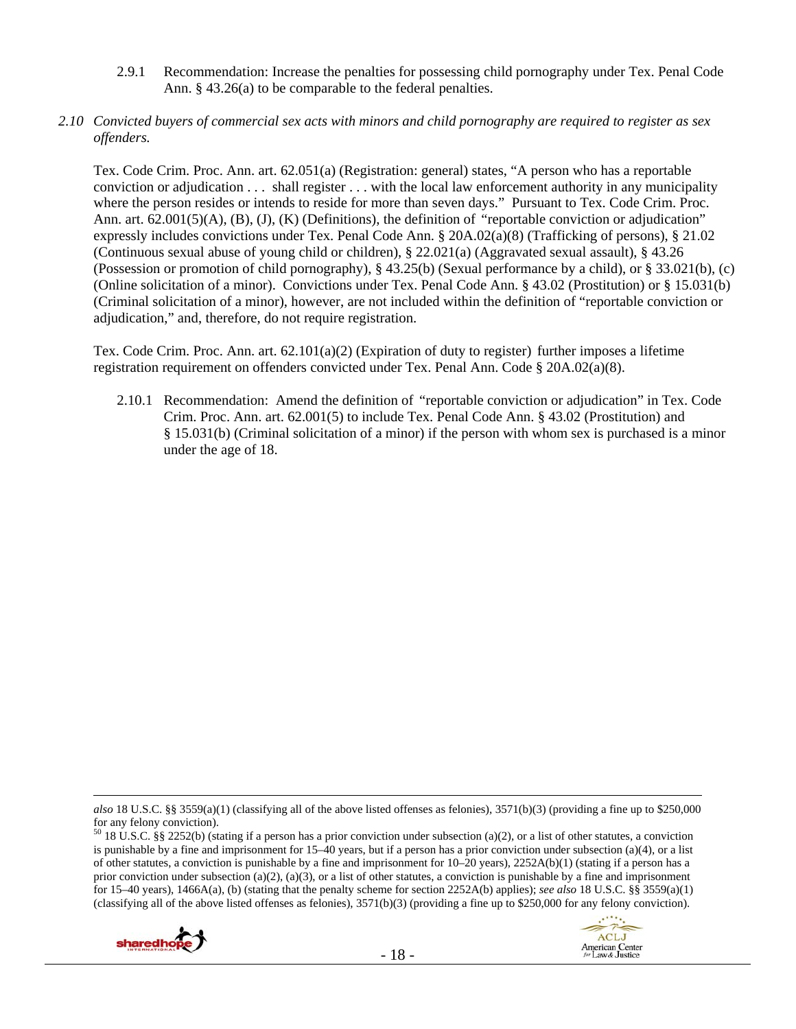2.9.1 Recommendation: Increase the penalties for possessing child pornography under Tex. Penal Code Ann. § 43.26(a) to be comparable to the federal penalties.

*2.10 Convicted buyers of commercial sex acts with minors and child pornography are required to register as sex offenders.*

Tex. Code Crim. Proc. Ann. art. 62.051(a) (Registration: general) states, "A person who has a reportable conviction or adjudication . . . shall register . . . with the local law enforcement authority in any municipality where the person resides or intends to reside for more than seven days." Pursuant to Tex. Code Crim. Proc. Ann. art. 62.001(5)(A), (B), (J), (K) (Definitions), the definition of "reportable conviction or adjudication" expressly includes convictions under Tex. Penal Code Ann. § 20A.02(a)(8) (Trafficking of persons), § 21.02 (Continuous sexual abuse of young child or children), § 22.021(a) (Aggravated sexual assault), § 43.26 (Possession or promotion of child pornography), § 43.25(b) (Sexual performance by a child), or § 33.021(b), (c) (Online solicitation of a minor). Convictions under Tex. Penal Code Ann. § 43.02 (Prostitution) or § 15.031(b) (Criminal solicitation of a minor), however, are not included within the definition of "reportable conviction or adjudication," and, therefore, do not require registration.

Tex. Code Crim. Proc. Ann. art. 62.101(a)(2) (Expiration of duty to register) further imposes a lifetime registration requirement on offenders convicted under Tex. Penal Ann. Code § 20A.02(a)(8).

2.10.1 Recommendation: Amend the definition of "reportable conviction or adjudication" in Tex. Code Crim. Proc. Ann. art. 62.001(5) to include Tex. Penal Code Ann. § 43.02 (Prostitution) and § 15.031(b) (Criminal solicitation of a minor) if the person with whom sex is purchased is a minor under the age of 18.

---

*also* 18 U.S.C. §§ 3559(a)(1) (classifying all of the above listed offenses as felonies), 3571(b)(3) (providing a fine up to $250,000 for any felony conviction).

[50] 18 U.S.C. §§ 2252(b) (stating if a person has a prior conviction under subsection (a)(2), or a list of other statutes, a conviction is punishable by a fine and imprisonment for 15–40 years, but if a person has a prior conviction under subsection (a)(4), or a list of other statutes, a conviction is punishable by a fine and imprisonment for 10–20 years), 2252A(b)(1) (stating if a person has a prior conviction under subsection (a)(2), (a)(3), or a list of other statutes, a conviction is punishable by a fine and imprisonment for 15–40 years), 1466A(a), (b) (stating that the penalty scheme for section 2252A(b) applies); *see also* 18 U.S.C. §§ 3559(a)(1) (classifying all of the above listed offenses as felonies), 3571(b)(3) (providing a fine up to $250,000 for any felony conviction).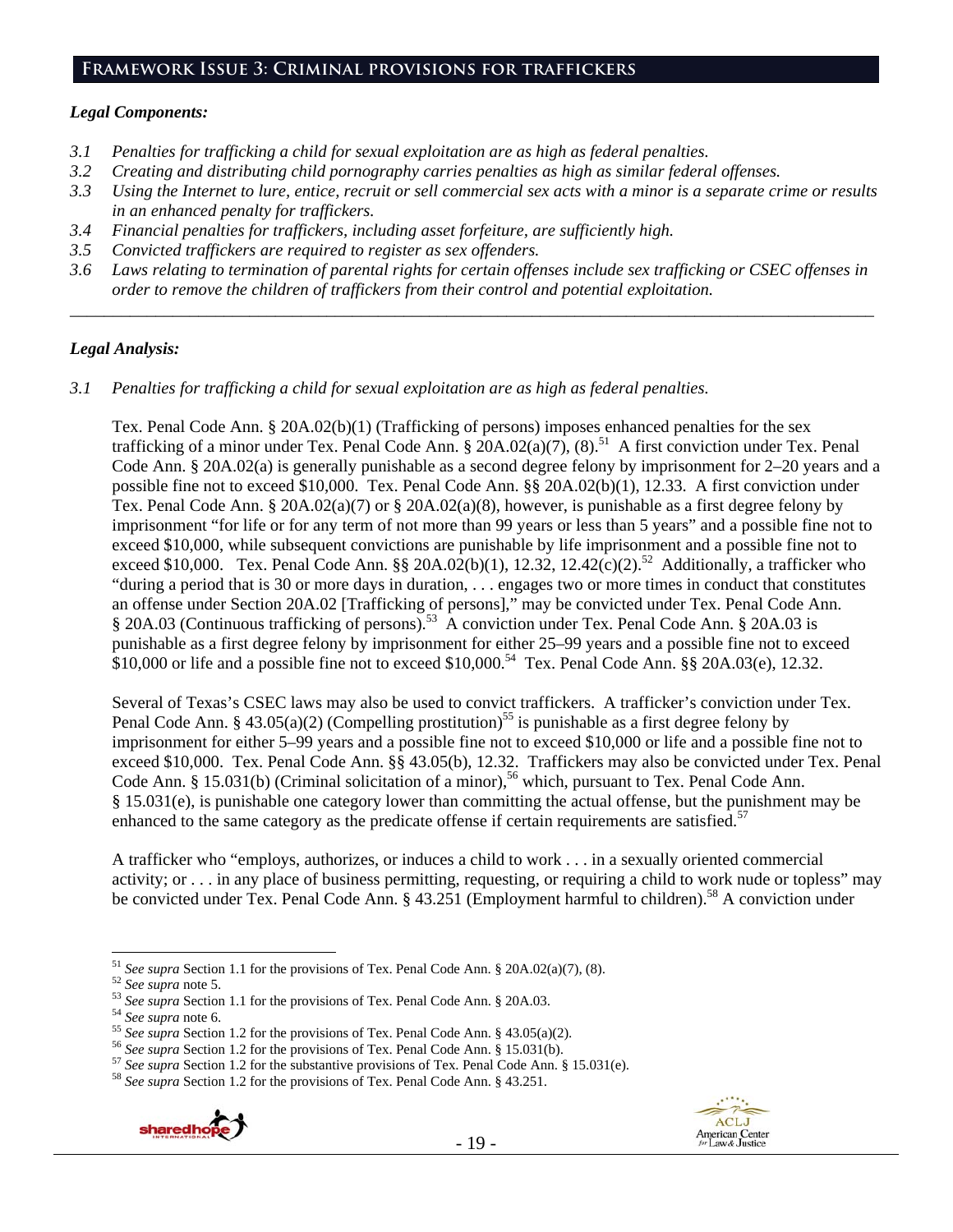## Framework Issue 3: Criminal provisions for traffickers

***Legal Components:***

*3.1 Penalties for trafficking a child for sexual exploitation are as high as federal penalties.*
*3.2 Creating and distributing child pornography carries penalties as high as similar federal offenses.*
*3.3 Using the Internet to lure, entice, recruit or sell commercial sex acts with a minor is a separate crime or results in an enhanced penalty for traffickers.*
*3.4 Financial penalties for traffickers, including asset forfeiture, are sufficiently high.*
*3.5 Convicted traffickers are required to register as sex offenders.*
*3.6 Laws relating to termination of parental rights for certain offenses include sex trafficking or CSEC offenses in order to remove the children of traffickers from their control and potential exploitation.*

---

***Legal Analysis:***

*3.1 Penalties for trafficking a child for sexual exploitation are as high as federal penalties.*

Tex. Penal Code Ann. § 20A.02(b)(1) (Trafficking of persons) imposes enhanced penalties for the sex trafficking of a minor under Tex. Penal Code Ann. § 20A.02(a)(7), (8).[51] A first conviction under Tex. Penal Code Ann. § 20A.02(a) is generally punishable as a second degree felony by imprisonment for 2–20 years and a possible fine not to exceed $10,000. Tex. Penal Code Ann. §§ 20A.02(b)(1), 12.33. A first conviction under Tex. Penal Code Ann. § 20A.02(a)(7) or § 20A.02(a)(8), however, is punishable as a first degree felony by imprisonment "for life or for any term of not more than 99 years or less than 5 years" and a possible fine not to exceed $10,000, while subsequent convictions are punishable by life imprisonment and a possible fine not to exceed $10,000. Tex. Penal Code Ann. §§ 20A.02(b)(1), 12.32, 12.42(c)(2).[52] Additionally, a trafficker who "during a period that is 30 or more days in duration, . . . engages two or more times in conduct that constitutes an offense under Section 20A.02 [Trafficking of persons]," may be convicted under Tex. Penal Code Ann. § 20A.03 (Continuous trafficking of persons).[53] A conviction under Tex. Penal Code Ann. § 20A.03 is punishable as a first degree felony by imprisonment for either 25–99 years and a possible fine not to exceed $10,000 or life and a possible fine not to exceed $10,000.[54] Tex. Penal Code Ann. §§ 20A.03(e), 12.32.

Several of Texas's CSEC laws may also be used to convict traffickers. A trafficker's conviction under Tex. Penal Code Ann. § 43.05(a)(2) (Compelling prostitution)[55] is punishable as a first degree felony by imprisonment for either 5–99 years and a possible fine not to exceed $10,000 or life and a possible fine not to exceed $10,000. Tex. Penal Code Ann. §§ 43.05(b), 12.32. Traffickers may also be convicted under Tex. Penal Code Ann. § 15.031(b) (Criminal solicitation of a minor),[56] which, pursuant to Tex. Penal Code Ann. § 15.031(e), is punishable one category lower than committing the actual offense, but the punishment may be enhanced to the same category as the predicate offense if certain requirements are satisfied.[57]

A trafficker who "employs, authorizes, or induces a child to work . . . in a sexually oriented commercial activity; or . . . in any place of business permitting, requesting, or requiring a child to work nude or topless" may be convicted under Tex. Penal Code Ann. § 43.251 (Employment harmful to children).[58] A conviction under

---

[51] *See supra* Section 1.1 for the provisions of Tex. Penal Code Ann. § 20A.02(a)(7), (8).
[52] *See supra* note 5.
[53] *See supra* Section 1.1 for the provisions of Tex. Penal Code Ann. § 20A.03.
[54] *See supra* note 6.
[55] *See supra* Section 1.2 for the provisions of Tex. Penal Code Ann. § 43.05(a)(2).
[56] *See supra* Section 1.2 for the provisions of Tex. Penal Code Ann. § 15.031(b).
[57] *See supra* Section 1.2 for the substantive provisions of Tex. Penal Code Ann. § 15.031(e).
[58] *See supra* Section 1.2 for the provisions of Tex. Penal Code Ann. § 43.251.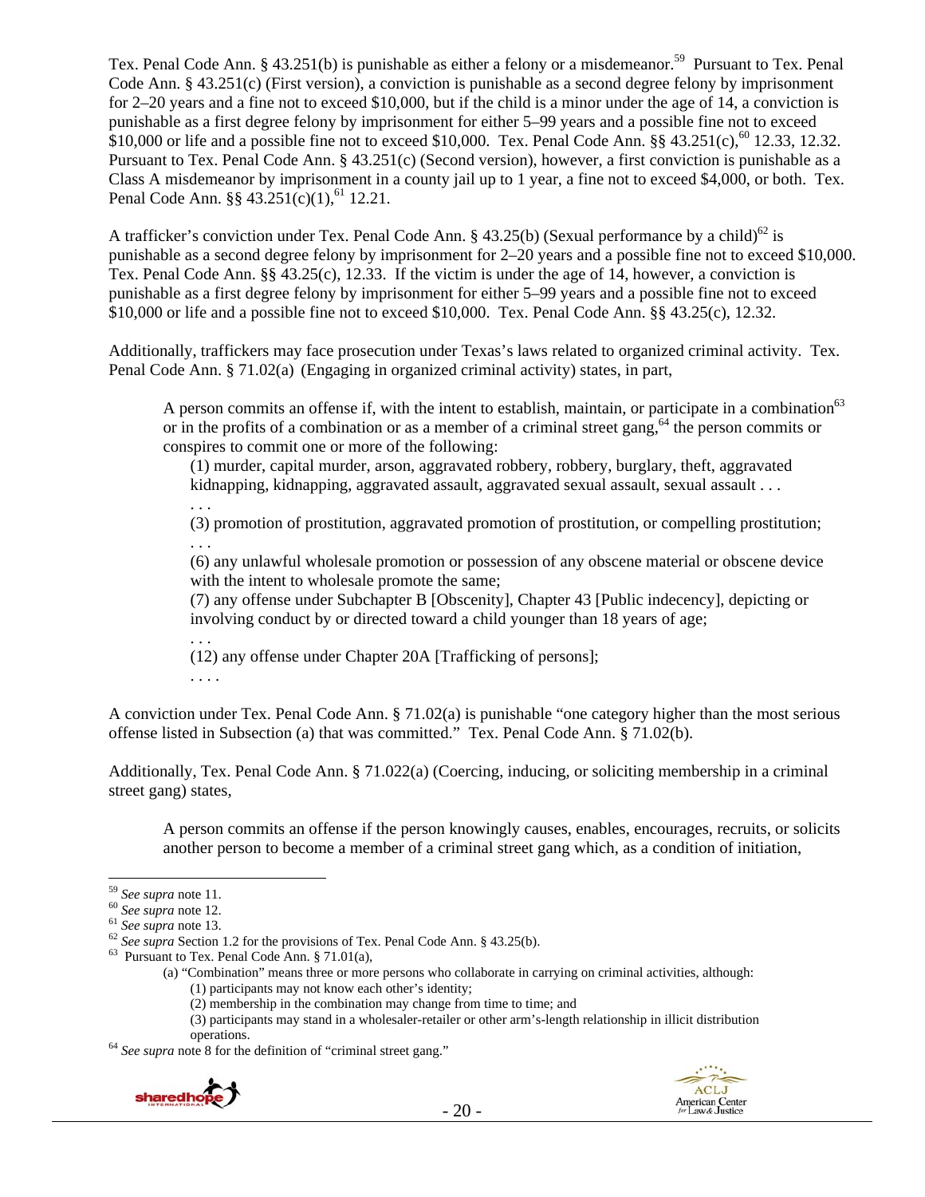Tex. Penal Code Ann. § 43.251(b) is punishable as either a felony or a misdemeanor.[59] Pursuant to Tex. Penal Code Ann. § 43.251(c) (First version), a conviction is punishable as a second degree felony by imprisonment for 2–20 years and a fine not to exceed $10,000, but if the child is a minor under the age of 14, a conviction is punishable as a first degree felony by imprisonment for either 5–99 years and a possible fine not to exceed $10,000 or life and a possible fine not to exceed $10,000. Tex. Penal Code Ann. §§ 43.251(c),[60] 12.33, 12.32. Pursuant to Tex. Penal Code Ann. § 43.251(c) (Second version), however, a first conviction is punishable as a Class A misdemeanor by imprisonment in a county jail up to 1 year, a fine not to exceed $4,000, or both. Tex. Penal Code Ann. §§ 43.251(c)(1),[61] 12.21.

A trafficker's conviction under Tex. Penal Code Ann. § 43.25(b) (Sexual performance by a child)[62] is punishable as a second degree felony by imprisonment for 2–20 years and a possible fine not to exceed $10,000. Tex. Penal Code Ann. §§ 43.25(c), 12.33. If the victim is under the age of 14, however, a conviction is punishable as a first degree felony by imprisonment for either 5–99 years and a possible fine not to exceed $10,000 or life and a possible fine not to exceed $10,000. Tex. Penal Code Ann. §§ 43.25(c), 12.32.

Additionally, traffickers may face prosecution under Texas's laws related to organized criminal activity. Tex. Penal Code Ann. § 71.02(a) (Engaging in organized criminal activity) states, in part,

> A person commits an offense if, with the intent to establish, maintain, or participate in a combination[63] or in the profits of a combination or as a member of a criminal street gang,[64] the person commits or conspires to commit one or more of the following:
>
> (1) murder, capital murder, arson, aggravated robbery, robbery, burglary, theft, aggravated kidnapping, kidnapping, aggravated assault, aggravated sexual assault, sexual assault . . .
>
> . . .
>
> (3) promotion of prostitution, aggravated promotion of prostitution, or compelling prostitution;
>
> . . .
>
> (6) any unlawful wholesale promotion or possession of any obscene material or obscene device with the intent to wholesale promote the same;
>
> (7) any offense under Subchapter B [Obscenity], Chapter 43 [Public indecency], depicting or involving conduct by or directed toward a child younger than 18 years of age;
>
> . . .
>
> (12) any offense under Chapter 20A [Trafficking of persons];
>
> . . . .

A conviction under Tex. Penal Code Ann. § 71.02(a) is punishable "one category higher than the most serious offense listed in Subsection (a) that was committed." Tex. Penal Code Ann. § 71.02(b).

Additionally, Tex. Penal Code Ann. § 71.022(a) (Coercing, inducing, or soliciting membership in a criminal street gang) states,

> A person commits an offense if the person knowingly causes, enables, encourages, recruits, or solicits another person to become a member of a criminal street gang which, as a condition of initiation,

---

[59] *See supra* note 11.

[60] *See supra* note 12.

[61] *See supra* note 13.

[62] *See supra* Section 1.2 for the provisions of Tex. Penal Code Ann. § 43.25(b).

[63] Pursuant to Tex. Penal Code Ann. § 71.01(a),

> (a) "Combination" means three or more persons who collaborate in carrying on criminal activities, although:
> (1) participants may not know each other's identity;
> (2) membership in the combination may change from time to time; and
> (3) participants may stand in a wholesaler-retailer or other arm's-length relationship in illicit distribution operations.

[64] *See supra* note 8 for the definition of "criminal street gang."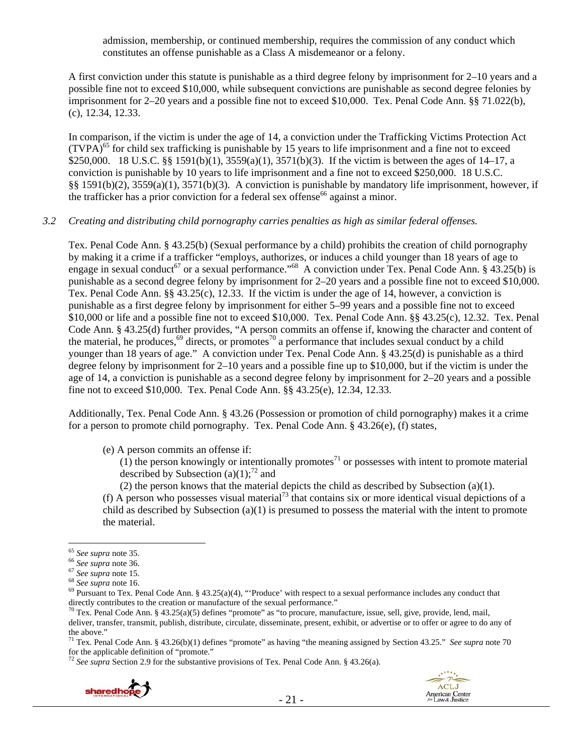admission, membership, or continued membership, requires the commission of any conduct which constitutes an offense punishable as a Class A misdemeanor or a felony.

A first conviction under this statute is punishable as a third degree felony by imprisonment for 2–10 years and a possible fine not to exceed $10,000, while subsequent convictions are punishable as second degree felonies by imprisonment for 2–20 years and a possible fine not to exceed $10,000. Tex. Penal Code Ann. §§ 71.022(b), (c), 12.34, 12.33.

In comparison, if the victim is under the age of 14, a conviction under the Trafficking Victims Protection Act (TVPA)[65] for child sex trafficking is punishable by 15 years to life imprisonment and a fine not to exceed $250,000. 18 U.S.C. §§ 1591(b)(1), 3559(a)(1), 3571(b)(3). If the victim is between the ages of 14–17, a conviction is punishable by 10 years to life imprisonment and a fine not to exceed $250,000. 18 U.S.C. §§ 1591(b)(2), 3559(a)(1), 3571(b)(3). A conviction is punishable by mandatory life imprisonment, however, if the trafficker has a prior conviction for a federal sex offense[66] against a minor.

*3.2 Creating and distributing child pornography carries penalties as high as similar federal offenses.*

Tex. Penal Code Ann. § 43.25(b) (Sexual performance by a child) prohibits the creation of child pornography by making it a crime if a trafficker "employs, authorizes, or induces a child younger than 18 years of age to engage in sexual conduct[67] or a sexual performance."[68] A conviction under Tex. Penal Code Ann. § 43.25(b) is punishable as a second degree felony by imprisonment for 2–20 years and a possible fine not to exceed $10,000. Tex. Penal Code Ann. §§ 43.25(c), 12.33. If the victim is under the age of 14, however, a conviction is punishable as a first degree felony by imprisonment for either 5–99 years and a possible fine not to exceed $10,000 or life and a possible fine not to exceed $10,000. Tex. Penal Code Ann. §§ 43.25(c), 12.32. Tex. Penal Code Ann. § 43.25(d) further provides, "A person commits an offense if, knowing the character and content of the material, he produces,[69] directs, or promotes[70] a performance that includes sexual conduct by a child younger than 18 years of age." A conviction under Tex. Penal Code Ann. § 43.25(d) is punishable as a third degree felony by imprisonment for 2–10 years and a possible fine up to $10,000, but if the victim is under the age of 14, a conviction is punishable as a second degree felony by imprisonment for 2–20 years and a possible fine not to exceed $10,000. Tex. Penal Code Ann. §§ 43.25(e), 12.34, 12.33.

Additionally, Tex. Penal Code Ann. § 43.26 (Possession or promotion of child pornography) makes it a crime for a person to promote child pornography. Tex. Penal Code Ann. § 43.26(e), (f) states,

> (e) A person commits an offense if:
>
> (1) the person knowingly or intentionally promotes[71] or possesses with intent to promote material described by Subsection (a)(1);[72] and
>
> (2) the person knows that the material depicts the child as described by Subsection (a)(1).
>
> (f) A person who possesses visual material[73] that contains six or more identical visual depictions of a child as described by Subsection (a)(1) is presumed to possess the material with the intent to promote the material.

---

[65] *See supra* note 35.

[66] *See supra* note 36.

[67] *See supra* note 15.

[68] *See supra* note 16.

[69] Pursuant to Tex. Penal Code Ann. § 43.25(a)(4), "'Produce' with respect to a sexual performance includes any conduct that directly contributes to the creation or manufacture of the sexual performance."

[70] Tex. Penal Code Ann. § 43.25(a)(5) defines "promote" as "to procure, manufacture, issue, sell, give, provide, lend, mail, deliver, transfer, transmit, publish, distribute, circulate, disseminate, present, exhibit, or advertise or to offer or agree to do any of the above."

[71] Tex. Penal Code Ann. § 43.26(b)(1) defines "promote" as having "the meaning assigned by Section 43.25." *See supra* note 70 for the applicable definition of "promote."

[72] *See supra* Section 2.9 for the substantive provisions of Tex. Penal Code Ann. § 43.26(a).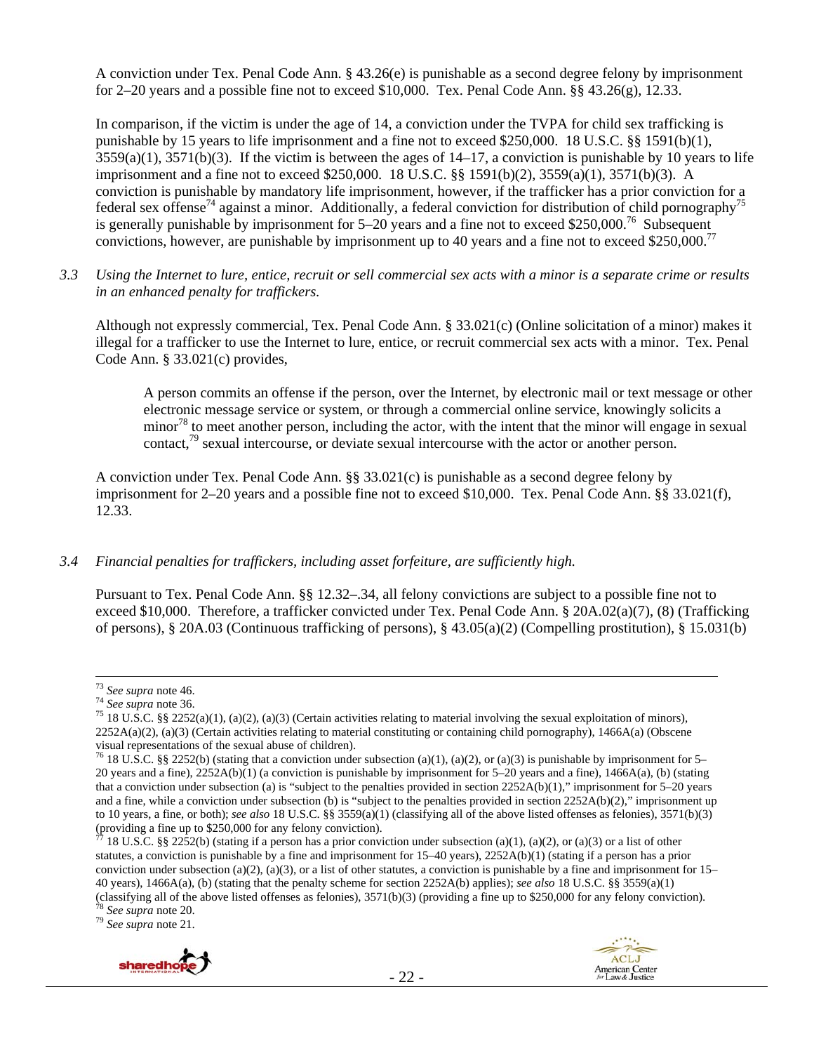A conviction under Tex. Penal Code Ann. § 43.26(e) is punishable as a second degree felony by imprisonment for 2–20 years and a possible fine not to exceed $10,000. Tex. Penal Code Ann. §§ 43.26(g), 12.33.

In comparison, if the victim is under the age of 14, a conviction under the TVPA for child sex trafficking is punishable by 15 years to life imprisonment and a fine not to exceed $250,000. 18 U.S.C. §§ 1591(b)(1), 3559(a)(1), 3571(b)(3). If the victim is between the ages of 14–17, a conviction is punishable by 10 years to life imprisonment and a fine not to exceed $250,000. 18 U.S.C. §§ 1591(b)(2), 3559(a)(1), 3571(b)(3). A conviction is punishable by mandatory life imprisonment, however, if the trafficker has a prior conviction for a federal sex offense[74] against a minor. Additionally, a federal conviction for distribution of child pornography[75] is generally punishable by imprisonment for 5–20 years and a fine not to exceed $250,000.[76] Subsequent convictions, however, are punishable by imprisonment up to 40 years and a fine not to exceed $250,000.[77]

*3.3 Using the Internet to lure, entice, recruit or sell commercial sex acts with a minor is a separate crime or results in an enhanced penalty for traffickers.*

Although not expressly commercial, Tex. Penal Code Ann. § 33.021(c) (Online solicitation of a minor) makes it illegal for a trafficker to use the Internet to lure, entice, or recruit commercial sex acts with a minor. Tex. Penal Code Ann. § 33.021(c) provides,

> A person commits an offense if the person, over the Internet, by electronic mail or text message or other electronic message service or system, or through a commercial online service, knowingly solicits a minor[78] to meet another person, including the actor, with the intent that the minor will engage in sexual contact,[79] sexual intercourse, or deviate sexual intercourse with the actor or another person.

A conviction under Tex. Penal Code Ann. §§ 33.021(c) is punishable as a second degree felony by imprisonment for 2–20 years and a possible fine not to exceed $10,000. Tex. Penal Code Ann. §§ 33.021(f), 12.33.

*3.4 Financial penalties for traffickers, including asset forfeiture, are sufficiently high.*

Pursuant to Tex. Penal Code Ann. §§ 12.32–.34, all felony convictions are subject to a possible fine not to exceed $10,000. Therefore, a trafficker convicted under Tex. Penal Code Ann. § 20A.02(a)(7), (8) (Trafficking of persons), § 20A.03 (Continuous trafficking of persons), § 43.05(a)(2) (Compelling prostitution), § 15.031(b)

---

[73] *See supra* note 46.

[74] *See supra* note 36.

[75] 18 U.S.C. §§ 2252(a)(1), (a)(2), (a)(3) (Certain activities relating to material involving the sexual exploitation of minors), 2252A(a)(2), (a)(3) (Certain activities relating to material constituting or containing child pornography), 1466A(a) (Obscene visual representations of the sexual abuse of children).

[76] 18 U.S.C. §§ 2252(b) (stating that a conviction under subsection (a)(1), (a)(2), or (a)(3) is punishable by imprisonment for 5–20 years and a fine), 2252A(b)(1) (a conviction is punishable by imprisonment for 5–20 years and a fine), 1466A(a), (b) (stating that a conviction under subsection (a) is "subject to the penalties provided in section 2252A(b)(1)," imprisonment for 5–20 years and a fine, while a conviction under subsection (b) is "subject to the penalties provided in section 2252A(b)(2)," imprisonment up to 10 years, a fine, or both); *see also* 18 U.S.C. §§ 3559(a)(1) (classifying all of the above listed offenses as felonies), 3571(b)(3) (providing a fine up to $250,000 for any felony conviction).

[77] 18 U.S.C. §§ 2252(b) (stating if a person has a prior conviction under subsection (a)(1), (a)(2), or (a)(3) or a list of other statutes, a conviction is punishable by a fine and imprisonment for 15–40 years), 2252A(b)(1) (stating if a person has a prior conviction under subsection (a)(2), (a)(3), or a list of other statutes, a conviction is punishable by a fine and imprisonment for 15–40 years), 1466A(a), (b) (stating that the penalty scheme for section 2252A(b) applies); *see also* 18 U.S.C. §§ 3559(a)(1) (classifying all of the above listed offenses as felonies), 3571(b)(3) (providing a fine up to $250,000 for any felony conviction).

[78] *See supra* note 20.

[79] *See supra* note 21.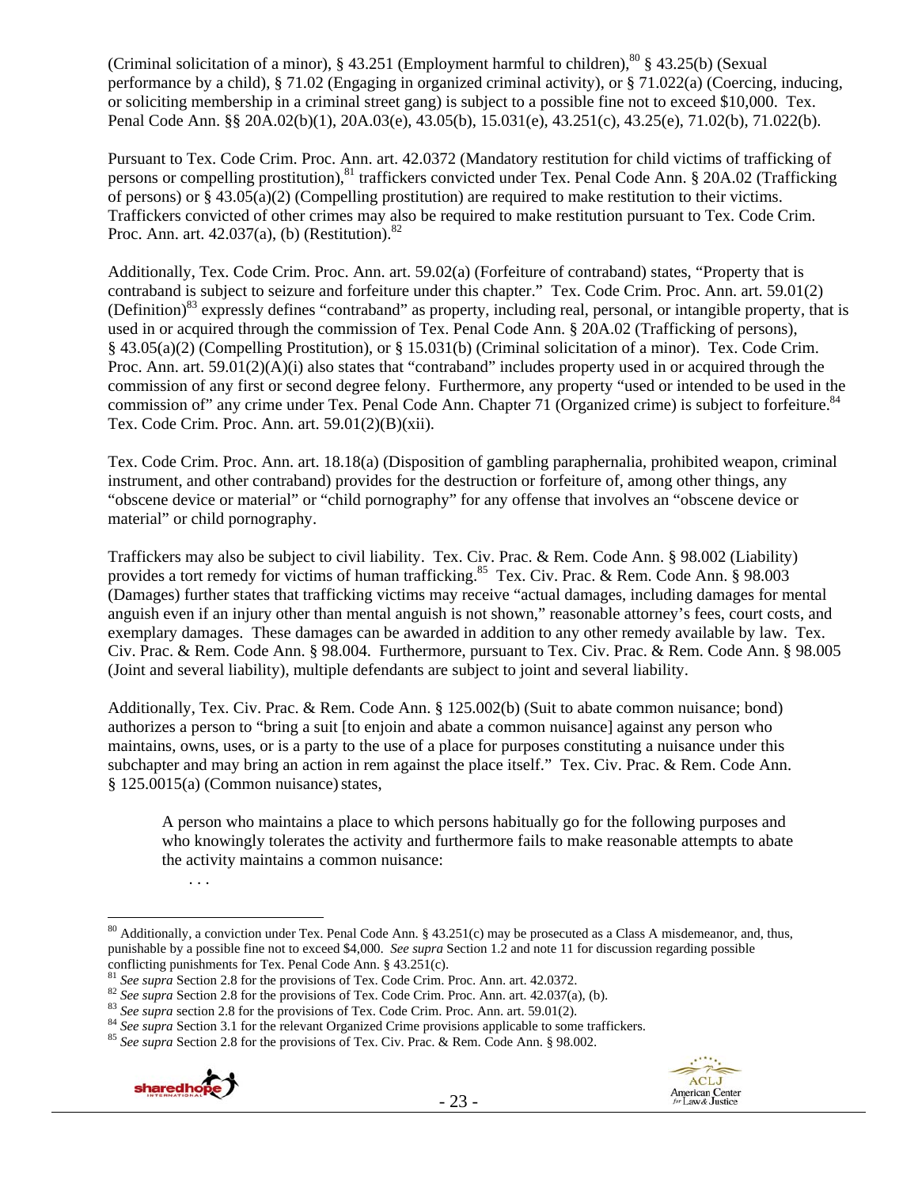(Criminal solicitation of a minor), § 43.251 (Employment harmful to children),[80] § 43.25(b) (Sexual performance by a child), § 71.02 (Engaging in organized criminal activity), or § 71.022(a) (Coercing, inducing, or soliciting membership in a criminal street gang) is subject to a possible fine not to exceed $10,000. Tex. Penal Code Ann. §§ 20A.02(b)(1), 20A.03(e), 43.05(b), 15.031(e), 43.251(c), 43.25(e), 71.02(b), 71.022(b).

Pursuant to Tex. Code Crim. Proc. Ann. art. 42.0372 (Mandatory restitution for child victims of trafficking of persons or compelling prostitution),[81] traffickers convicted under Tex. Penal Code Ann. § 20A.02 (Trafficking of persons) or § 43.05(a)(2) (Compelling prostitution) are required to make restitution to their victims. Traffickers convicted of other crimes may also be required to make restitution pursuant to Tex. Code Crim. Proc. Ann. art. 42.037(a), (b) (Restitution).[82]

Additionally, Tex. Code Crim. Proc. Ann. art. 59.02(a) (Forfeiture of contraband) states, "Property that is contraband is subject to seizure and forfeiture under this chapter." Tex. Code Crim. Proc. Ann. art. 59.01(2) (Definition)[83] expressly defines "contraband" as property, including real, personal, or intangible property, that is used in or acquired through the commission of Tex. Penal Code Ann. § 20A.02 (Trafficking of persons), § 43.05(a)(2) (Compelling Prostitution), or § 15.031(b) (Criminal solicitation of a minor). Tex. Code Crim. Proc. Ann. art. 59.01(2)(A)(i) also states that "contraband" includes property used in or acquired through the commission of any first or second degree felony. Furthermore, any property "used or intended to be used in the commission of" any crime under Tex. Penal Code Ann. Chapter 71 (Organized crime) is subject to forfeiture.[84] Tex. Code Crim. Proc. Ann. art. 59.01(2)(B)(xii).

Tex. Code Crim. Proc. Ann. art. 18.18(a) (Disposition of gambling paraphernalia, prohibited weapon, criminal instrument, and other contraband) provides for the destruction or forfeiture of, among other things, any "obscene device or material" or "child pornography" for any offense that involves an "obscene device or material" or child pornography.

Traffickers may also be subject to civil liability. Tex. Civ. Prac. & Rem. Code Ann. § 98.002 (Liability) provides a tort remedy for victims of human trafficking.[85] Tex. Civ. Prac. & Rem. Code Ann. § 98.003 (Damages) further states that trafficking victims may receive "actual damages, including damages for mental anguish even if an injury other than mental anguish is not shown," reasonable attorney's fees, court costs, and exemplary damages. These damages can be awarded in addition to any other remedy available by law. Tex. Civ. Prac. & Rem. Code Ann. § 98.004. Furthermore, pursuant to Tex. Civ. Prac. & Rem. Code Ann. § 98.005 (Joint and several liability), multiple defendants are subject to joint and several liability.

Additionally, Tex. Civ. Prac. & Rem. Code Ann. § 125.002(b) (Suit to abate common nuisance; bond) authorizes a person to "bring a suit [to enjoin and abate a common nuisance] against any person who maintains, owns, uses, or is a party to the use of a place for purposes constituting a nuisance under this subchapter and may bring an action in rem against the place itself." Tex. Civ. Prac. & Rem. Code Ann. § 125.0015(a) (Common nuisance) states,

> A person who maintains a place to which persons habitually go for the following purposes and who knowingly tolerates the activity and furthermore fails to make reasonable attempts to abate the activity maintains a common nuisance:
>
> . . .

---

[80] Additionally, a conviction under Tex. Penal Code Ann. § 43.251(c) may be prosecuted as a Class A misdemeanor, and, thus, punishable by a possible fine not to exceed $4,000. *See supra* Section 1.2 and note 11 for discussion regarding possible conflicting punishments for Tex. Penal Code Ann. § 43.251(c).

[81] *See supra* Section 2.8 for the provisions of Tex. Code Crim. Proc. Ann. art. 42.0372.

[82] *See supra* Section 2.8 for the provisions of Tex. Code Crim. Proc. Ann. art. 42.037(a), (b).

[83] *See supra* section 2.8 for the provisions of Tex. Code Crim. Proc. Ann. art. 59.01(2).

[84] *See supra* Section 3.1 for the relevant Organized Crime provisions applicable to some traffickers.

[85] *See supra* Section 2.8 for the provisions of Tex. Civ. Prac. & Rem. Code Ann. § 98.002.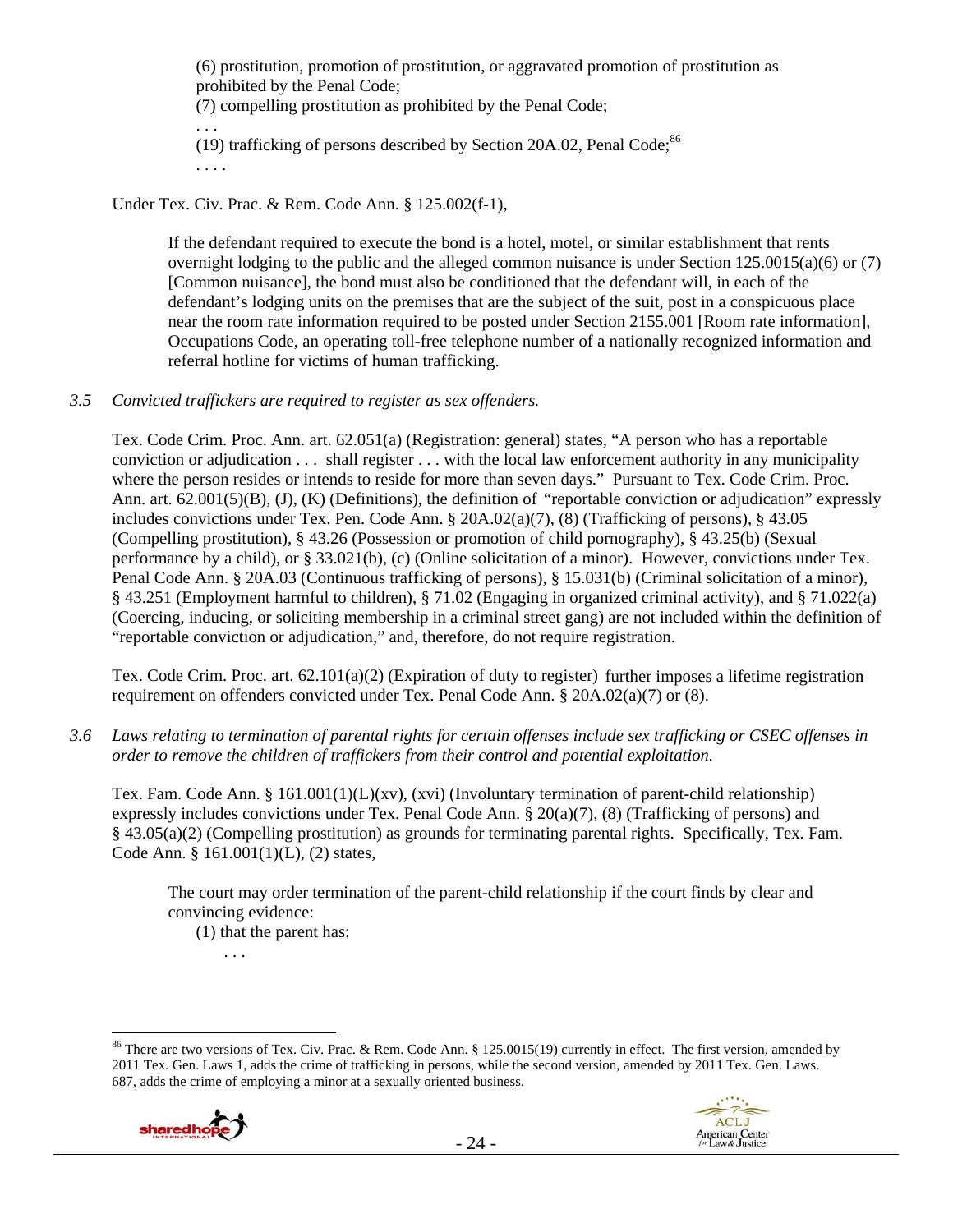> (6) prostitution, promotion of prostitution, or aggravated promotion of prostitution as prohibited by the Penal Code;
> (7) compelling prostitution as prohibited by the Penal Code;
> . . .
> (19) trafficking of persons described by Section 20A.02, Penal Code;[86]
> . . . .

Under Tex. Civ. Prac. & Rem. Code Ann. § 125.002(f-1),

> If the defendant required to execute the bond is a hotel, motel, or similar establishment that rents overnight lodging to the public and the alleged common nuisance is under Section 125.0015(a)(6) or (7) [Common nuisance], the bond must also be conditioned that the defendant will, in each of the defendant's lodging units on the premises that are the subject of the suit, post in a conspicuous place near the room rate information required to be posted under Section 2155.001 [Room rate information], Occupations Code, an operating toll-free telephone number of a nationally recognized information and referral hotline for victims of human trafficking.

*3.5 Convicted traffickers are required to register as sex offenders.*

Tex. Code Crim. Proc. Ann. art. 62.051(a) (Registration: general) states, "A person who has a reportable conviction or adjudication . . . shall register . . . with the local law enforcement authority in any municipality where the person resides or intends to reside for more than seven days." Pursuant to Tex. Code Crim. Proc. Ann. art. 62.001(5)(B), (J), (K) (Definitions), the definition of "reportable conviction or adjudication" expressly includes convictions under Tex. Pen. Code Ann. § 20A.02(a)(7), (8) (Trafficking of persons), § 43.05 (Compelling prostitution), § 43.26 (Possession or promotion of child pornography), § 43.25(b) (Sexual performance by a child), or § 33.021(b), (c) (Online solicitation of a minor). However, convictions under Tex. Penal Code Ann. § 20A.03 (Continuous trafficking of persons), § 15.031(b) (Criminal solicitation of a minor), § 43.251 (Employment harmful to children), § 71.02 (Engaging in organized criminal activity), and § 71.022(a) (Coercing, inducing, or soliciting membership in a criminal street gang) are not included within the definition of "reportable conviction or adjudication," and, therefore, do not require registration.

Tex. Code Crim. Proc. art. 62.101(a)(2) (Expiration of duty to register) further imposes a lifetime registration requirement on offenders convicted under Tex. Penal Code Ann. § 20A.02(a)(7) or (8).

*3.6 Laws relating to termination of parental rights for certain offenses include sex trafficking or CSEC offenses in order to remove the children of traffickers from their control and potential exploitation.*

Tex. Fam. Code Ann. § 161.001(1)(L)(xv), (xvi) (Involuntary termination of parent-child relationship) expressly includes convictions under Tex. Penal Code Ann. § 20(a)(7), (8) (Trafficking of persons) and § 43.05(a)(2) (Compelling prostitution) as grounds for terminating parental rights. Specifically, Tex. Fam. Code Ann. § 161.001(1)(L), (2) states,

> The court may order termination of the parent-child relationship if the court finds by clear and convincing evidence:
> (1) that the parent has:
> . . .

---

[86] There are two versions of Tex. Civ. Prac. & Rem. Code Ann. § 125.0015(19) currently in effect. The first version, amended by 2011 Tex. Gen. Laws 1, adds the crime of trafficking in persons, while the second version, amended by 2011 Tex. Gen. Laws. 687, adds the crime of employing a minor at a sexually oriented business.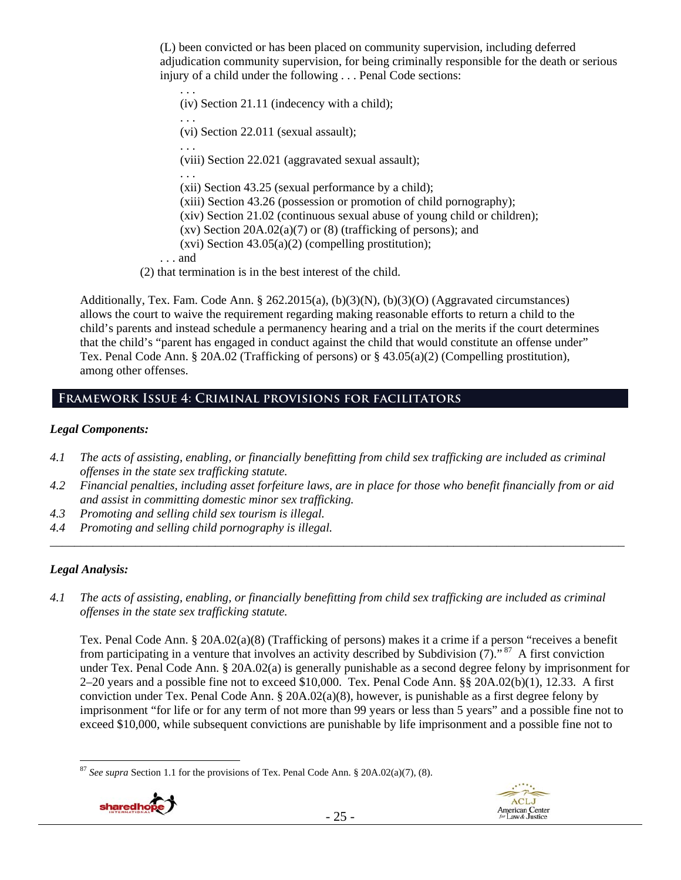(L) been convicted or has been placed on community supervision, including deferred adjudication community supervision, for being criminally responsible for the death or serious injury of a child under the following . . . Penal Code sections:

. . .
(iv) Section 21.11 (indecency with a child);
. . .
(vi) Section 22.011 (sexual assault);
. . .
(viii) Section 22.021 (aggravated sexual assault);
. . .
(xii) Section 43.25 (sexual performance by a child);
(xiii) Section 43.26 (possession or promotion of child pornography);
(xiv) Section 21.02 (continuous sexual abuse of young child or children);
(xv) Section 20A.02(a)(7) or (8) (trafficking of persons); and
(xvi) Section 43.05(a)(2) (compelling prostitution);

. . . and

(2) that termination is in the best interest of the child.

Additionally, Tex. Fam. Code Ann. § 262.2015(a), (b)(3)(N), (b)(3)(O) (Aggravated circumstances) allows the court to waive the requirement regarding making reasonable efforts to return a child to the child's parents and instead schedule a permanency hearing and a trial on the merits if the court determines that the child's "parent has engaged in conduct against the child that would constitute an offense under" Tex. Penal Code Ann. § 20A.02 (Trafficking of persons) or § 43.05(a)(2) (Compelling prostitution), among other offenses.

## Framework Issue 4: Criminal provisions for facilitators

### *Legal Components:*

*4.1 The acts of assisting, enabling, or financially benefitting from child sex trafficking are included as criminal offenses in the state sex trafficking statute.*

*4.2 Financial penalties, including asset forfeiture laws, are in place for those who benefit financially from or aid and assist in committing domestic minor sex trafficking.*

*4.3 Promoting and selling child sex tourism is illegal.*

*4.4 Promoting and selling child pornography is illegal.*

---

### *Legal Analysis:*

*4.1 The acts of assisting, enabling, or financially benefitting from child sex trafficking are included as criminal offenses in the state sex trafficking statute.*

Tex. Penal Code Ann. § 20A.02(a)(8) (Trafficking of persons) makes it a crime if a person "receives a benefit from participating in a venture that involves an activity described by Subdivision (7)."[87] A first conviction under Tex. Penal Code Ann. § 20A.02(a) is generally punishable as a second degree felony by imprisonment for 2–20 years and a possible fine not to exceed $10,000. Tex. Penal Code Ann. §§ 20A.02(b)(1), 12.33. A first conviction under Tex. Penal Code Ann. § 20A.02(a)(8), however, is punishable as a first degree felony by imprisonment "for life or for any term of not more than 99 years or less than 5 years" and a possible fine not to exceed $10,000, while subsequent convictions are punishable by life imprisonment and a possible fine not to

[87] *See supra* Section 1.1 for the provisions of Tex. Penal Code Ann. § 20A.02(a)(7), (8).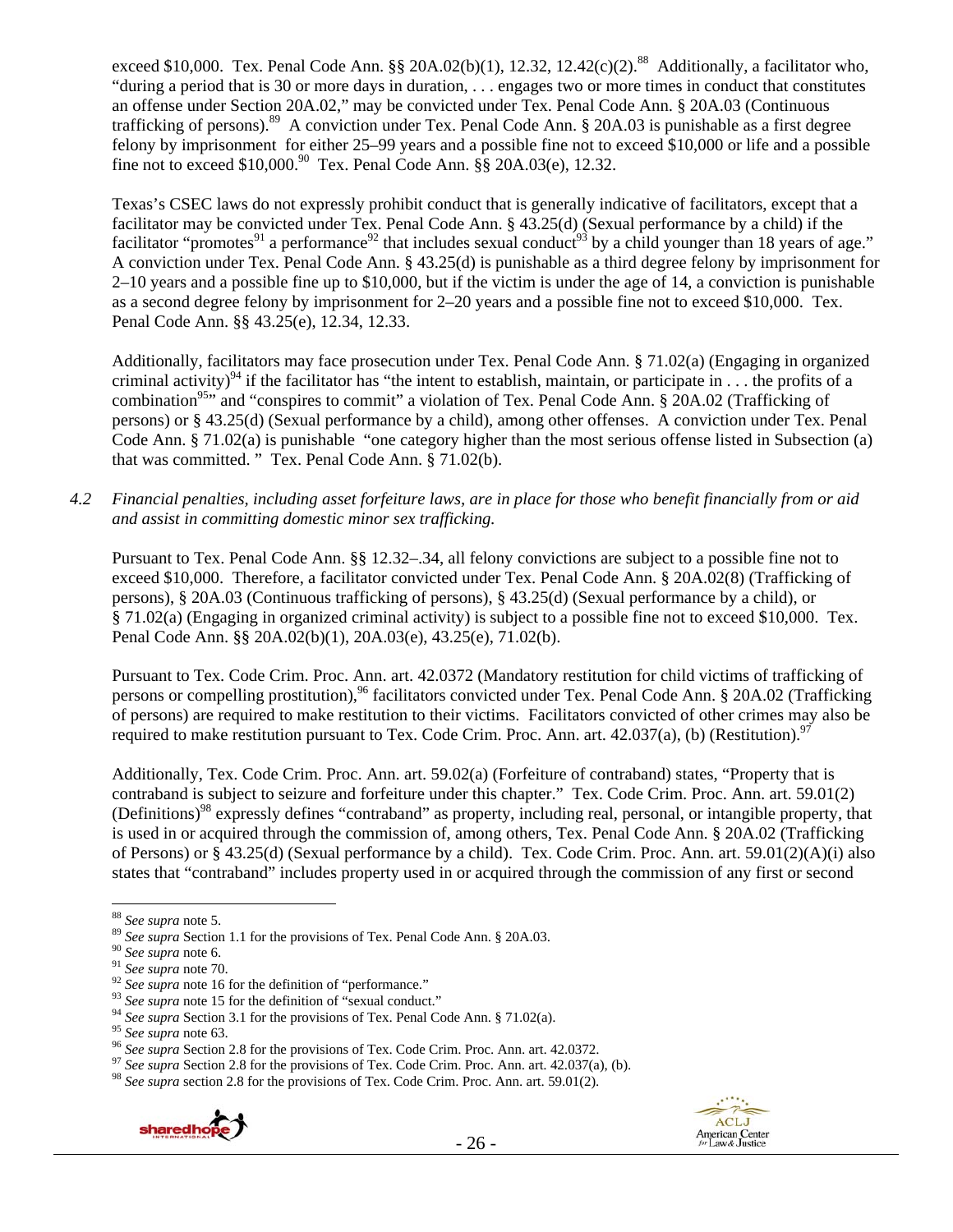exceed \$10,000. Tex. Penal Code Ann. §§ 20A.02(b)(1), 12.32, 12.42(c)(2).[88] Additionally, a facilitator who, "during a period that is 30 or more days in duration, . . . engages two or more times in conduct that constitutes an offense under Section 20A.02," may be convicted under Tex. Penal Code Ann. § 20A.03 (Continuous trafficking of persons).[89] A conviction under Tex. Penal Code Ann. § 20A.03 is punishable as a first degree felony by imprisonment for either 25–99 years and a possible fine not to exceed \$10,000 or life and a possible fine not to exceed \$10,000.[90] Tex. Penal Code Ann. §§ 20A.03(e), 12.32.

Texas's CSEC laws do not expressly prohibit conduct that is generally indicative of facilitators, except that a facilitator may be convicted under Tex. Penal Code Ann. § 43.25(d) (Sexual performance by a child) if the facilitator "promotes[91] a performance[92] that includes sexual conduct[93] by a child younger than 18 years of age." A conviction under Tex. Penal Code Ann. § 43.25(d) is punishable as a third degree felony by imprisonment for 2–10 years and a possible fine up to \$10,000, but if the victim is under the age of 14, a conviction is punishable as a second degree felony by imprisonment for 2–20 years and a possible fine not to exceed \$10,000. Tex. Penal Code Ann. §§ 43.25(e), 12.34, 12.33.

Additionally, facilitators may face prosecution under Tex. Penal Code Ann. § 71.02(a) (Engaging in organized criminal activity)[94] if the facilitator has "the intent to establish, maintain, or participate in . . . the profits of a combination[95]" and "conspires to commit" a violation of Tex. Penal Code Ann. § 20A.02 (Trafficking of persons) or § 43.25(d) (Sexual performance by a child), among other offenses. A conviction under Tex. Penal Code Ann. § 71.02(a) is punishable "one category higher than the most serious offense listed in Subsection (a) that was committed. " Tex. Penal Code Ann. § 71.02(b).

*4.2 Financial penalties, including asset forfeiture laws, are in place for those who benefit financially from or aid and assist in committing domestic minor sex trafficking.*

Pursuant to Tex. Penal Code Ann. §§ 12.32–.34, all felony convictions are subject to a possible fine not to exceed \$10,000. Therefore, a facilitator convicted under Tex. Penal Code Ann. § 20A.02(8) (Trafficking of persons), § 20A.03 (Continuous trafficking of persons), § 43.25(d) (Sexual performance by a child), or § 71.02(a) (Engaging in organized criminal activity) is subject to a possible fine not to exceed \$10,000. Tex. Penal Code Ann. §§ 20A.02(b)(1), 20A.03(e), 43.25(e), 71.02(b).

Pursuant to Tex. Code Crim. Proc. Ann. art. 42.0372 (Mandatory restitution for child victims of trafficking of persons or compelling prostitution),[96] facilitators convicted under Tex. Penal Code Ann. § 20A.02 (Trafficking of persons) are required to make restitution to their victims. Facilitators convicted of other crimes may also be required to make restitution pursuant to Tex. Code Crim. Proc. Ann. art. 42.037(a), (b) (Restitution).[97]

Additionally, Tex. Code Crim. Proc. Ann. art. 59.02(a) (Forfeiture of contraband) states, "Property that is contraband is subject to seizure and forfeiture under this chapter." Tex. Code Crim. Proc. Ann. art. 59.01(2) (Definitions)[98] expressly defines "contraband" as property, including real, personal, or intangible property, that is used in or acquired through the commission of, among others, Tex. Penal Code Ann. § 20A.02 (Trafficking of Persons) or § 43.25(d) (Sexual performance by a child). Tex. Code Crim. Proc. Ann. art. 59.01(2)(A)(i) also states that "contraband" includes property used in or acquired through the commission of any first or second

[88] *See supra* note 5.
[89] *See supra* Section 1.1 for the provisions of Tex. Penal Code Ann. § 20A.03.
[90] *See supra* note 6.
[91] *See supra* note 70.
[92] *See supra* note 16 for the definition of "performance."
[93] *See supra* note 15 for the definition of "sexual conduct."
[94] *See supra* Section 3.1 for the provisions of Tex. Penal Code Ann. § 71.02(a).
[95] *See supra* note 63.
[96] *See supra* Section 2.8 for the provisions of Tex. Code Crim. Proc. Ann. art. 42.0372.
[97] *See supra* Section 2.8 for the provisions of Tex. Code Crim. Proc. Ann. art. 42.037(a), (b).
[98] *See supra* section 2.8 for the provisions of Tex. Code Crim. Proc. Ann. art. 59.01(2).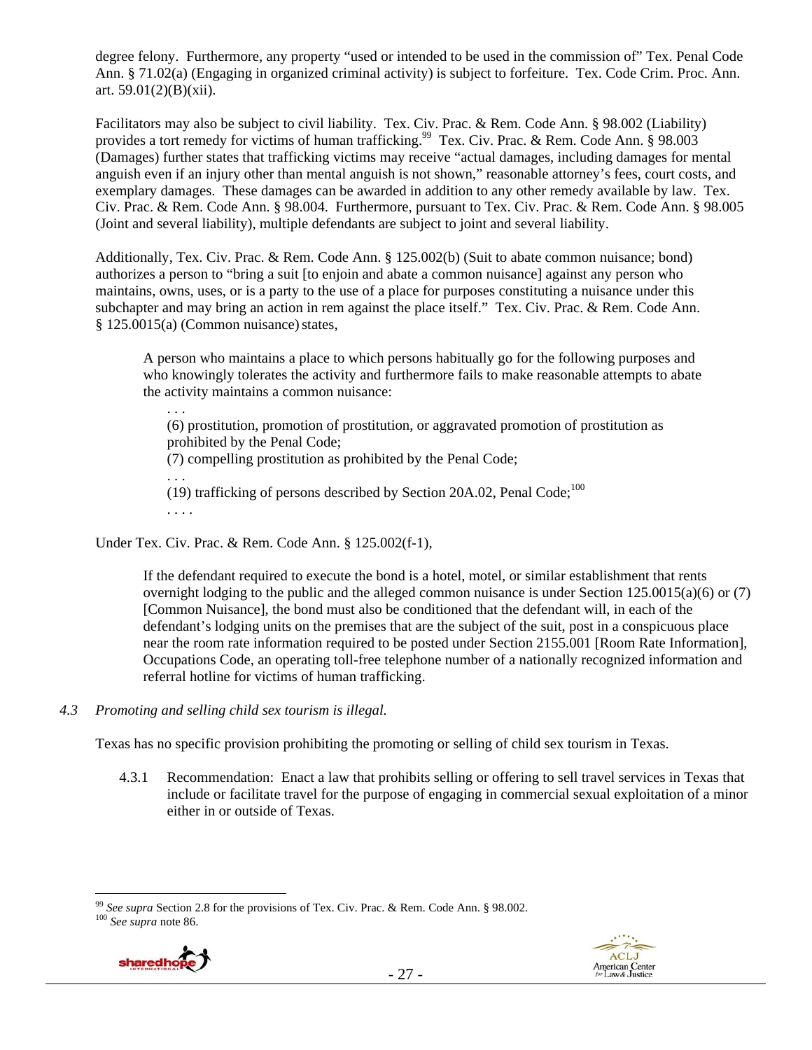degree felony. Furthermore, any property "used or intended to be used in the commission of" Tex. Penal Code Ann. § 71.02(a) (Engaging in organized criminal activity) is subject to forfeiture. Tex. Code Crim. Proc. Ann. art. 59.01(2)(B)(xii).

Facilitators may also be subject to civil liability. Tex. Civ. Prac. & Rem. Code Ann. § 98.002 (Liability) provides a tort remedy for victims of human trafficking.[99] Tex. Civ. Prac. & Rem. Code Ann. § 98.003 (Damages) further states that trafficking victims may receive "actual damages, including damages for mental anguish even if an injury other than mental anguish is not shown," reasonable attorney's fees, court costs, and exemplary damages. These damages can be awarded in addition to any other remedy available by law. Tex. Civ. Prac. & Rem. Code Ann. § 98.004. Furthermore, pursuant to Tex. Civ. Prac. & Rem. Code Ann. § 98.005 (Joint and several liability), multiple defendants are subject to joint and several liability.

Additionally, Tex. Civ. Prac. & Rem. Code Ann. § 125.002(b) (Suit to abate common nuisance; bond) authorizes a person to "bring a suit [to enjoin and abate a common nuisance] against any person who maintains, owns, uses, or is a party to the use of a place for purposes constituting a nuisance under this subchapter and may bring an action in rem against the place itself." Tex. Civ. Prac. & Rem. Code Ann. § 125.0015(a) (Common nuisance) states,

> A person who maintains a place to which persons habitually go for the following purposes and who knowingly tolerates the activity and furthermore fails to make reasonable attempts to abate the activity maintains a common nuisance:
>
> . . .
>
> (6) prostitution, promotion of prostitution, or aggravated promotion of prostitution as prohibited by the Penal Code;
>
> (7) compelling prostitution as prohibited by the Penal Code;
>
> . . .
>
> (19) trafficking of persons described by Section 20A.02, Penal Code;[100]
>
> . . . .

Under Tex. Civ. Prac. & Rem. Code Ann. § 125.002(f-1),

> If the defendant required to execute the bond is a hotel, motel, or similar establishment that rents overnight lodging to the public and the alleged common nuisance is under Section 125.0015(a)(6) or (7) [Common Nuisance], the bond must also be conditioned that the defendant will, in each of the defendant's lodging units on the premises that are the subject of the suit, post in a conspicuous place near the room rate information required to be posted under Section 2155.001 [Room Rate Information], Occupations Code, an operating toll-free telephone number of a nationally recognized information and referral hotline for victims of human trafficking.

*4.3 Promoting and selling child sex tourism is illegal.*

Texas has no specific provision prohibiting the promoting or selling of child sex tourism in Texas.

4.3.1 Recommendation: Enact a law that prohibits selling or offering to sell travel services in Texas that include or facilitate travel for the purpose of engaging in commercial sexual exploitation of a minor either in or outside of Texas.

---

[99] *See supra* Section 2.8 for the provisions of Tex. Civ. Prac. & Rem. Code Ann. § 98.002.

[100] *See supra* note 86.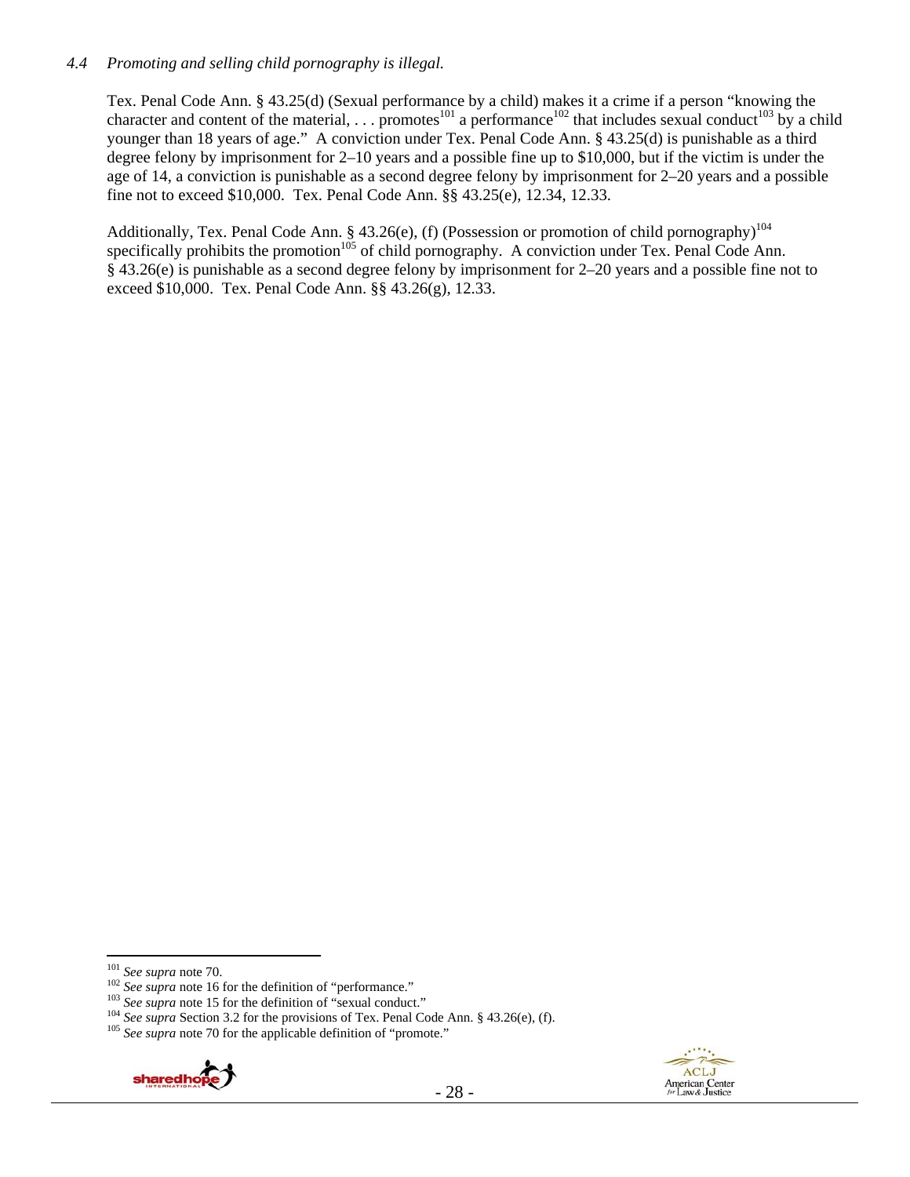*4.4 Promoting and selling child pornography is illegal.*

Tex. Penal Code Ann. § 43.25(d) (Sexual performance by a child) makes it a crime if a person "knowing the character and content of the material, . . . promotes[101] a performance[102] that includes sexual conduct[103] by a child younger than 18 years of age." A conviction under Tex. Penal Code Ann. § 43.25(d) is punishable as a third degree felony by imprisonment for 2–10 years and a possible fine up to $10,000, but if the victim is under the age of 14, a conviction is punishable as a second degree felony by imprisonment for 2–20 years and a possible fine not to exceed $10,000. Tex. Penal Code Ann. §§ 43.25(e), 12.34, 12.33.

Additionally, Tex. Penal Code Ann. § 43.26(e), (f) (Possession or promotion of child pornography)[104] specifically prohibits the promotion[105] of child pornography. A conviction under Tex. Penal Code Ann. § 43.26(e) is punishable as a second degree felony by imprisonment for 2–20 years and a possible fine not to exceed $10,000. Tex. Penal Code Ann. §§ 43.26(g), 12.33.

---

[101] *See supra* note 70.

[102] *See supra* note 16 for the definition of "performance."

[103] *See supra* note 15 for the definition of "sexual conduct."

[104] *See supra* Section 3.2 for the provisions of Tex. Penal Code Ann. § 43.26(e), (f).

[105] *See supra* note 70 for the applicable definition of "promote."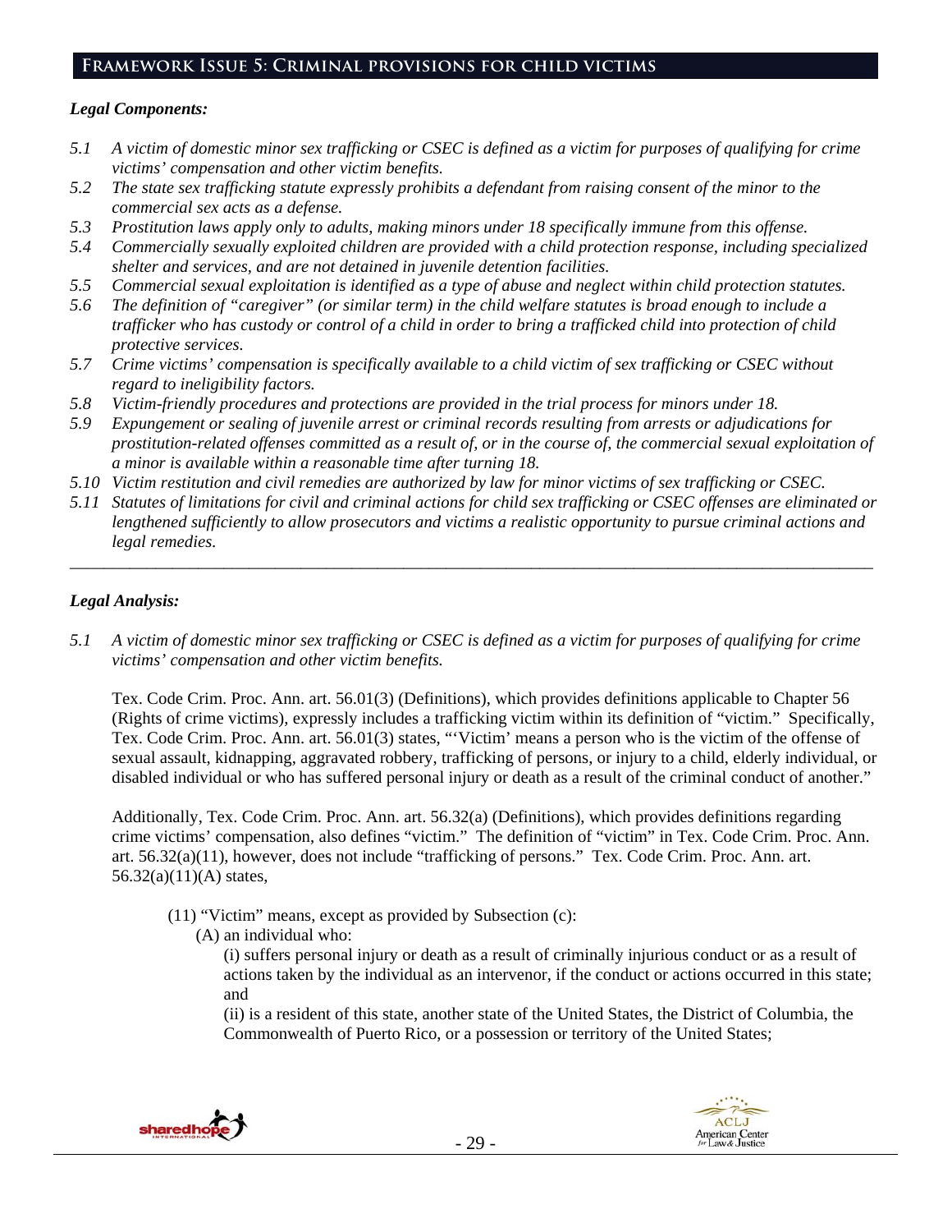## Framework Issue 5: Criminal provisions for child victims

### *Legal Components:*

*5.1 A victim of domestic minor sex trafficking or CSEC is defined as a victim for purposes of qualifying for crime victims' compensation and other victim benefits.*

*5.2 The state sex trafficking statute expressly prohibits a defendant from raising consent of the minor to the commercial sex acts as a defense.*

*5.3 Prostitution laws apply only to adults, making minors under 18 specifically immune from this offense.*

*5.4 Commercially sexually exploited children are provided with a child protection response, including specialized shelter and services, and are not detained in juvenile detention facilities.*

*5.5 Commercial sexual exploitation is identified as a type of abuse and neglect within child protection statutes.*

*5.6 The definition of "caregiver" (or similar term) in the child welfare statutes is broad enough to include a trafficker who has custody or control of a child in order to bring a trafficked child into protection of child protective services.*

*5.7 Crime victims' compensation is specifically available to a child victim of sex trafficking or CSEC without regard to ineligibility factors.*

*5.8 Victim-friendly procedures and protections are provided in the trial process for minors under 18.*

*5.9 Expungement or sealing of juvenile arrest or criminal records resulting from arrests or adjudications for prostitution-related offenses committed as a result of, or in the course of, the commercial sexual exploitation of a minor is available within a reasonable time after turning 18.*

*5.10 Victim restitution and civil remedies are authorized by law for minor victims of sex trafficking or CSEC.*

*5.11 Statutes of limitations for civil and criminal actions for child sex trafficking or CSEC offenses are eliminated or lengthened sufficiently to allow prosecutors and victims a realistic opportunity to pursue criminal actions and legal remedies.*

---

### *Legal Analysis:*

*5.1 A victim of domestic minor sex trafficking or CSEC is defined as a victim for purposes of qualifying for crime victims' compensation and other victim benefits.*

Tex. Code Crim. Proc. Ann. art. 56.01(3) (Definitions), which provides definitions applicable to Chapter 56 (Rights of crime victims), expressly includes a trafficking victim within its definition of "victim." Specifically, Tex. Code Crim. Proc. Ann. art. 56.01(3) states, "'Victim' means a person who is the victim of the offense of sexual assault, kidnapping, aggravated robbery, trafficking of persons, or injury to a child, elderly individual, or disabled individual or who has suffered personal injury or death as a result of the criminal conduct of another."

Additionally, Tex. Code Crim. Proc. Ann. art. 56.32(a) (Definitions), which provides definitions regarding crime victims' compensation, also defines "victim." The definition of "victim" in Tex. Code Crim. Proc. Ann. art. 56.32(a)(11), however, does not include "trafficking of persons." Tex. Code Crim. Proc. Ann. art. 56.32(a)(11)(A) states,

> (11) "Victim" means, except as provided by Subsection (c):
>
> (A) an individual who:
>
> (i) suffers personal injury or death as a result of criminally injurious conduct or as a result of actions taken by the individual as an intervenor, if the conduct or actions occurred in this state; and
>
> (ii) is a resident of this state, another state of the United States, the District of Columbia, the Commonwealth of Puerto Rico, or a possession or territory of the United States;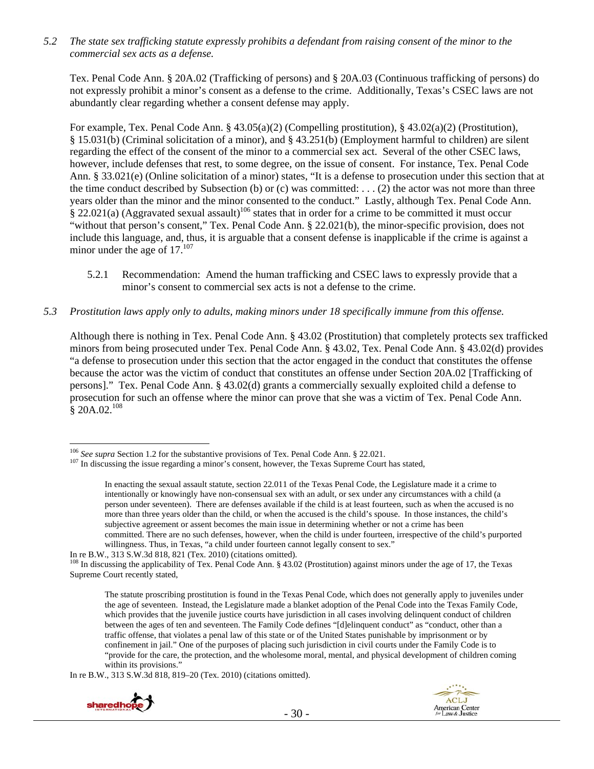*5.2 The state sex trafficking statute expressly prohibits a defendant from raising consent of the minor to the commercial sex acts as a defense.*

Tex. Penal Code Ann. § 20A.02 (Trafficking of persons) and § 20A.03 (Continuous trafficking of persons) do not expressly prohibit a minor's consent as a defense to the crime. Additionally, Texas's CSEC laws are not abundantly clear regarding whether a consent defense may apply.

For example, Tex. Penal Code Ann. § 43.05(a)(2) (Compelling prostitution), § 43.02(a)(2) (Prostitution), § 15.031(b) (Criminal solicitation of a minor), and § 43.251(b) (Employment harmful to children) are silent regarding the effect of the consent of the minor to a commercial sex act. Several of the other CSEC laws, however, include defenses that rest, to some degree, on the issue of consent. For instance, Tex. Penal Code Ann. § 33.021(e) (Online solicitation of a minor) states, "It is a defense to prosecution under this section that at the time conduct described by Subsection (b) or (c) was committed: . . . (2) the actor was not more than three years older than the minor and the minor consented to the conduct." Lastly, although Tex. Penal Code Ann. § 22.021(a) (Aggravated sexual assault)[106] states that in order for a crime to be committed it must occur "without that person's consent," Tex. Penal Code Ann. § 22.021(b), the minor-specific provision, does not include this language, and, thus, it is arguable that a consent defense is inapplicable if the crime is against a minor under the age of 17.[107]

5.2.1 Recommendation: Amend the human trafficking and CSEC laws to expressly provide that a minor's consent to commercial sex acts is not a defense to the crime.

*5.3 Prostitution laws apply only to adults, making minors under 18 specifically immune from this offense.*

Although there is nothing in Tex. Penal Code Ann. § 43.02 (Prostitution) that completely protects sex trafficked minors from being prosecuted under Tex. Penal Code Ann. § 43.02, Tex. Penal Code Ann. § 43.02(d) provides "a defense to prosecution under this section that the actor engaged in the conduct that constitutes the offense because the actor was the victim of conduct that constitutes an offense under Section 20A.02 [Trafficking of persons]." Tex. Penal Code Ann. § 43.02(d) grants a commercially sexually exploited child a defense to prosecution for such an offense where the minor can prove that she was a victim of Tex. Penal Code Ann. § 20A.02.[108]

---

[106] *See supra* Section 1.2 for the substantive provisions of Tex. Penal Code Ann. § 22.021.

[107] In discussing the issue regarding a minor's consent, however, the Texas Supreme Court has stated,

> In enacting the sexual assault statute, section 22.011 of the Texas Penal Code, the Legislature made it a crime to intentionally or knowingly have non-consensual sex with an adult, or sex under any circumstances with a child (a person under seventeen). There are defenses available if the child is at least fourteen, such as when the accused is no more than three years older than the child, or when the accused is the child's spouse. In those instances, the child's subjective agreement or assent becomes the main issue in determining whether or not a crime has been committed. There are no such defenses, however, when the child is under fourteen, irrespective of the child's purported willingness. Thus, in Texas, "a child under fourteen cannot legally consent to sex."

In re B.W., 313 S.W.3d 818, 821 (Tex. 2010) (citations omitted).

[108] In discussing the applicability of Tex. Penal Code Ann. § 43.02 (Prostitution) against minors under the age of 17, the Texas Supreme Court recently stated,

> The statute proscribing prostitution is found in the Texas Penal Code, which does not generally apply to juveniles under the age of seventeen. Instead, the Legislature made a blanket adoption of the Penal Code into the Texas Family Code, which provides that the juvenile justice courts have jurisdiction in all cases involving delinquent conduct of children between the ages of ten and seventeen. The Family Code defines "[d]elinquent conduct" as "conduct, other than a traffic offense, that violates a penal law of this state or of the United States punishable by imprisonment or by confinement in jail." One of the purposes of placing such jurisdiction in civil courts under the Family Code is to "provide for the care, the protection, and the wholesome moral, mental, and physical development of children coming within its provisions."

In re B.W., 313 S.W.3d 818, 819–20 (Tex. 2010) (citations omitted).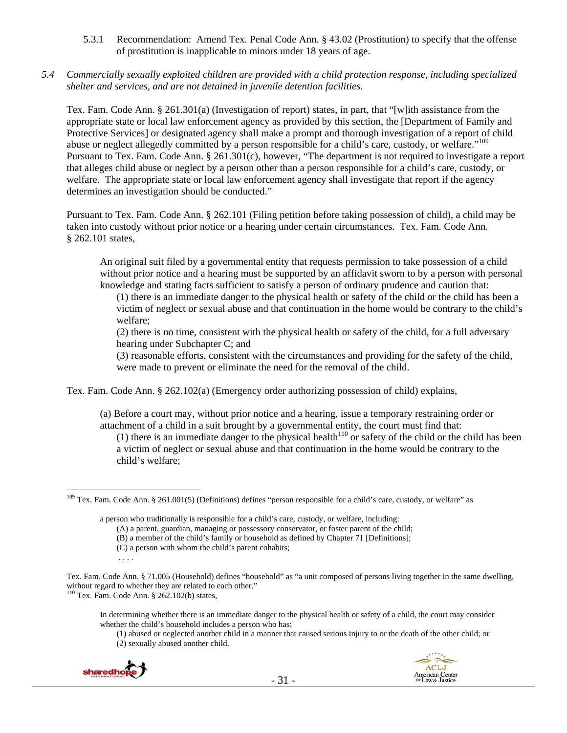5.3.1 Recommendation: Amend Tex. Penal Code Ann. § 43.02 (Prostitution) to specify that the offense of prostitution is inapplicable to minors under 18 years of age.

*5.4 Commercially sexually exploited children are provided with a child protection response, including specialized shelter and services, and are not detained in juvenile detention facilities.*

Tex. Fam. Code Ann. § 261.301(a) (Investigation of report) states, in part, that "[w]ith assistance from the appropriate state or local law enforcement agency as provided by this section, the [Department of Family and Protective Services] or designated agency shall make a prompt and thorough investigation of a report of child abuse or neglect allegedly committed by a person responsible for a child's care, custody, or welfare."[109] Pursuant to Tex. Fam. Code Ann. § 261.301(c), however, "The department is not required to investigate a report that alleges child abuse or neglect by a person other than a person responsible for a child's care, custody, or welfare. The appropriate state or local law enforcement agency shall investigate that report if the agency determines an investigation should be conducted."

Pursuant to Tex. Fam. Code Ann. § 262.101 (Filing petition before taking possession of child), a child may be taken into custody without prior notice or a hearing under certain circumstances. Tex. Fam. Code Ann. § 262.101 states,

> An original suit filed by a governmental entity that requests permission to take possession of a child without prior notice and a hearing must be supported by an affidavit sworn to by a person with personal knowledge and stating facts sufficient to satisfy a person of ordinary prudence and caution that:
>
> (1) there is an immediate danger to the physical health or safety of the child or the child has been a victim of neglect or sexual abuse and that continuation in the home would be contrary to the child's welfare;
>
> (2) there is no time, consistent with the physical health or safety of the child, for a full adversary hearing under Subchapter C; and
>
> (3) reasonable efforts, consistent with the circumstances and providing for the safety of the child, were made to prevent or eliminate the need for the removal of the child.

Tex. Fam. Code Ann. § 262.102(a) (Emergency order authorizing possession of child) explains,

> (a) Before a court may, without prior notice and a hearing, issue a temporary restraining order or attachment of a child in a suit brought by a governmental entity, the court must find that:
>
> (1) there is an immediate danger to the physical health[110] or safety of the child or the child has been a victim of neglect or sexual abuse and that continuation in the home would be contrary to the child's welfare;

---

[109] Tex. Fam. Code Ann. § 261.001(5) (Definitions) defines "person responsible for a child's care, custody, or welfare" as

> a person who traditionally is responsible for a child's care, custody, or welfare, including:
>
> (A) a parent, guardian, managing or possessory conservator, or foster parent of the child;
>
> (B) a member of the child's family or household as defined by Chapter 71 [Definitions];
>
> (C) a person with whom the child's parent cohabits;
>
> . . . .

Tex. Fam. Code Ann. § 71.005 (Household) defines "household" as "a unit composed of persons living together in the same dwelling, without regard to whether they are related to each other."

[110] Tex. Fam. Code Ann. § 262.102(b) states,

> In determining whether there is an immediate danger to the physical health or safety of a child, the court may consider whether the child's household includes a person who has:
>
> (1) abused or neglected another child in a manner that caused serious injury to or the death of the other child; or
>
> (2) sexually abused another child.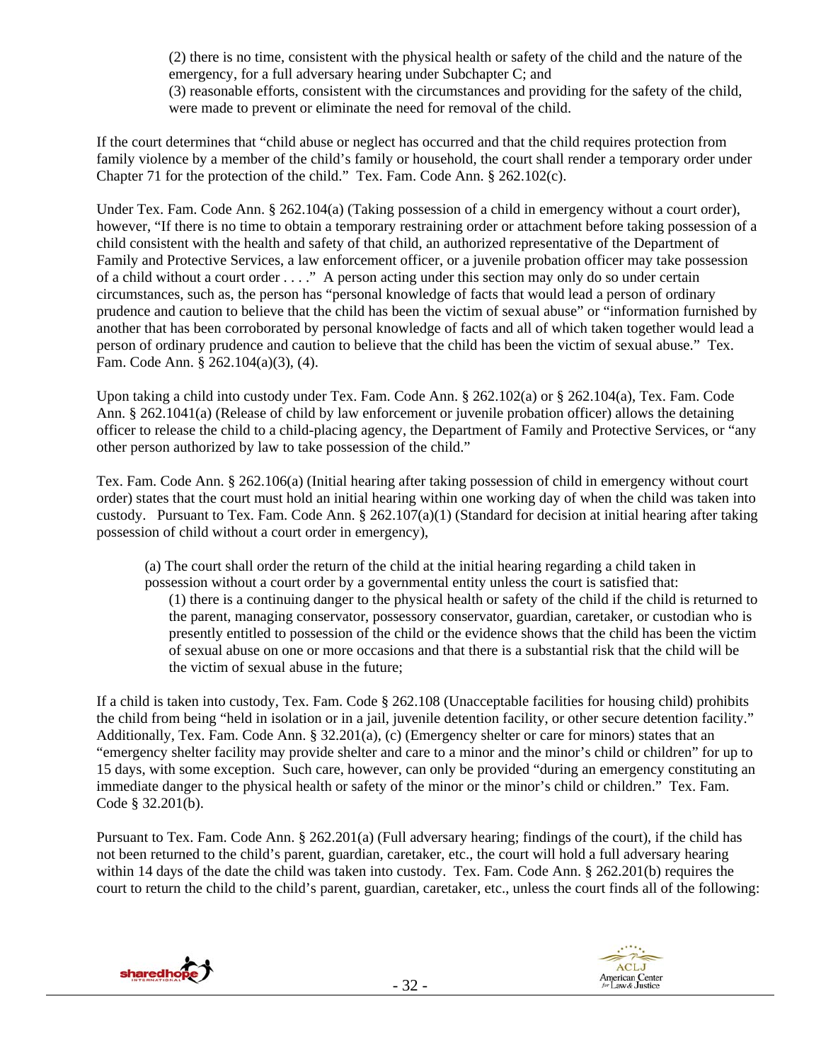(2) there is no time, consistent with the physical health or safety of the child and the nature of the emergency, for a full adversary hearing under Subchapter C; and
(3) reasonable efforts, consistent with the circumstances and providing for the safety of the child, were made to prevent or eliminate the need for removal of the child.

If the court determines that "child abuse or neglect has occurred and that the child requires protection from family violence by a member of the child's family or household, the court shall render a temporary order under Chapter 71 for the protection of the child." Tex. Fam. Code Ann. § 262.102(c).

Under Tex. Fam. Code Ann. § 262.104(a) (Taking possession of a child in emergency without a court order), however, "If there is no time to obtain a temporary restraining order or attachment before taking possession of a child consistent with the health and safety of that child, an authorized representative of the Department of Family and Protective Services, a law enforcement officer, or a juvenile probation officer may take possession of a child without a court order . . . ." A person acting under this section may only do so under certain circumstances, such as, the person has "personal knowledge of facts that would lead a person of ordinary prudence and caution to believe that the child has been the victim of sexual abuse" or "information furnished by another that has been corroborated by personal knowledge of facts and all of which taken together would lead a person of ordinary prudence and caution to believe that the child has been the victim of sexual abuse." Tex. Fam. Code Ann. § 262.104(a)(3), (4).

Upon taking a child into custody under Tex. Fam. Code Ann. § 262.102(a) or § 262.104(a), Tex. Fam. Code Ann. § 262.1041(a) (Release of child by law enforcement or juvenile probation officer) allows the detaining officer to release the child to a child-placing agency, the Department of Family and Protective Services, or "any other person authorized by law to take possession of the child."

Tex. Fam. Code Ann. § 262.106(a) (Initial hearing after taking possession of child in emergency without court order) states that the court must hold an initial hearing within one working day of when the child was taken into custody. Pursuant to Tex. Fam. Code Ann. § 262.107(a)(1) (Standard for decision at initial hearing after taking possession of child without a court order in emergency),

> (a) The court shall order the return of the child at the initial hearing regarding a child taken in possession without a court order by a governmental entity unless the court is satisfied that:
> (1) there is a continuing danger to the physical health or safety of the child if the child is returned to the parent, managing conservator, possessory conservator, guardian, caretaker, or custodian who is presently entitled to possession of the child or the evidence shows that the child has been the victim of sexual abuse on one or more occasions and that there is a substantial risk that the child will be the victim of sexual abuse in the future;

If a child is taken into custody, Tex. Fam. Code § 262.108 (Unacceptable facilities for housing child) prohibits the child from being "held in isolation or in a jail, juvenile detention facility, or other secure detention facility." Additionally, Tex. Fam. Code Ann. § 32.201(a), (c) (Emergency shelter or care for minors) states that an "emergency shelter facility may provide shelter and care to a minor and the minor's child or children" for up to 15 days, with some exception. Such care, however, can only be provided "during an emergency constituting an immediate danger to the physical health or safety of the minor or the minor's child or children." Tex. Fam. Code § 32.201(b).

Pursuant to Tex. Fam. Code Ann. § 262.201(a) (Full adversary hearing; findings of the court), if the child has not been returned to the child's parent, guardian, caretaker, etc., the court will hold a full adversary hearing within 14 days of the date the child was taken into custody. Tex. Fam. Code Ann. § 262.201(b) requires the court to return the child to the child's parent, guardian, caretaker, etc., unless the court finds all of the following: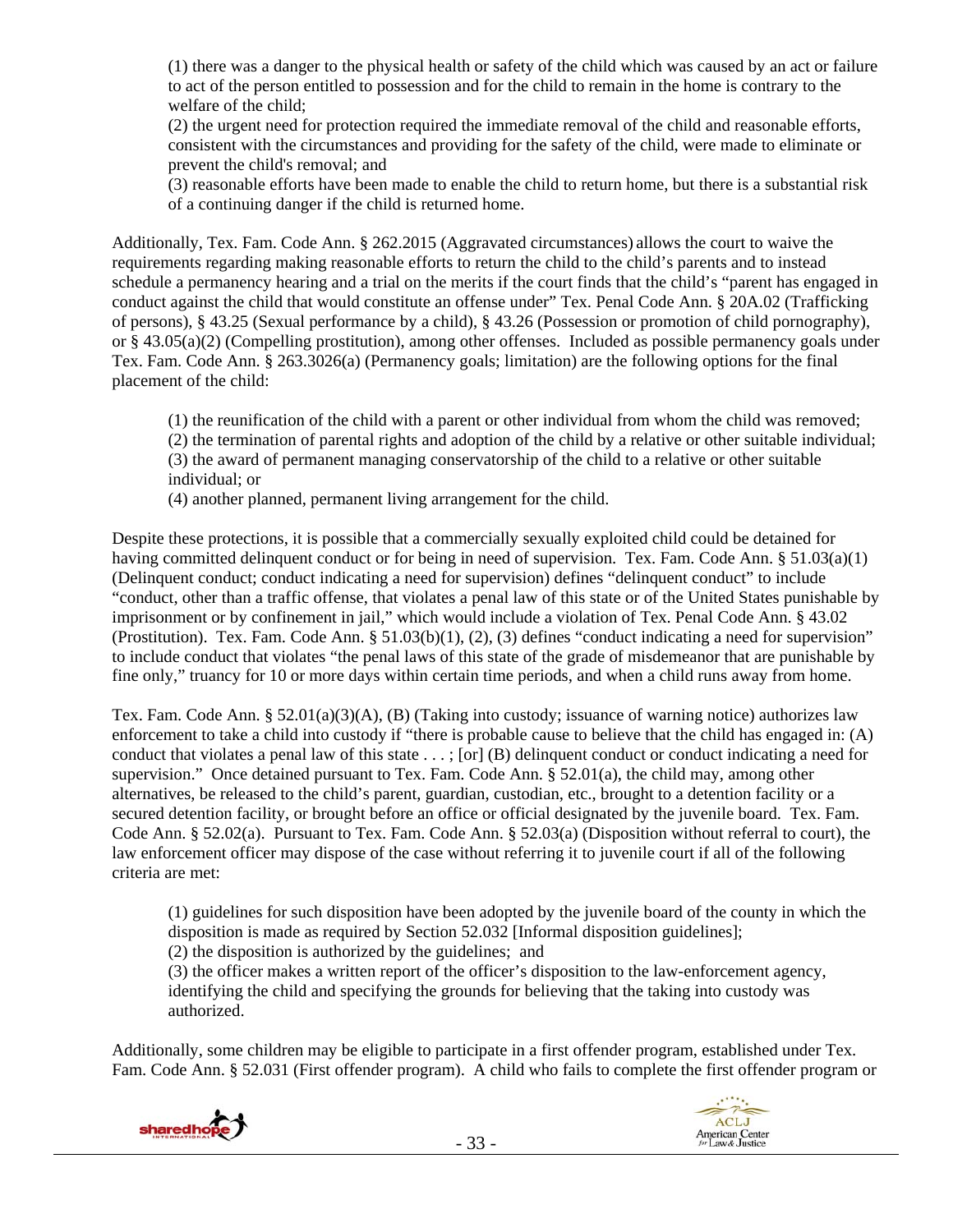(1) there was a danger to the physical health or safety of the child which was caused by an act or failure to act of the person entitled to possession and for the child to remain in the home is contrary to the welfare of the child;
(2) the urgent need for protection required the immediate removal of the child and reasonable efforts, consistent with the circumstances and providing for the safety of the child, were made to eliminate or prevent the child's removal; and
(3) reasonable efforts have been made to enable the child to return home, but there is a substantial risk of a continuing danger if the child is returned home.

Additionally, Tex. Fam. Code Ann. § 262.2015 (Aggravated circumstances) allows the court to waive the requirements regarding making reasonable efforts to return the child to the child's parents and to instead schedule a permanency hearing and a trial on the merits if the court finds that the child's "parent has engaged in conduct against the child that would constitute an offense under" Tex. Penal Code Ann. § 20A.02 (Trafficking of persons), § 43.25 (Sexual performance by a child), § 43.26 (Possession or promotion of child pornography), or § 43.05(a)(2) (Compelling prostitution), among other offenses. Included as possible permanency goals under Tex. Fam. Code Ann. § 263.3026(a) (Permanency goals; limitation) are the following options for the final placement of the child:

(1) the reunification of the child with a parent or other individual from whom the child was removed;
(2) the termination of parental rights and adoption of the child by a relative or other suitable individual;
(3) the award of permanent managing conservatorship of the child to a relative or other suitable individual; or
(4) another planned, permanent living arrangement for the child.

Despite these protections, it is possible that a commercially sexually exploited child could be detained for having committed delinquent conduct or for being in need of supervision. Tex. Fam. Code Ann. § 51.03(a)(1) (Delinquent conduct; conduct indicating a need for supervision) defines "delinquent conduct" to include "conduct, other than a traffic offense, that violates a penal law of this state or of the United States punishable by imprisonment or by confinement in jail," which would include a violation of Tex. Penal Code Ann. § 43.02 (Prostitution). Tex. Fam. Code Ann. § 51.03(b)(1), (2), (3) defines "conduct indicating a need for supervision" to include conduct that violates "the penal laws of this state of the grade of misdemeanor that are punishable by fine only," truancy for 10 or more days within certain time periods, and when a child runs away from home.

Tex. Fam. Code Ann. § 52.01(a)(3)(A), (B) (Taking into custody; issuance of warning notice) authorizes law enforcement to take a child into custody if "there is probable cause to believe that the child has engaged in: (A) conduct that violates a penal law of this state . . . ; [or] (B) delinquent conduct or conduct indicating a need for supervision." Once detained pursuant to Tex. Fam. Code Ann. § 52.01(a), the child may, among other alternatives, be released to the child's parent, guardian, custodian, etc., brought to a detention facility or a secured detention facility, or brought before an office or official designated by the juvenile board. Tex. Fam. Code Ann. § 52.02(a). Pursuant to Tex. Fam. Code Ann. § 52.03(a) (Disposition without referral to court), the law enforcement officer may dispose of the case without referring it to juvenile court if all of the following criteria are met:

(1) guidelines for such disposition have been adopted by the juvenile board of the county in which the disposition is made as required by Section 52.032 [Informal disposition guidelines];
(2) the disposition is authorized by the guidelines; and
(3) the officer makes a written report of the officer's disposition to the law-enforcement agency, identifying the child and specifying the grounds for believing that the taking into custody was authorized.

Additionally, some children may be eligible to participate in a first offender program, established under Tex. Fam. Code Ann. § 52.031 (First offender program). A child who fails to complete the first offender program or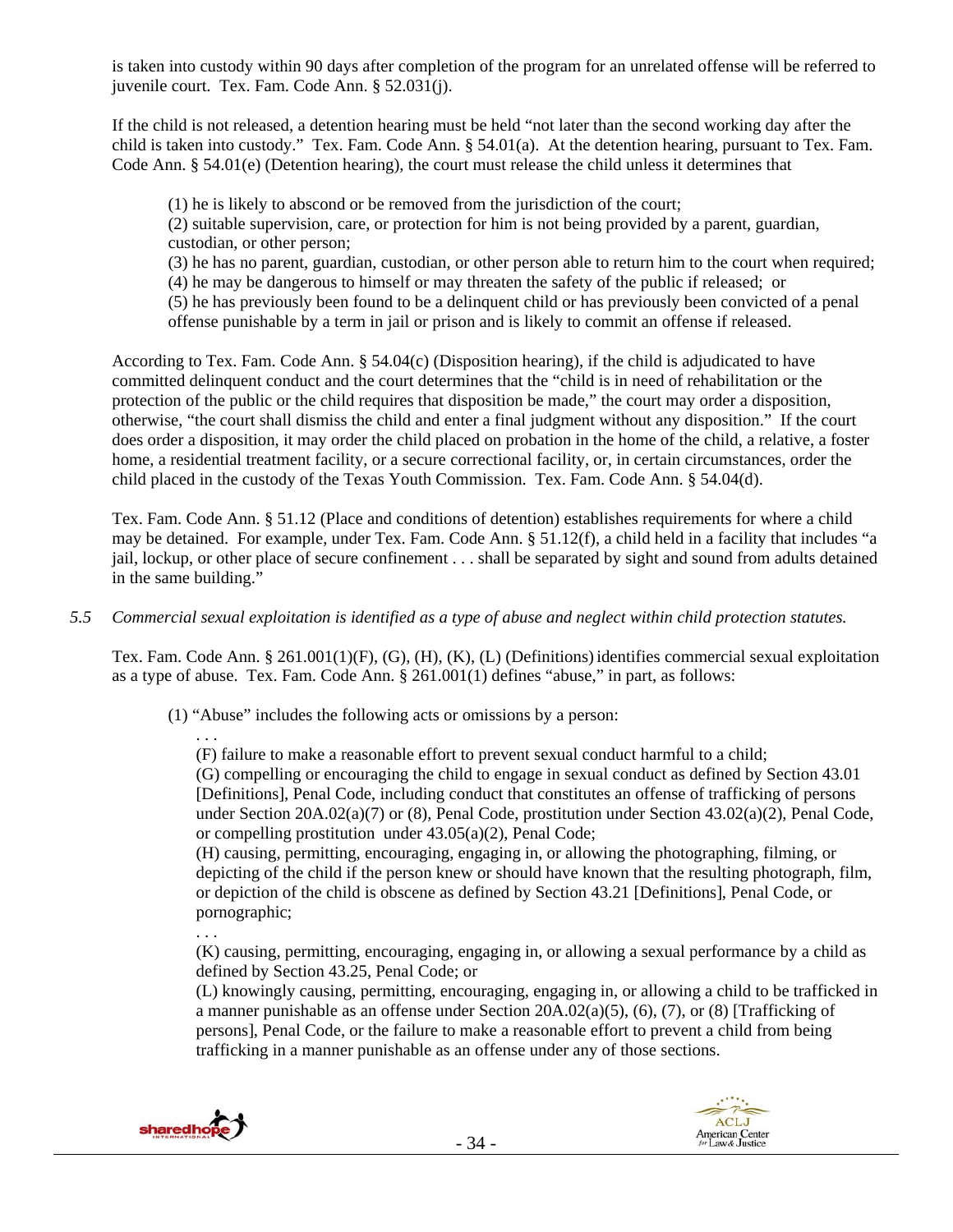is taken into custody within 90 days after completion of the program for an unrelated offense will be referred to juvenile court. Tex. Fam. Code Ann. § 52.031(j).

If the child is not released, a detention hearing must be held "not later than the second working day after the child is taken into custody." Tex. Fam. Code Ann. § 54.01(a). At the detention hearing, pursuant to Tex. Fam. Code Ann. § 54.01(e) (Detention hearing), the court must release the child unless it determines that

> (1) he is likely to abscond or be removed from the jurisdiction of the court;
> (2) suitable supervision, care, or protection for him is not being provided by a parent, guardian, custodian, or other person;
> (3) he has no parent, guardian, custodian, or other person able to return him to the court when required;
> (4) he may be dangerous to himself or may threaten the safety of the public if released; or
> (5) he has previously been found to be a delinquent child or has previously been convicted of a penal offense punishable by a term in jail or prison and is likely to commit an offense if released.

According to Tex. Fam. Code Ann. § 54.04(c) (Disposition hearing), if the child is adjudicated to have committed delinquent conduct and the court determines that the "child is in need of rehabilitation or the protection of the public or the child requires that disposition be made," the court may order a disposition, otherwise, "the court shall dismiss the child and enter a final judgment without any disposition." If the court does order a disposition, it may order the child placed on probation in the home of the child, a relative, a foster home, a residential treatment facility, or a secure correctional facility, or, in certain circumstances, order the child placed in the custody of the Texas Youth Commission. Tex. Fam. Code Ann. § 54.04(d).

Tex. Fam. Code Ann. § 51.12 (Place and conditions of detention) establishes requirements for where a child may be detained. For example, under Tex. Fam. Code Ann. § 51.12(f), a child held in a facility that includes "a jail, lockup, or other place of secure confinement . . . shall be separated by sight and sound from adults detained in the same building."

*5.5 Commercial sexual exploitation is identified as a type of abuse and neglect within child protection statutes.*

Tex. Fam. Code Ann. § 261.001(1)(F), (G), (H), (K), (L) (Definitions) identifies commercial sexual exploitation as a type of abuse. Tex. Fam. Code Ann. § 261.001(1) defines "abuse," in part, as follows:

> (1) "Abuse" includes the following acts or omissions by a person:
> > . . .
> > (F) failure to make a reasonable effort to prevent sexual conduct harmful to a child;
> > (G) compelling or encouraging the child to engage in sexual conduct as defined by Section 43.01 [Definitions], Penal Code, including conduct that constitutes an offense of trafficking of persons under Section 20A.02(a)(7) or (8), Penal Code, prostitution under Section 43.02(a)(2), Penal Code, or compelling prostitution under 43.05(a)(2), Penal Code;
> > (H) causing, permitting, encouraging, engaging in, or allowing the photographing, filming, or depicting of the child if the person knew or should have known that the resulting photograph, film, or depiction of the child is obscene as defined by Section 43.21 [Definitions], Penal Code, or pornographic;
> > . . .
> > (K) causing, permitting, encouraging, engaging in, or allowing a sexual performance by a child as defined by Section 43.25, Penal Code; or
> > (L) knowingly causing, permitting, encouraging, engaging in, or allowing a child to be trafficked in a manner punishable as an offense under Section 20A.02(a)(5), (6), (7), or (8) [Trafficking of persons], Penal Code, or the failure to make a reasonable effort to prevent a child from being trafficking in a manner punishable as an offense under any of those sections.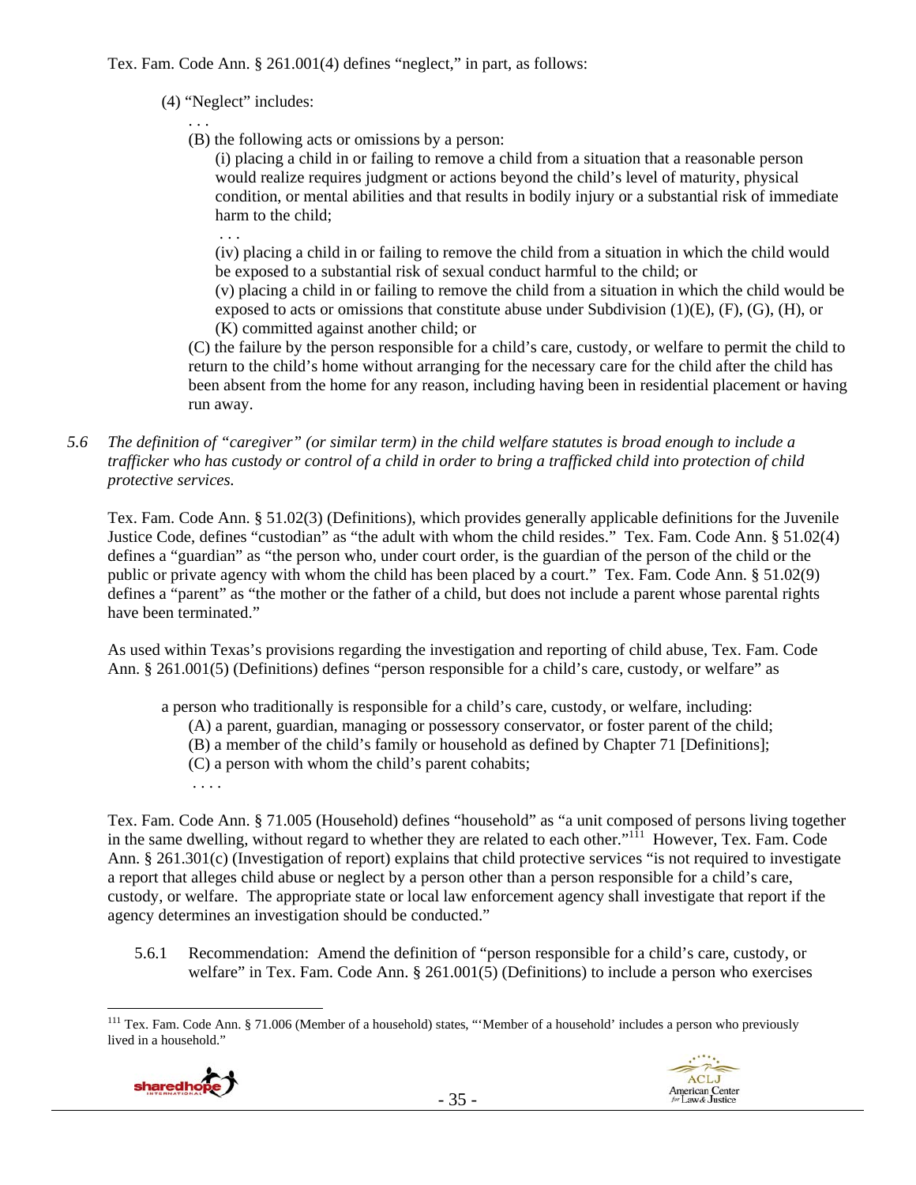Tex. Fam. Code Ann. § 261.001(4) defines "neglect," in part, as follows:

> (4) "Neglect" includes:
>
> . . .
>
> (B) the following acts or omissions by a person:
>
> (i) placing a child in or failing to remove a child from a situation that a reasonable person would realize requires judgment or actions beyond the child's level of maturity, physical condition, or mental abilities and that results in bodily injury or a substantial risk of immediate harm to the child;
>
> . . .
>
> (iv) placing a child in or failing to remove the child from a situation in which the child would be exposed to a substantial risk of sexual conduct harmful to the child; or
>
> (v) placing a child in or failing to remove the child from a situation in which the child would be exposed to acts or omissions that constitute abuse under Subdivision (1)(E), (F), (G), (H), or (K) committed against another child; or
>
> (C) the failure by the person responsible for a child's care, custody, or welfare to permit the child to return to the child's home without arranging for the necessary care for the child after the child has been absent from the home for any reason, including having been in residential placement or having run away.

*5.6 The definition of "caregiver" (or similar term) in the child welfare statutes is broad enough to include a trafficker who has custody or control of a child in order to bring a trafficked child into protection of child protective services.*

Tex. Fam. Code Ann. § 51.02(3) (Definitions), which provides generally applicable definitions for the Juvenile Justice Code, defines "custodian" as "the adult with whom the child resides." Tex. Fam. Code Ann. § 51.02(4) defines a "guardian" as "the person who, under court order, is the guardian of the person of the child or the public or private agency with whom the child has been placed by a court." Tex. Fam. Code Ann. § 51.02(9) defines a "parent" as "the mother or the father of a child, but does not include a parent whose parental rights have been terminated."

As used within Texas's provisions regarding the investigation and reporting of child abuse, Tex. Fam. Code Ann. § 261.001(5) (Definitions) defines "person responsible for a child's care, custody, or welfare" as

> a person who traditionally is responsible for a child's care, custody, or welfare, including:
>
> (A) a parent, guardian, managing or possessory conservator, or foster parent of the child;
>
> (B) a member of the child's family or household as defined by Chapter 71 [Definitions];
>
> (C) a person with whom the child's parent cohabits;
>
> . . . .

Tex. Fam. Code Ann. § 71.005 (Household) defines "household" as "a unit composed of persons living together in the same dwelling, without regard to whether they are related to each other."[111] However, Tex. Fam. Code Ann. § 261.301(c) (Investigation of report) explains that child protective services "is not required to investigate a report that alleges child abuse or neglect by a person other than a person responsible for a child's care, custody, or welfare. The appropriate state or local law enforcement agency shall investigate that report if the agency determines an investigation should be conducted."

5.6.1 Recommendation: Amend the definition of "person responsible for a child's care, custody, or welfare" in Tex. Fam. Code Ann. § 261.001(5) (Definitions) to include a person who exercises

---

[111] Tex. Fam. Code Ann. § 71.006 (Member of a household) states, "'Member of a household' includes a person who previously lived in a household."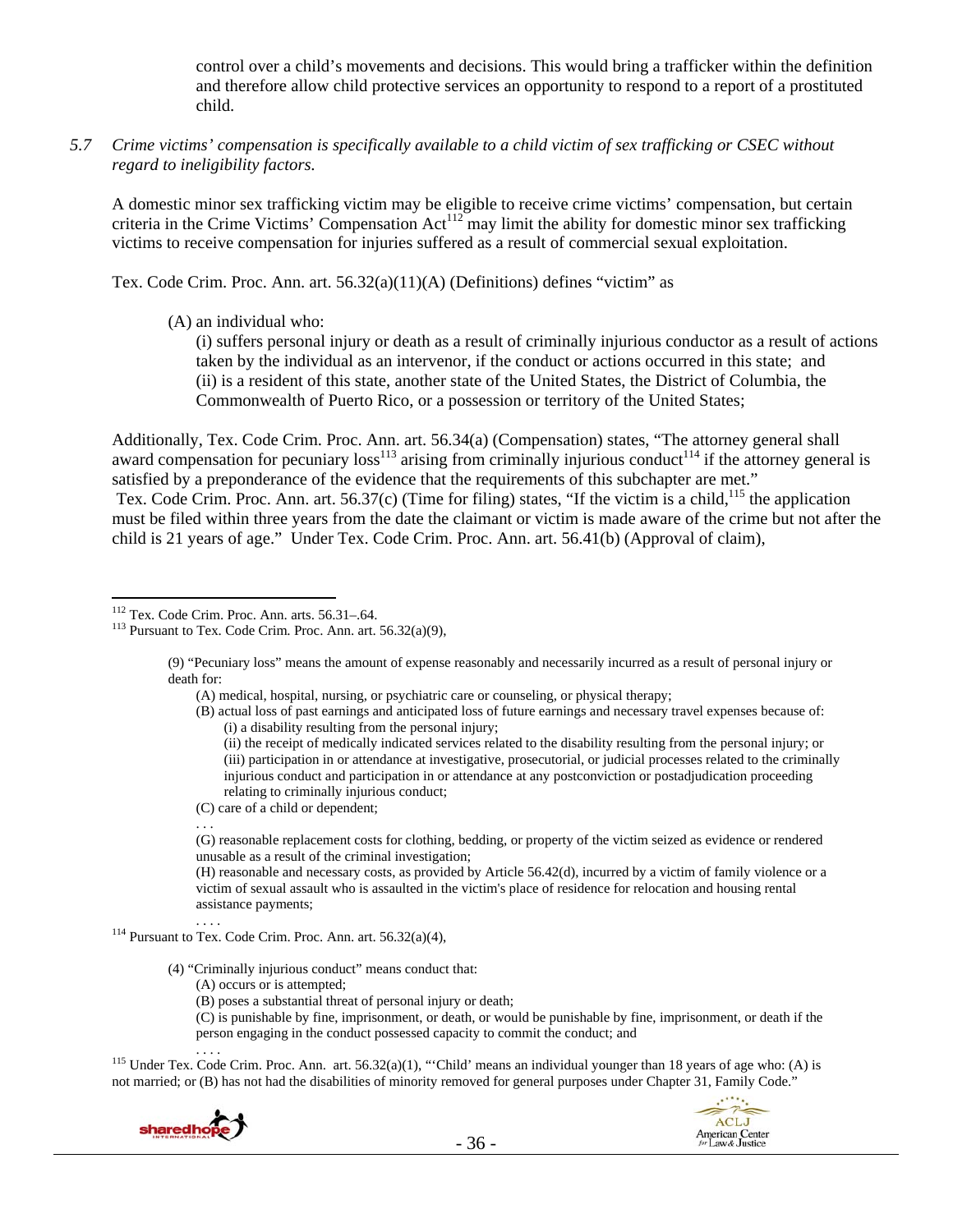control over a child's movements and decisions. This would bring a trafficker within the definition and therefore allow child protective services an opportunity to respond to a report of a prostituted child.

*5.7 Crime victims' compensation is specifically available to a child victim of sex trafficking or CSEC without regard to ineligibility factors.*

A domestic minor sex trafficking victim may be eligible to receive crime victims' compensation, but certain criteria in the Crime Victims' Compensation Act[112] may limit the ability for domestic minor sex trafficking victims to receive compensation for injuries suffered as a result of commercial sexual exploitation.

Tex. Code Crim. Proc. Ann. art. 56.32(a)(11)(A) (Definitions) defines "victim" as

> (A) an individual who:
> (i) suffers personal injury or death as a result of criminally injurious conductor as a result of actions taken by the individual as an intervenor, if the conduct or actions occurred in this state; and
> (ii) is a resident of this state, another state of the United States, the District of Columbia, the Commonwealth of Puerto Rico, or a possession or territory of the United States;

Additionally, Tex. Code Crim. Proc. Ann. art. 56.34(a) (Compensation) states, "The attorney general shall award compensation for pecuniary loss[113] arising from criminally injurious conduct[114] if the attorney general is satisfied by a preponderance of the evidence that the requirements of this subchapter are met." Tex. Code Crim. Proc. Ann. art. 56.37(c) (Time for filing) states, "If the victim is a child,[115] the application must be filed within three years from the date the claimant or victim is made aware of the crime but not after the child is 21 years of age." Under Tex. Code Crim. Proc. Ann. art. 56.41(b) (Approval of claim),

---

[112] Tex. Code Crim. Proc. Ann. arts. 56.31–.64.

[113] Pursuant to Tex. Code Crim. Proc. Ann. art. 56.32(a)(9),

> (9) "Pecuniary loss" means the amount of expense reasonably and necessarily incurred as a result of personal injury or death for:
> (A) medical, hospital, nursing, or psychiatric care or counseling, or physical therapy;
> (B) actual loss of past earnings and anticipated loss of future earnings and necessary travel expenses because of:
> (i) a disability resulting from the personal injury;
> (ii) the receipt of medically indicated services related to the disability resulting from the personal injury; or
> (iii) participation in or attendance at investigative, prosecutorial, or judicial processes related to the criminally injurious conduct and participation in or attendance at any postconviction or postadjudication proceeding relating to criminally injurious conduct;
> (C) care of a child or dependent;
> . . .
> (G) reasonable replacement costs for clothing, bedding, or property of the victim seized as evidence or rendered unusable as a result of the criminal investigation;
> (H) reasonable and necessary costs, as provided by Article 56.42(d), incurred by a victim of family violence or a victim of sexual assault who is assaulted in the victim's place of residence for relocation and housing rental assistance payments;
> . . . .

[114] Pursuant to Tex. Code Crim. Proc. Ann. art. 56.32(a)(4),

> (4) "Criminally injurious conduct" means conduct that:
> (A) occurs or is attempted;
> (B) poses a substantial threat of personal injury or death;
> (C) is punishable by fine, imprisonment, or death, or would be punishable by fine, imprisonment, or death if the person engaging in the conduct possessed capacity to commit the conduct; and
> . . . .

[115] Under Tex. Code Crim. Proc. Ann. art. 56.32(a)(1), "'Child' means an individual younger than 18 years of age who: (A) is not married; or (B) has not had the disabilities of minority removed for general purposes under Chapter 31, Family Code."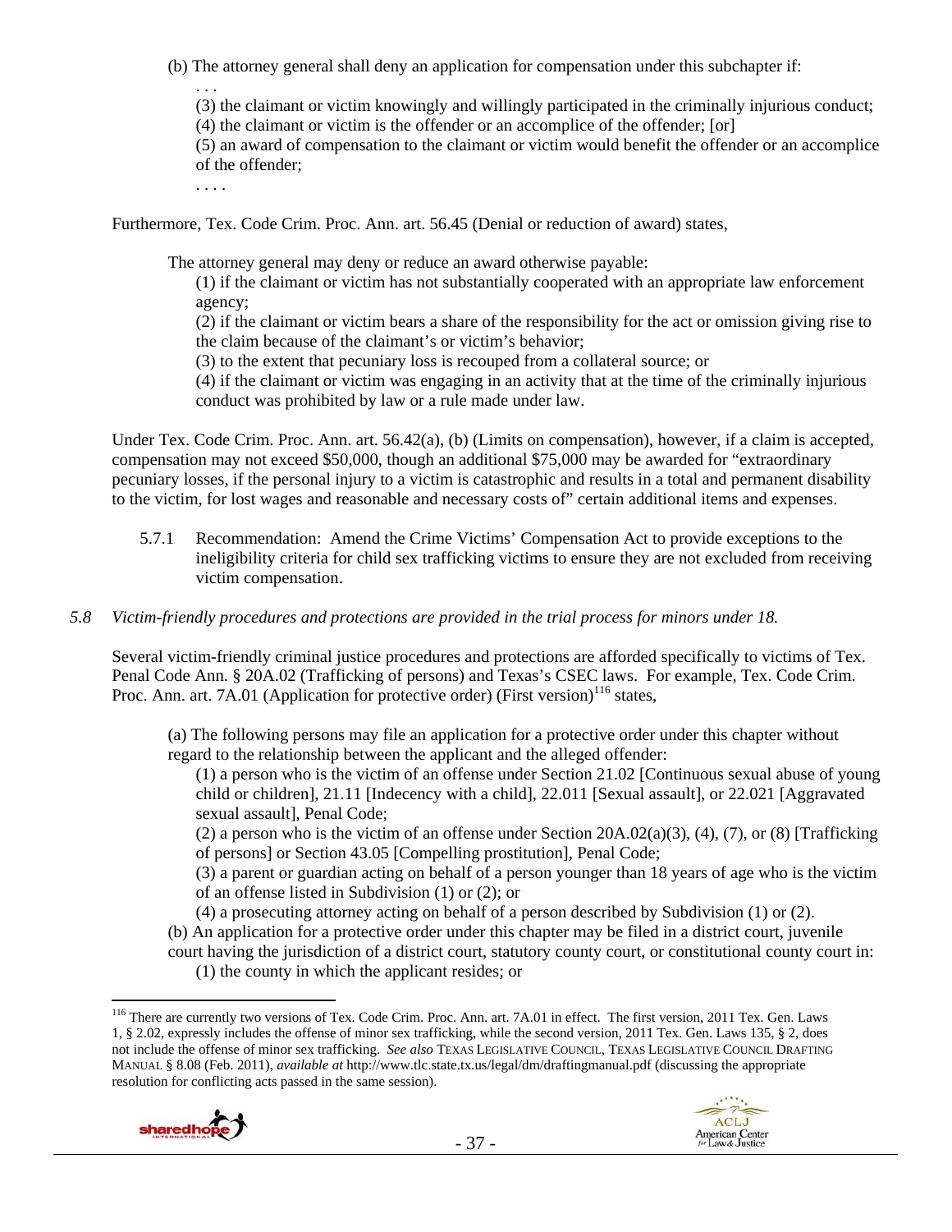(b) The attorney general shall deny an application for compensation under this subchapter if:

. . .

(3) the claimant or victim knowingly and willingly participated in the criminally injurious conduct;

(4) the claimant or victim is the offender or an accomplice of the offender; [or]

(5) an award of compensation to the claimant or victim would benefit the offender or an accomplice of the offender;

. . . .

Furthermore, Tex. Code Crim. Proc. Ann. art. 56.45 (Denial or reduction of award) states,

> The attorney general may deny or reduce an award otherwise payable:
>
> (1) if the claimant or victim has not substantially cooperated with an appropriate law enforcement agency;
>
> (2) if the claimant or victim bears a share of the responsibility for the act or omission giving rise to the claim because of the claimant's or victim's behavior;
>
> (3) to the extent that pecuniary loss is recouped from a collateral source; or
>
> (4) if the claimant or victim was engaging in an activity that at the time of the criminally injurious conduct was prohibited by law or a rule made under law.

Under Tex. Code Crim. Proc. Ann. art. 56.42(a), (b) (Limits on compensation), however, if a claim is accepted, compensation may not exceed $50,000, though an additional $75,000 may be awarded for "extraordinary pecuniary losses, if the personal injury to a victim is catastrophic and results in a total and permanent disability to the victim, for lost wages and reasonable and necessary costs of" certain additional items and expenses.

5.7.1 Recommendation: Amend the Crime Victims' Compensation Act to provide exceptions to the ineligibility criteria for child sex trafficking victims to ensure they are not excluded from receiving victim compensation.

*5.8 Victim-friendly procedures and protections are provided in the trial process for minors under 18.*

Several victim-friendly criminal justice procedures and protections are afforded specifically to victims of Tex. Penal Code Ann. § 20A.02 (Trafficking of persons) and Texas's CSEC laws. For example, Tex. Code Crim. Proc. Ann. art. 7A.01 (Application for protective order) (First version)[116] states,

> (a) The following persons may file an application for a protective order under this chapter without regard to the relationship between the applicant and the alleged offender:
>
> (1) a person who is the victim of an offense under Section 21.02 [Continuous sexual abuse of young child or children], 21.11 [Indecency with a child], 22.011 [Sexual assault], or 22.021 [Aggravated sexual assault], Penal Code;
>
> (2) a person who is the victim of an offense under Section 20A.02(a)(3), (4), (7), or (8) [Trafficking of persons] or Section 43.05 [Compelling prostitution], Penal Code;
>
> (3) a parent or guardian acting on behalf of a person younger than 18 years of age who is the victim of an offense listed in Subdivision (1) or (2); or
>
> (4) a prosecuting attorney acting on behalf of a person described by Subdivision (1) or (2).
>
> (b) An application for a protective order under this chapter may be filed in a district court, juvenile court having the jurisdiction of a district court, statutory county court, or constitutional county court in:
>
> (1) the county in which the applicant resides; or

[116] There are currently two versions of Tex. Code Crim. Proc. Ann. art. 7A.01 in effect. The first version, 2011 Tex. Gen. Laws 1, § 2.02, expressly includes the offense of minor sex trafficking, while the second version, 2011 Tex. Gen. Laws 135, § 2, does not include the offense of minor sex trafficking. *See also* TEXAS LEGISLATIVE COUNCIL, TEXAS LEGISLATIVE COUNCIL DRAFTING MANUAL § 8.08 (Feb. 2011), *available at* http://www.tlc.state.tx.us/legal/dm/draftingmanual.pdf (discussing the appropriate resolution for conflicting acts passed in the same session).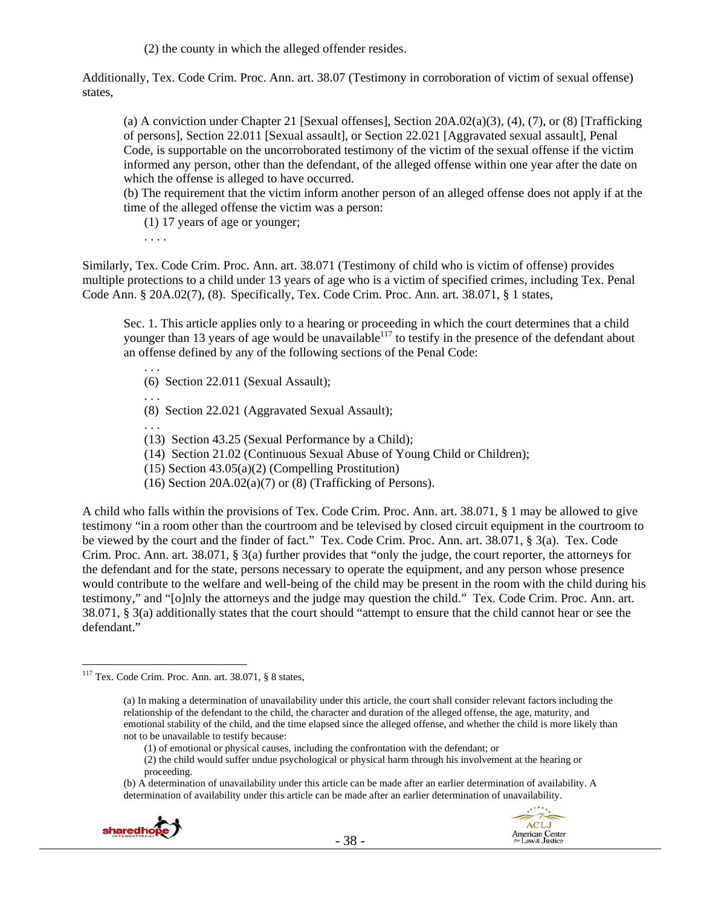(2) the county in which the alleged offender resides.

Additionally, Tex. Code Crim. Proc. Ann. art. 38.07 (Testimony in corroboration of victim of sexual offense) states,

> (a) A conviction under Chapter 21 [Sexual offenses], Section 20A.02(a)(3), (4), (7), or (8) [Trafficking of persons], Section 22.011 [Sexual assault], or Section 22.021 [Aggravated sexual assault], Penal Code, is supportable on the uncorroborated testimony of the victim of the sexual offense if the victim informed any person, other than the defendant, of the alleged offense within one year after the date on which the offense is alleged to have occurred.
> (b) The requirement that the victim inform another person of an alleged offense does not apply if at the time of the alleged offense the victim was a person:
>
> (1) 17 years of age or younger;
>
> . . . .

Similarly, Tex. Code Crim. Proc. Ann. art. 38.071 (Testimony of child who is victim of offense) provides multiple protections to a child under 13 years of age who is a victim of specified crimes, including Tex. Penal Code Ann. § 20A.02(7), (8). Specifically, Tex. Code Crim. Proc. Ann. art. 38.071, § 1 states,

> Sec. 1. This article applies only to a hearing or proceeding in which the court determines that a child younger than 13 years of age would be unavailable[117] to testify in the presence of the defendant about an offense defined by any of the following sections of the Penal Code:
>
> . . .
> (6) Section 22.011 (Sexual Assault);
> . . .
> (8) Section 22.021 (Aggravated Sexual Assault);
> . . .
> (13) Section 43.25 (Sexual Performance by a Child);
> (14) Section 21.02 (Continuous Sexual Abuse of Young Child or Children);
> (15) Section 43.05(a)(2) (Compelling Prostitution)
> (16) Section 20A.02(a)(7) or (8) (Trafficking of Persons).

A child who falls within the provisions of Tex. Code Crim. Proc. Ann. art. 38.071, § 1 may be allowed to give testimony "in a room other than the courtroom and be televised by closed circuit equipment in the courtroom to be viewed by the court and the finder of fact." Tex. Code Crim. Proc. Ann. art. 38.071, § 3(a). Tex. Code Crim. Proc. Ann. art. 38.071, § 3(a) further provides that "only the judge, the court reporter, the attorneys for the defendant and for the state, persons necessary to operate the equipment, and any person whose presence would contribute to the welfare and well-being of the child may be present in the room with the child during his testimony," and "[o]nly the attorneys and the judge may question the child." Tex. Code Crim. Proc. Ann. art. 38.071, § 3(a) additionally states that the court should "attempt to ensure that the child cannot hear or see the defendant."

---

[117] Tex. Code Crim. Proc. Ann. art. 38.071, § 8 states,

> (a) In making a determination of unavailability under this article, the court shall consider relevant factors including the relationship of the defendant to the child, the character and duration of the alleged offense, the age, maturity, and emotional stability of the child, and the time elapsed since the alleged offense, and whether the child is more likely than not to be unavailable to testify because:
>
> (1) of emotional or physical causes, including the confrontation with the defendant; or
> (2) the child would suffer undue psychological or physical harm through his involvement at the hearing or proceeding.
>
> (b) A determination of unavailability under this article can be made after an earlier determination of availability. A determination of availability under this article can be made after an earlier determination of unavailability.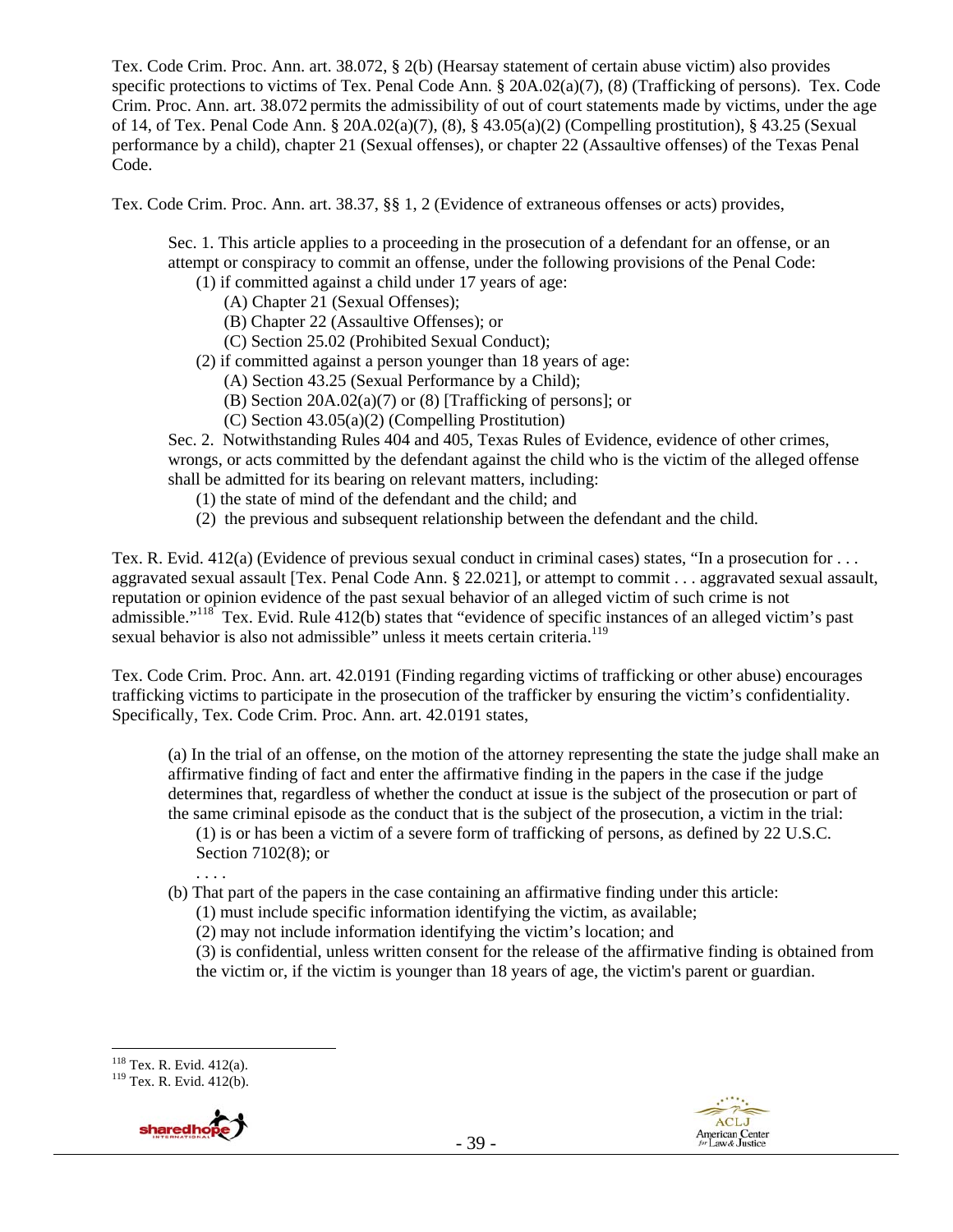Tex. Code Crim. Proc. Ann. art. 38.072, § 2(b) (Hearsay statement of certain abuse victim) also provides specific protections to victims of Tex. Penal Code Ann. § 20A.02(a)(7), (8) (Trafficking of persons). Tex. Code Crim. Proc. Ann. art. 38.072 permits the admissibility of out of court statements made by victims, under the age of 14, of Tex. Penal Code Ann. § 20A.02(a)(7), (8), § 43.05(a)(2) (Compelling prostitution), § 43.25 (Sexual performance by a child), chapter 21 (Sexual offenses), or chapter 22 (Assaultive offenses) of the Texas Penal Code.

Tex. Code Crim. Proc. Ann. art. 38.37, §§ 1, 2 (Evidence of extraneous offenses or acts) provides,

> Sec. 1. This article applies to a proceeding in the prosecution of a defendant for an offense, or an attempt or conspiracy to commit an offense, under the following provisions of the Penal Code:
>
> (1) if committed against a child under 17 years of age:
>
> (A) Chapter 21 (Sexual Offenses);
>
> (B) Chapter 22 (Assaultive Offenses); or
>
> (C) Section 25.02 (Prohibited Sexual Conduct);
>
> (2) if committed against a person younger than 18 years of age:
>
> (A) Section 43.25 (Sexual Performance by a Child);
>
> (B) Section 20A.02(a)(7) or (8) [Trafficking of persons]; or
>
> (C) Section 43.05(a)(2) (Compelling Prostitution)
>
> Sec. 2. Notwithstanding Rules 404 and 405, Texas Rules of Evidence, evidence of other crimes, wrongs, or acts committed by the defendant against the child who is the victim of the alleged offense shall be admitted for its bearing on relevant matters, including:
>
> (1) the state of mind of the defendant and the child; and
>
> (2) the previous and subsequent relationship between the defendant and the child.

Tex. R. Evid. 412(a) (Evidence of previous sexual conduct in criminal cases) states, "In a prosecution for . . . aggravated sexual assault [Tex. Penal Code Ann. § 22.021], or attempt to commit . . . aggravated sexual assault, reputation or opinion evidence of the past sexual behavior of an alleged victim of such crime is not admissible."[118] Tex. Evid. Rule 412(b) states that "evidence of specific instances of an alleged victim's past sexual behavior is also not admissible" unless it meets certain criteria.[119]

Tex. Code Crim. Proc. Ann. art. 42.0191 (Finding regarding victims of trafficking or other abuse) encourages trafficking victims to participate in the prosecution of the trafficker by ensuring the victim's confidentiality. Specifically, Tex. Code Crim. Proc. Ann. art. 42.0191 states,

> (a) In the trial of an offense, on the motion of the attorney representing the state the judge shall make an affirmative finding of fact and enter the affirmative finding in the papers in the case if the judge determines that, regardless of whether the conduct at issue is the subject of the prosecution or part of the same criminal episode as the conduct that is the subject of the prosecution, a victim in the trial:
>
> (1) is or has been a victim of a severe form of trafficking of persons, as defined by 22 U.S.C. Section 7102(8); or
>
> . . . .
>
> (b) That part of the papers in the case containing an affirmative finding under this article:
>
> (1) must include specific information identifying the victim, as available;
>
> (2) may not include information identifying the victim's location; and
>
> (3) is confidential, unless written consent for the release of the affirmative finding is obtained from the victim or, if the victim is younger than 18 years of age, the victim's parent or guardian.

---

[118] Tex. R. Evid. 412(a).

[119] Tex. R. Evid. 412(b).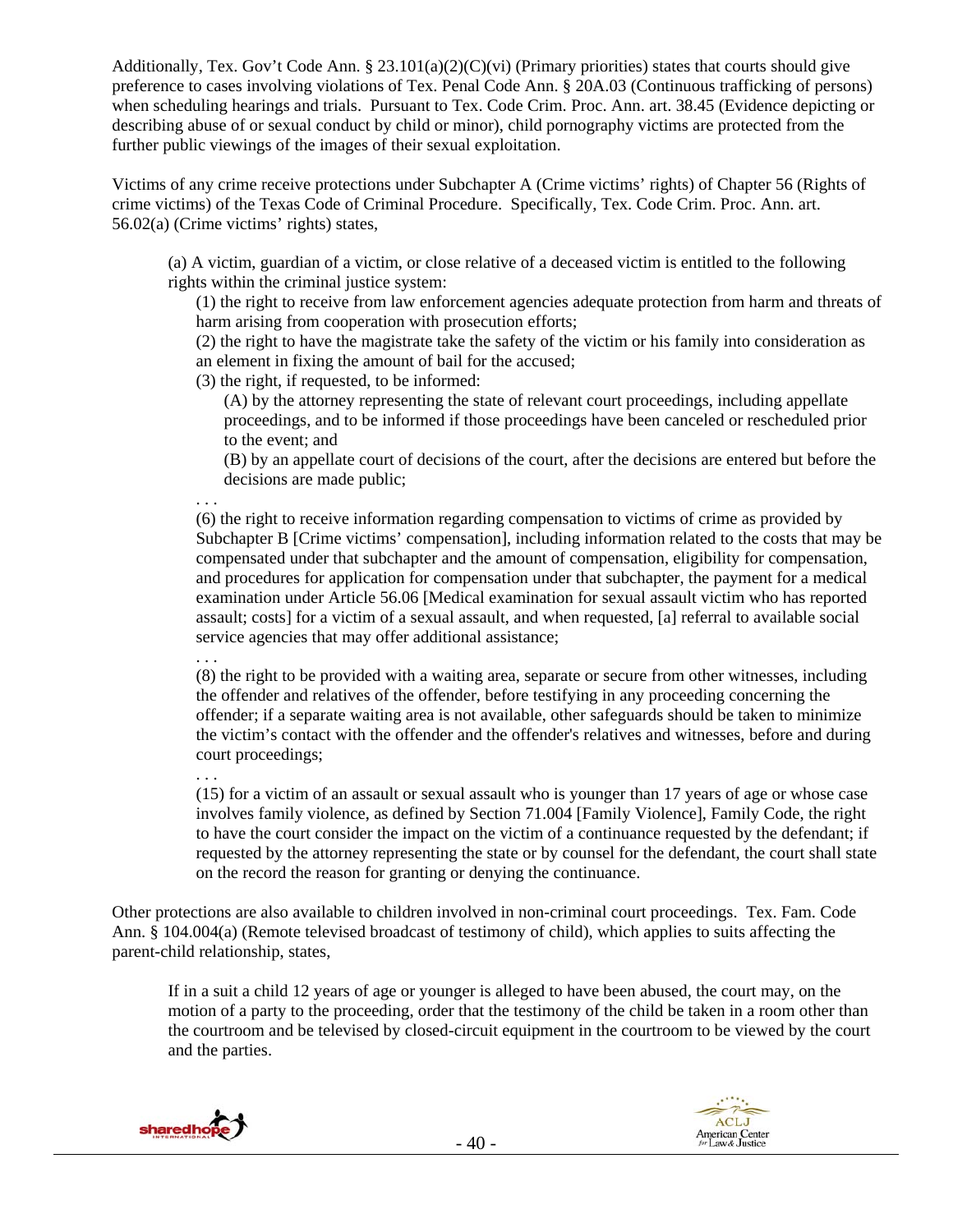Additionally, Tex. Gov't Code Ann. § 23.101(a)(2)(C)(vi) (Primary priorities) states that courts should give preference to cases involving violations of Tex. Penal Code Ann. § 20A.03 (Continuous trafficking of persons) when scheduling hearings and trials. Pursuant to Tex. Code Crim. Proc. Ann. art. 38.45 (Evidence depicting or describing abuse of or sexual conduct by child or minor), child pornography victims are protected from the further public viewings of the images of their sexual exploitation.

Victims of any crime receive protections under Subchapter A (Crime victims' rights) of Chapter 56 (Rights of crime victims) of the Texas Code of Criminal Procedure. Specifically, Tex. Code Crim. Proc. Ann. art. 56.02(a) (Crime victims' rights) states,

> (a) A victim, guardian of a victim, or close relative of a deceased victim is entitled to the following rights within the criminal justice system:
>
> (1) the right to receive from law enforcement agencies adequate protection from harm and threats of harm arising from cooperation with prosecution efforts;
>
> (2) the right to have the magistrate take the safety of the victim or his family into consideration as an element in fixing the amount of bail for the accused;
>
> (3) the right, if requested, to be informed:
>
> (A) by the attorney representing the state of relevant court proceedings, including appellate proceedings, and to be informed if those proceedings have been canceled or rescheduled prior to the event; and
>
> (B) by an appellate court of decisions of the court, after the decisions are entered but before the decisions are made public;
>
> . . .
>
> (6) the right to receive information regarding compensation to victims of crime as provided by Subchapter B [Crime victims' compensation], including information related to the costs that may be compensated under that subchapter and the amount of compensation, eligibility for compensation, and procedures for application for compensation under that subchapter, the payment for a medical examination under Article 56.06 [Medical examination for sexual assault victim who has reported assault; costs] for a victim of a sexual assault, and when requested, [a] referral to available social service agencies that may offer additional assistance;
>
> . . .
>
> (8) the right to be provided with a waiting area, separate or secure from other witnesses, including the offender and relatives of the offender, before testifying in any proceeding concerning the offender; if a separate waiting area is not available, other safeguards should be taken to minimize the victim's contact with the offender and the offender's relatives and witnesses, before and during court proceedings;
>
> . . .
>
> (15) for a victim of an assault or sexual assault who is younger than 17 years of age or whose case involves family violence, as defined by Section 71.004 [Family Violence], Family Code, the right to have the court consider the impact on the victim of a continuance requested by the defendant; if requested by the attorney representing the state or by counsel for the defendant, the court shall state on the record the reason for granting or denying the continuance.

Other protections are also available to children involved in non-criminal court proceedings. Tex. Fam. Code Ann. § 104.004(a) (Remote televised broadcast of testimony of child), which applies to suits affecting the parent-child relationship, states,

> If in a suit a child 12 years of age or younger is alleged to have been abused, the court may, on the motion of a party to the proceeding, order that the testimony of the child be taken in a room other than the courtroom and be televised by closed-circuit equipment in the courtroom to be viewed by the court and the parties.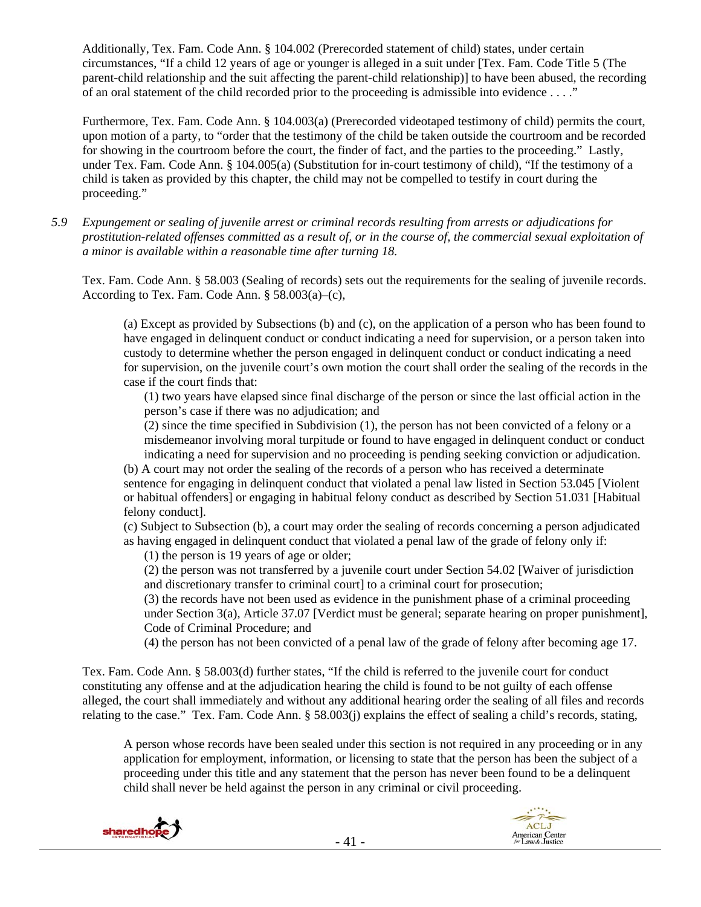Additionally, Tex. Fam. Code Ann. § 104.002 (Prerecorded statement of child) states, under certain circumstances, "If a child 12 years of age or younger is alleged in a suit under [Tex. Fam. Code Title 5 (The parent-child relationship and the suit affecting the parent-child relationship)] to have been abused, the recording of an oral statement of the child recorded prior to the proceeding is admissible into evidence . . . ."

Furthermore, Tex. Fam. Code Ann. § 104.003(a) (Prerecorded videotaped testimony of child) permits the court, upon motion of a party, to "order that the testimony of the child be taken outside the courtroom and be recorded for showing in the courtroom before the court, the finder of fact, and the parties to the proceeding." Lastly, under Tex. Fam. Code Ann. § 104.005(a) (Substitution for in-court testimony of child), "If the testimony of a child is taken as provided by this chapter, the child may not be compelled to testify in court during the proceeding."

*5.9 Expungement or sealing of juvenile arrest or criminal records resulting from arrests or adjudications for prostitution-related offenses committed as a result of, or in the course of, the commercial sexual exploitation of a minor is available within a reasonable time after turning 18.*

Tex. Fam. Code Ann. § 58.003 (Sealing of records) sets out the requirements for the sealing of juvenile records. According to Tex. Fam. Code Ann. § 58.003(a)–(c),

> (a) Except as provided by Subsections (b) and (c), on the application of a person who has been found to have engaged in delinquent conduct or conduct indicating a need for supervision, or a person taken into custody to determine whether the person engaged in delinquent conduct or conduct indicating a need for supervision, on the juvenile court's own motion the court shall order the sealing of the records in the case if the court finds that:
>
> (1) two years have elapsed since final discharge of the person or since the last official action in the person's case if there was no adjudication; and
>
> (2) since the time specified in Subdivision (1), the person has not been convicted of a felony or a misdemeanor involving moral turpitude or found to have engaged in delinquent conduct or conduct indicating a need for supervision and no proceeding is pending seeking conviction or adjudication.
>
> (b) A court may not order the sealing of the records of a person who has received a determinate sentence for engaging in delinquent conduct that violated a penal law listed in Section 53.045 [Violent or habitual offenders] or engaging in habitual felony conduct as described by Section 51.031 [Habitual felony conduct].
>
> (c) Subject to Subsection (b), a court may order the sealing of records concerning a person adjudicated as having engaged in delinquent conduct that violated a penal law of the grade of felony only if:
>
> (1) the person is 19 years of age or older;
>
> (2) the person was not transferred by a juvenile court under Section 54.02 [Waiver of jurisdiction and discretionary transfer to criminal court] to a criminal court for prosecution;
>
> (3) the records have not been used as evidence in the punishment phase of a criminal proceeding under Section 3(a), Article 37.07 [Verdict must be general; separate hearing on proper punishment], Code of Criminal Procedure; and
>
> (4) the person has not been convicted of a penal law of the grade of felony after becoming age 17.

Tex. Fam. Code Ann. § 58.003(d) further states, "If the child is referred to the juvenile court for conduct constituting any offense and at the adjudication hearing the child is found to be not guilty of each offense alleged, the court shall immediately and without any additional hearing order the sealing of all files and records relating to the case." Tex. Fam. Code Ann. § 58.003(j) explains the effect of sealing a child's records, stating,

> A person whose records have been sealed under this section is not required in any proceeding or in any application for employment, information, or licensing to state that the person has been the subject of a proceeding under this title and any statement that the person has never been found to be a delinquent child shall never be held against the person in any criminal or civil proceeding.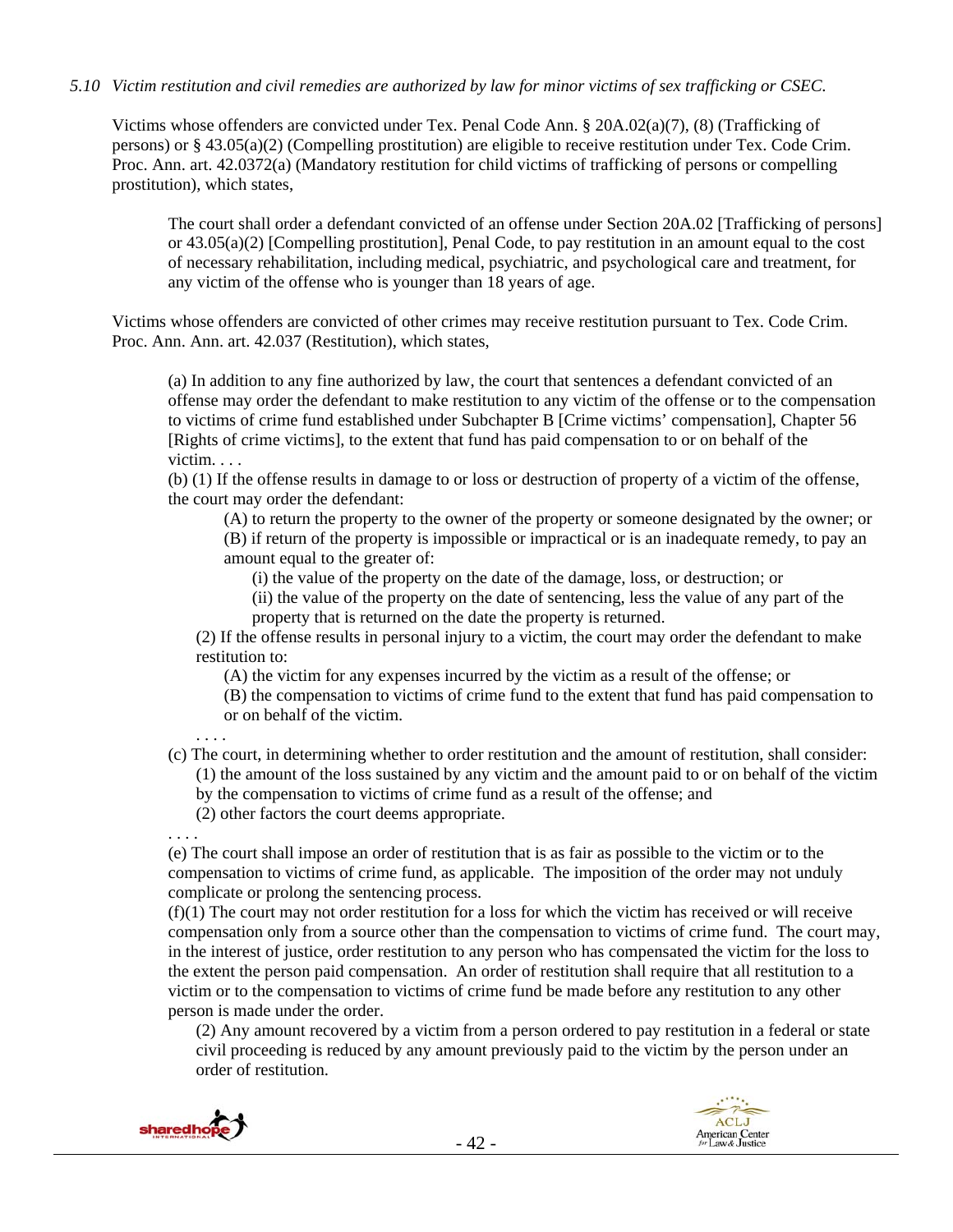*5.10 Victim restitution and civil remedies are authorized by law for minor victims of sex trafficking or CSEC.*

Victims whose offenders are convicted under Tex. Penal Code Ann. § 20A.02(a)(7), (8) (Trafficking of persons) or § 43.05(a)(2) (Compelling prostitution) are eligible to receive restitution under Tex. Code Crim. Proc. Ann. art. 42.0372(a) (Mandatory restitution for child victims of trafficking of persons or compelling prostitution), which states,

> The court shall order a defendant convicted of an offense under Section 20A.02 [Trafficking of persons] or 43.05(a)(2) [Compelling prostitution], Penal Code, to pay restitution in an amount equal to the cost of necessary rehabilitation, including medical, psychiatric, and psychological care and treatment, for any victim of the offense who is younger than 18 years of age.

Victims whose offenders are convicted of other crimes may receive restitution pursuant to Tex. Code Crim. Proc. Ann. Ann. art. 42.037 (Restitution), which states,

> (a) In addition to any fine authorized by law, the court that sentences a defendant convicted of an offense may order the defendant to make restitution to any victim of the offense or to the compensation to victims of crime fund established under Subchapter B [Crime victims' compensation], Chapter 56 [Rights of crime victims], to the extent that fund has paid compensation to or on behalf of the victim. . . .
>
> (b) (1) If the offense results in damage to or loss or destruction of property of a victim of the offense, the court may order the defendant:
>
> > (A) to return the property to the owner of the property or someone designated by the owner; or
> >
> > (B) if return of the property is impossible or impractical or is an inadequate remedy, to pay an amount equal to the greater of:
> >
> > > (i) the value of the property on the date of the damage, loss, or destruction; or
> > >
> > > (ii) the value of the property on the date of sentencing, less the value of any part of the property that is returned on the date the property is returned.
>
> > (2) If the offense results in personal injury to a victim, the court may order the defendant to make restitution to:
> >
> > > (A) the victim for any expenses incurred by the victim as a result of the offense; or
> > >
> > > (B) the compensation to victims of crime fund to the extent that fund has paid compensation to or on behalf of the victim.
> >
> > . . . .
>
> (c) The court, in determining whether to order restitution and the amount of restitution, shall consider:
>
> > (1) the amount of the loss sustained by any victim and the amount paid to or on behalf of the victim by the compensation to victims of crime fund as a result of the offense; and
> >
> > (2) other factors the court deems appropriate.
>
> . . . .
>
> (e) The court shall impose an order of restitution that is as fair as possible to the victim or to the compensation to victims of crime fund, as applicable. The imposition of the order may not unduly complicate or prolong the sentencing process.
>
> (f)(1) The court may not order restitution for a loss for which the victim has received or will receive compensation only from a source other than the compensation to victims of crime fund. The court may, in the interest of justice, order restitution to any person who has compensated the victim for the loss to the extent the person paid compensation. An order of restitution shall require that all restitution to a victim or to the compensation to victims of crime fund be made before any restitution to any other person is made under the order.
>
> > (2) Any amount recovered by a victim from a person ordered to pay restitution in a federal or state civil proceeding is reduced by any amount previously paid to the victim by the person under an order of restitution.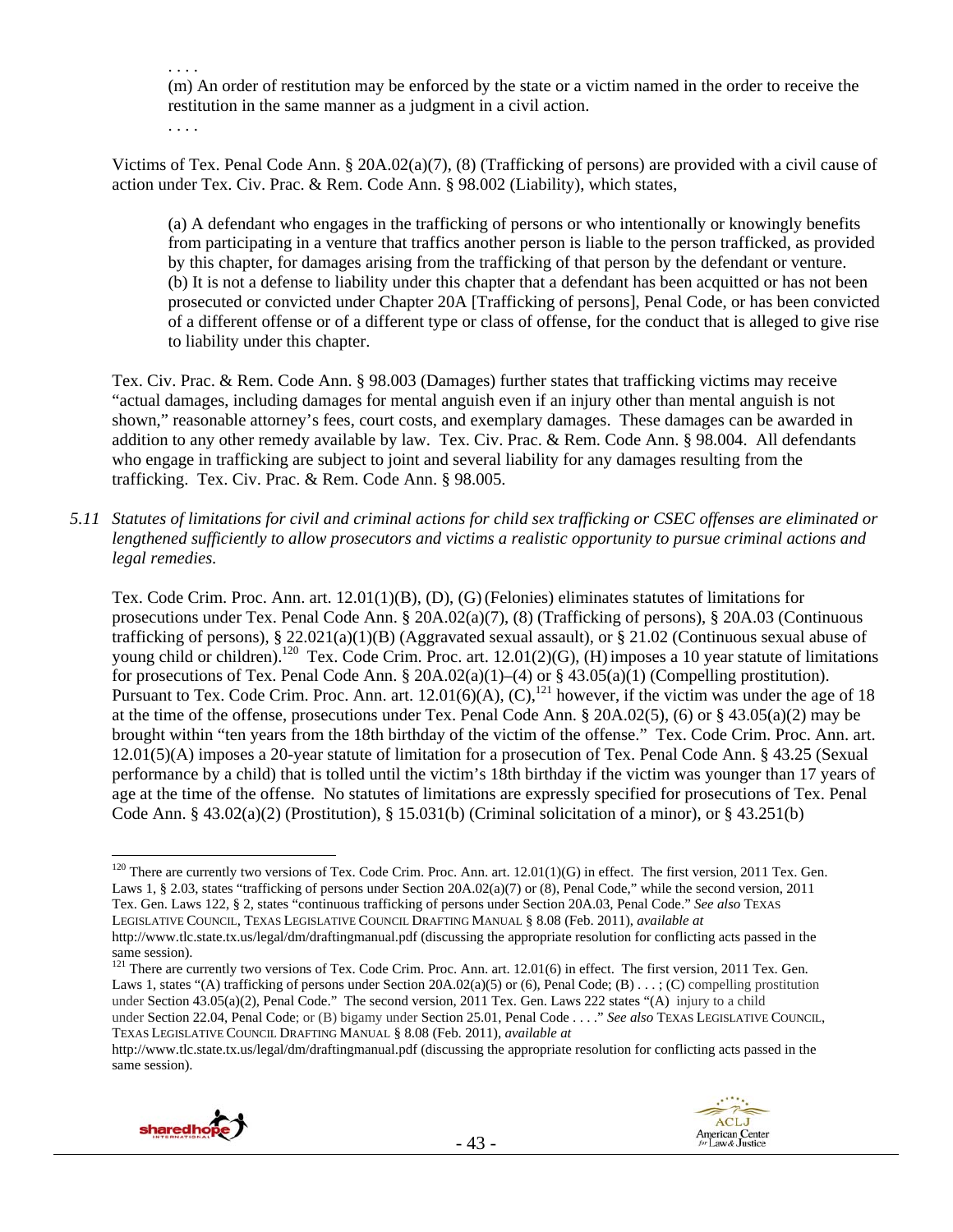. . . .

(m) An order of restitution may be enforced by the state or a victim named in the order to receive the restitution in the same manner as a judgment in a civil action.

. . . .

Victims of Tex. Penal Code Ann. § 20A.02(a)(7), (8) (Trafficking of persons) are provided with a civil cause of action under Tex. Civ. Prac. & Rem. Code Ann. § 98.002 (Liability), which states,

> (a) A defendant who engages in the trafficking of persons or who intentionally or knowingly benefits from participating in a venture that traffics another person is liable to the person trafficked, as provided by this chapter, for damages arising from the trafficking of that person by the defendant or venture.
> (b) It is not a defense to liability under this chapter that a defendant has been acquitted or has not been prosecuted or convicted under Chapter 20A [Trafficking of persons], Penal Code, or has been convicted of a different offense or of a different type or class of offense, for the conduct that is alleged to give rise to liability under this chapter.

Tex. Civ. Prac. & Rem. Code Ann. § 98.003 (Damages) further states that trafficking victims may receive "actual damages, including damages for mental anguish even if an injury other than mental anguish is not shown," reasonable attorney's fees, court costs, and exemplary damages. These damages can be awarded in addition to any other remedy available by law. Tex. Civ. Prac. & Rem. Code Ann. § 98.004. All defendants who engage in trafficking are subject to joint and several liability for any damages resulting from the trafficking. Tex. Civ. Prac. & Rem. Code Ann. § 98.005.

*5.11 Statutes of limitations for civil and criminal actions for child sex trafficking or CSEC offenses are eliminated or lengthened sufficiently to allow prosecutors and victims a realistic opportunity to pursue criminal actions and legal remedies.*

Tex. Code Crim. Proc. Ann. art. 12.01(1)(B), (D), (G) (Felonies) eliminates statutes of limitations for prosecutions under Tex. Penal Code Ann. § 20A.02(a)(7), (8) (Trafficking of persons), § 20A.03 (Continuous trafficking of persons), § 22.021(a)(1)(B) (Aggravated sexual assault), or § 21.02 (Continuous sexual abuse of young child or children).[120] Tex. Code Crim. Proc. art. 12.01(2)(G), (H) imposes a 10 year statute of limitations for prosecutions of Tex. Penal Code Ann. § 20A.02(a)(1)–(4) or § 43.05(a)(1) (Compelling prostitution). Pursuant to Tex. Code Crim. Proc. Ann. art. 12.01(6)(A), (C),[121] however, if the victim was under the age of 18 at the time of the offense, prosecutions under Tex. Penal Code Ann. § 20A.02(5), (6) or § 43.05(a)(2) may be brought within "ten years from the 18th birthday of the victim of the offense." Tex. Code Crim. Proc. Ann. art. 12.01(5)(A) imposes a 20-year statute of limitation for a prosecution of Tex. Penal Code Ann. § 43.25 (Sexual performance by a child) that is tolled until the victim's 18th birthday if the victim was younger than 17 years of age at the time of the offense. No statutes of limitations are expressly specified for prosecutions of Tex. Penal Code Ann. § 43.02(a)(2) (Prostitution), § 15.031(b) (Criminal solicitation of a minor), or § 43.251(b)

---

[120] There are currently two versions of Tex. Code Crim. Proc. Ann. art. 12.01(1)(G) in effect. The first version, 2011 Tex. Gen. Laws 1, § 2.03, states "trafficking of persons under Section 20A.02(a)(7) or (8), Penal Code," while the second version, 2011 Tex. Gen. Laws 122, § 2, states "continuous trafficking of persons under Section 20A.03, Penal Code." *See also* TEXAS LEGISLATIVE COUNCIL, TEXAS LEGISLATIVE COUNCIL DRAFTING MANUAL § 8.08 (Feb. 2011), *available at* http://www.tlc.state.tx.us/legal/dm/draftingmanual.pdf (discussing the appropriate resolution for conflicting acts passed in the same session).

[121] There are currently two versions of Tex. Code Crim. Proc. Ann. art. 12.01(6) in effect. The first version, 2011 Tex. Gen. Laws 1, states "(A) trafficking of persons under Section 20A.02(a)(5) or (6), Penal Code; (B) . . . ; (C) compelling prostitution under Section 43.05(a)(2), Penal Code." The second version, 2011 Tex. Gen. Laws 222 states "(A) injury to a child under Section 22.04, Penal Code; or (B) bigamy under Section 25.01, Penal Code . . . ." *See also* TEXAS LEGISLATIVE COUNCIL, TEXAS LEGISLATIVE COUNCIL DRAFTING MANUAL § 8.08 (Feb. 2011), *available at* http://www.tlc.state.tx.us/legal/dm/draftingmanual.pdf (discussing the appropriate resolution for conflicting acts passed in the same session).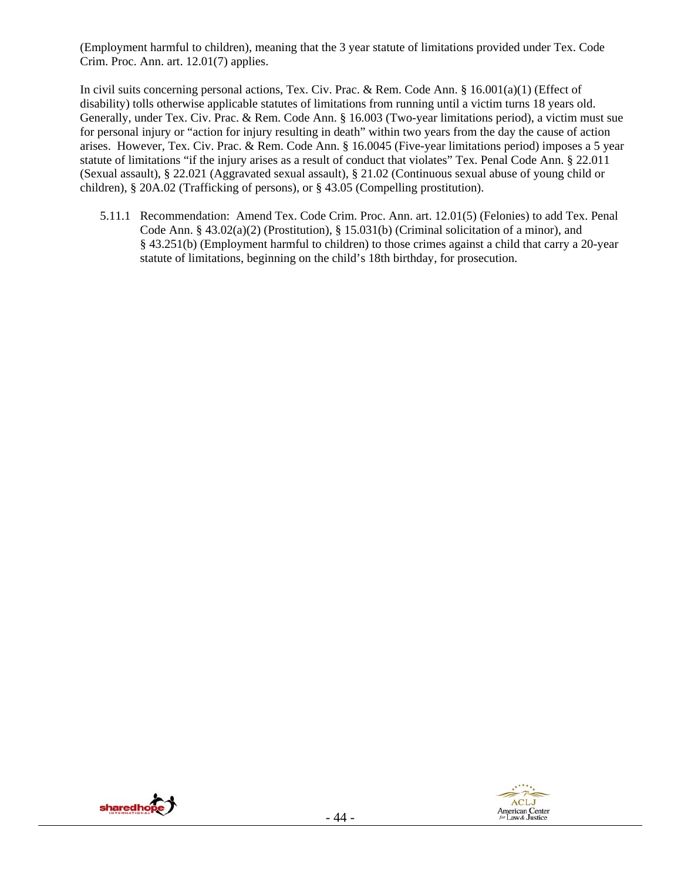(Employment harmful to children), meaning that the 3 year statute of limitations provided under Tex. Code Crim. Proc. Ann. art. 12.01(7) applies.

In civil suits concerning personal actions, Tex. Civ. Prac. & Rem. Code Ann. § 16.001(a)(1) (Effect of disability) tolls otherwise applicable statutes of limitations from running until a victim turns 18 years old. Generally, under Tex. Civ. Prac. & Rem. Code Ann. § 16.003 (Two-year limitations period), a victim must sue for personal injury or "action for injury resulting in death" within two years from the day the cause of action arises. However, Tex. Civ. Prac. & Rem. Code Ann. § 16.0045 (Five-year limitations period) imposes a 5 year statute of limitations "if the injury arises as a result of conduct that violates" Tex. Penal Code Ann. § 22.011 (Sexual assault), § 22.021 (Aggravated sexual assault), § 21.02 (Continuous sexual abuse of young child or children), § 20A.02 (Trafficking of persons), or § 43.05 (Compelling prostitution).

5.11.1 Recommendation: Amend Tex. Code Crim. Proc. Ann. art. 12.01(5) (Felonies) to add Tex. Penal Code Ann. § 43.02(a)(2) (Prostitution), § 15.031(b) (Criminal solicitation of a minor), and § 43.251(b) (Employment harmful to children) to those crimes against a child that carry a 20-year statute of limitations, beginning on the child's 18th birthday, for prosecution.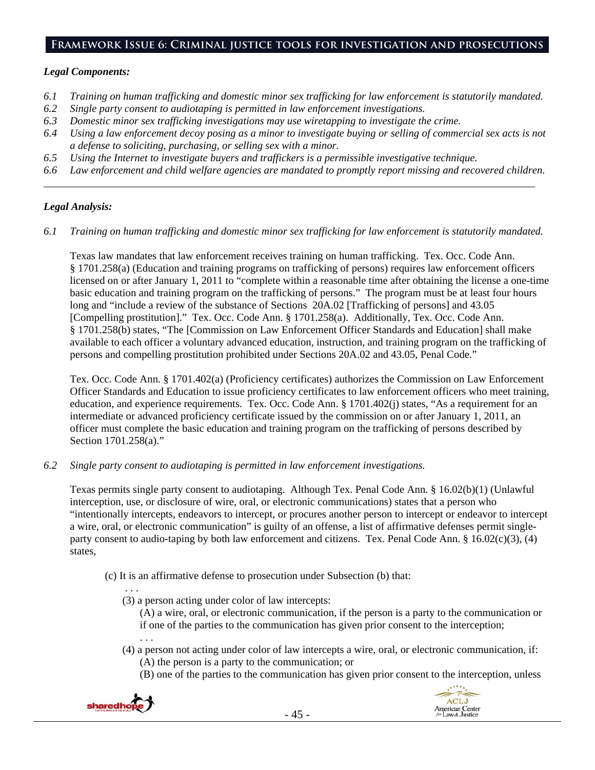## Framework Issue 6: Criminal justice tools for investigation and prosecutions

***Legal Components:***

*6.1 Training on human trafficking and domestic minor sex trafficking for law enforcement is statutorily mandated.*
*6.2 Single party consent to audiotaping is permitted in law enforcement investigations.*
*6.3 Domestic minor sex trafficking investigations may use wiretapping to investigate the crime.*
*6.4 Using a law enforcement decoy posing as a minor to investigate buying or selling of commercial sex acts is not a defense to soliciting, purchasing, or selling sex with a minor.*
*6.5 Using the Internet to investigate buyers and traffickers is a permissible investigative technique.*
*6.6 Law enforcement and child welfare agencies are mandated to promptly report missing and recovered children.*

---

***Legal Analysis:***

*6.1 Training on human trafficking and domestic minor sex trafficking for law enforcement is statutorily mandated.*

Texas law mandates that law enforcement receives training on human trafficking. Tex. Occ. Code Ann. § 1701.258(a) (Education and training programs on trafficking of persons) requires law enforcement officers licensed on or after January 1, 2011 to "complete within a reasonable time after obtaining the license a one-time basic education and training program on the trafficking of persons." The program must be at least four hours long and "include a review of the substance of Sections 20A.02 [Trafficking of persons] and 43.05 [Compelling prostitution]." Tex. Occ. Code Ann. § 1701.258(a). Additionally, Tex. Occ. Code Ann. § 1701.258(b) states, "The [Commission on Law Enforcement Officer Standards and Education] shall make available to each officer a voluntary advanced education, instruction, and training program on the trafficking of persons and compelling prostitution prohibited under Sections 20A.02 and 43.05, Penal Code."

Tex. Occ. Code Ann. § 1701.402(a) (Proficiency certificates) authorizes the Commission on Law Enforcement Officer Standards and Education to issue proficiency certificates to law enforcement officers who meet training, education, and experience requirements. Tex. Occ. Code Ann. § 1701.402(j) states, "As a requirement for an intermediate or advanced proficiency certificate issued by the commission on or after January 1, 2011, an officer must complete the basic education and training program on the trafficking of persons described by Section 1701.258(a)."

*6.2 Single party consent to audiotaping is permitted in law enforcement investigations.*

Texas permits single party consent to audiotaping. Although Tex. Penal Code Ann. § 16.02(b)(1) (Unlawful interception, use, or disclosure of wire, oral, or electronic communications) states that a person who "intentionally intercepts, endeavors to intercept, or procures another person to intercept or endeavor to intercept a wire, oral, or electronic communication" is guilty of an offense, a list of affirmative defenses permit single-party consent to audio-taping by both law enforcement and citizens. Tex. Penal Code Ann. § 16.02(c)(3), (4) states,

> (c) It is an affirmative defense to prosecution under Subsection (b) that:
> . . .
> (3) a person acting under color of law intercepts:
> (A) a wire, oral, or electronic communication, if the person is a party to the communication or if one of the parties to the communication has given prior consent to the interception;
> . . .
> (4) a person not acting under color of law intercepts a wire, oral, or electronic communication, if:
> (A) the person is a party to the communication; or
> (B) one of the parties to the communication has given prior consent to the interception, unless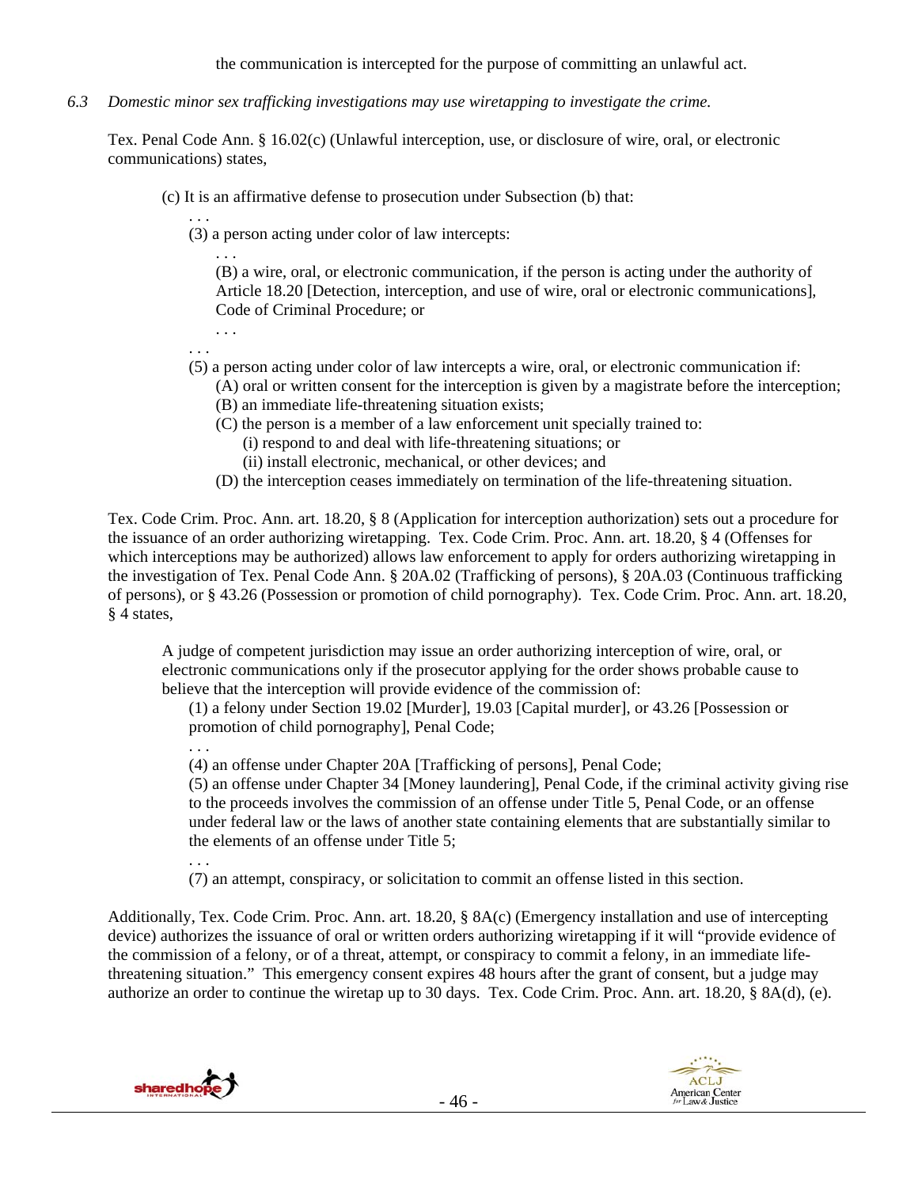the communication is intercepted for the purpose of committing an unlawful act.

*6.3 Domestic minor sex trafficking investigations may use wiretapping to investigate the crime.*

Tex. Penal Code Ann. § 16.02(c) (Unlawful interception, use, or disclosure of wire, oral, or electronic communications) states,

> (c) It is an affirmative defense to prosecution under Subsection (b) that:
>
> . . .
>
> (3) a person acting under color of law intercepts:
>
> . . .
>
> (B) a wire, oral, or electronic communication, if the person is acting under the authority of Article 18.20 [Detection, interception, and use of wire, oral or electronic communications], Code of Criminal Procedure; or
>
> . . .
>
> . . .
>
> (5) a person acting under color of law intercepts a wire, oral, or electronic communication if:
> (A) oral or written consent for the interception is given by a magistrate before the interception;
> (B) an immediate life-threatening situation exists;
> (C) the person is a member of a law enforcement unit specially trained to:
> (i) respond to and deal with life-threatening situations; or
> (ii) install electronic, mechanical, or other devices; and
> (D) the interception ceases immediately on termination of the life-threatening situation.

Tex. Code Crim. Proc. Ann. art. 18.20, § 8 (Application for interception authorization) sets out a procedure for the issuance of an order authorizing wiretapping. Tex. Code Crim. Proc. Ann. art. 18.20, § 4 (Offenses for which interceptions may be authorized) allows law enforcement to apply for orders authorizing wiretapping in the investigation of Tex. Penal Code Ann. § 20A.02 (Trafficking of persons), § 20A.03 (Continuous trafficking of persons), or § 43.26 (Possession or promotion of child pornography). Tex. Code Crim. Proc. Ann. art. 18.20, § 4 states,

> A judge of competent jurisdiction may issue an order authorizing interception of wire, oral, or electronic communications only if the prosecutor applying for the order shows probable cause to believe that the interception will provide evidence of the commission of:
>
> (1) a felony under Section 19.02 [Murder], 19.03 [Capital murder], or 43.26 [Possession or promotion of child pornography], Penal Code;
>
> . . .
>
> (4) an offense under Chapter 20A [Trafficking of persons], Penal Code;
>
> (5) an offense under Chapter 34 [Money laundering], Penal Code, if the criminal activity giving rise to the proceeds involves the commission of an offense under Title 5, Penal Code, or an offense under federal law or the laws of another state containing elements that are substantially similar to the elements of an offense under Title 5;
>
> . . .
>
> (7) an attempt, conspiracy, or solicitation to commit an offense listed in this section.

Additionally, Tex. Code Crim. Proc. Ann. art. 18.20, § 8A(c) (Emergency installation and use of intercepting device) authorizes the issuance of oral or written orders authorizing wiretapping if it will "provide evidence of the commission of a felony, or of a threat, attempt, or conspiracy to commit a felony, in an immediate life-threatening situation." This emergency consent expires 48 hours after the grant of consent, but a judge may authorize an order to continue the wiretap up to 30 days. Tex. Code Crim. Proc. Ann. art. 18.20, § 8A(d), (e).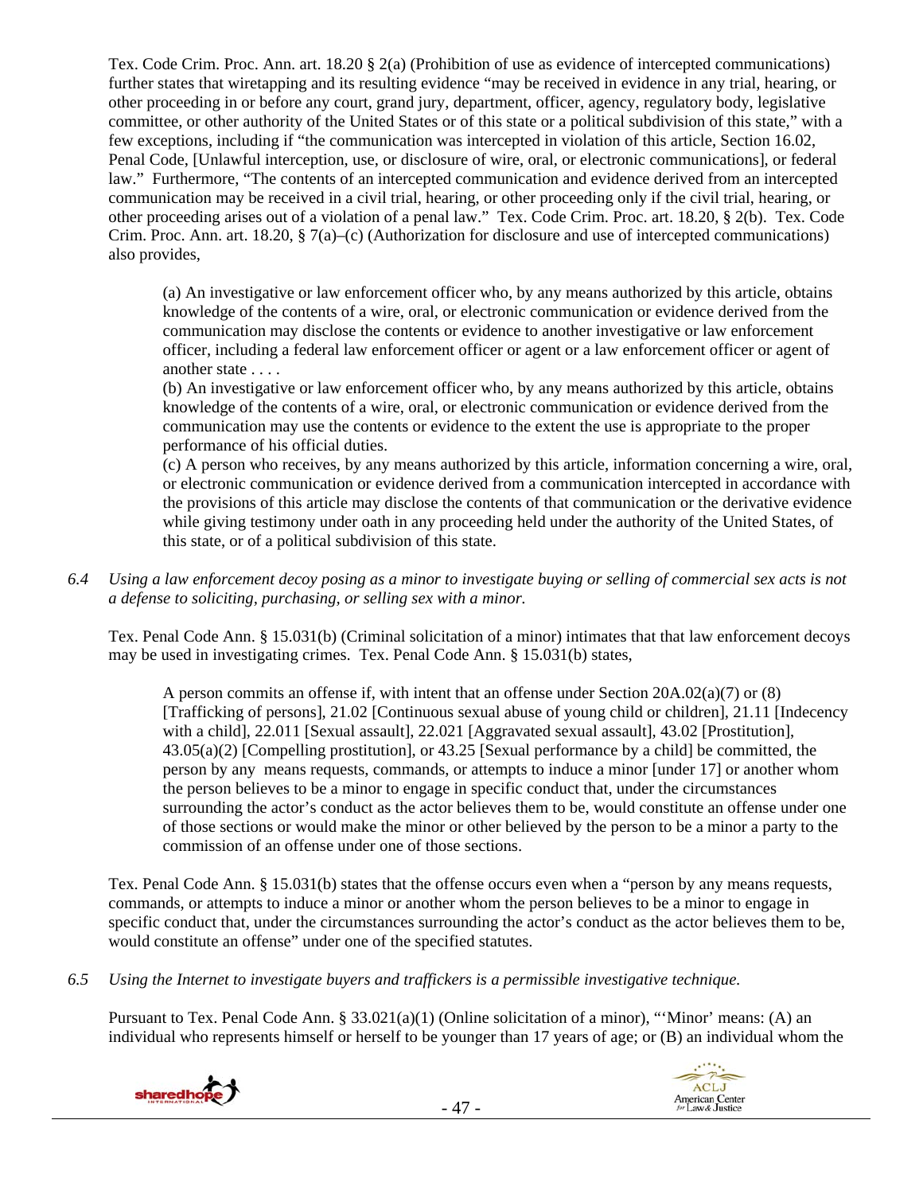Tex. Code Crim. Proc. Ann. art. 18.20 § 2(a) (Prohibition of use as evidence of intercepted communications) further states that wiretapping and its resulting evidence "may be received in evidence in any trial, hearing, or other proceeding in or before any court, grand jury, department, officer, agency, regulatory body, legislative committee, or other authority of the United States or of this state or a political subdivision of this state," with a few exceptions, including if "the communication was intercepted in violation of this article, Section 16.02, Penal Code, [Unlawful interception, use, or disclosure of wire, oral, or electronic communications], or federal law." Furthermore, "The contents of an intercepted communication and evidence derived from an intercepted communication may be received in a civil trial, hearing, or other proceeding only if the civil trial, hearing, or other proceeding arises out of a violation of a penal law." Tex. Code Crim. Proc. art. 18.20, § 2(b). Tex. Code Crim. Proc. Ann. art. 18.20, § 7(a)–(c) (Authorization for disclosure and use of intercepted communications) also provides,

> (a) An investigative or law enforcement officer who, by any means authorized by this article, obtains knowledge of the contents of a wire, oral, or electronic communication or evidence derived from the communication may disclose the contents or evidence to another investigative or law enforcement officer, including a federal law enforcement officer or agent or a law enforcement officer or agent of another state . . . .
>
> (b) An investigative or law enforcement officer who, by any means authorized by this article, obtains knowledge of the contents of a wire, oral, or electronic communication or evidence derived from the communication may use the contents or evidence to the extent the use is appropriate to the proper performance of his official duties.
>
> (c) A person who receives, by any means authorized by this article, information concerning a wire, oral, or electronic communication or evidence derived from a communication intercepted in accordance with the provisions of this article may disclose the contents of that communication or the derivative evidence while giving testimony under oath in any proceeding held under the authority of the United States, of this state, or of a political subdivision of this state.

*6.4 Using a law enforcement decoy posing as a minor to investigate buying or selling of commercial sex acts is not a defense to soliciting, purchasing, or selling sex with a minor.*

Tex. Penal Code Ann. § 15.031(b) (Criminal solicitation of a minor) intimates that that law enforcement decoys may be used in investigating crimes. Tex. Penal Code Ann. § 15.031(b) states,

> A person commits an offense if, with intent that an offense under Section 20A.02(a)(7) or (8) [Trafficking of persons], 21.02 [Continuous sexual abuse of young child or children], 21.11 [Indecency with a child], 22.011 [Sexual assault], 22.021 [Aggravated sexual assault], 43.02 [Prostitution], 43.05(a)(2) [Compelling prostitution], or 43.25 [Sexual performance by a child] be committed, the person by any means requests, commands, or attempts to induce a minor [under 17] or another whom the person believes to be a minor to engage in specific conduct that, under the circumstances surrounding the actor's conduct as the actor believes them to be, would constitute an offense under one of those sections or would make the minor or other believed by the person to be a minor a party to the commission of an offense under one of those sections.

Tex. Penal Code Ann. § 15.031(b) states that the offense occurs even when a "person by any means requests, commands, or attempts to induce a minor or another whom the person believes to be a minor to engage in specific conduct that, under the circumstances surrounding the actor's conduct as the actor believes them to be, would constitute an offense" under one of the specified statutes.

*6.5 Using the Internet to investigate buyers and traffickers is a permissible investigative technique.*

Pursuant to Tex. Penal Code Ann. § 33.021(a)(1) (Online solicitation of a minor), "'Minor' means: (A) an individual who represents himself or herself to be younger than 17 years of age; or (B) an individual whom the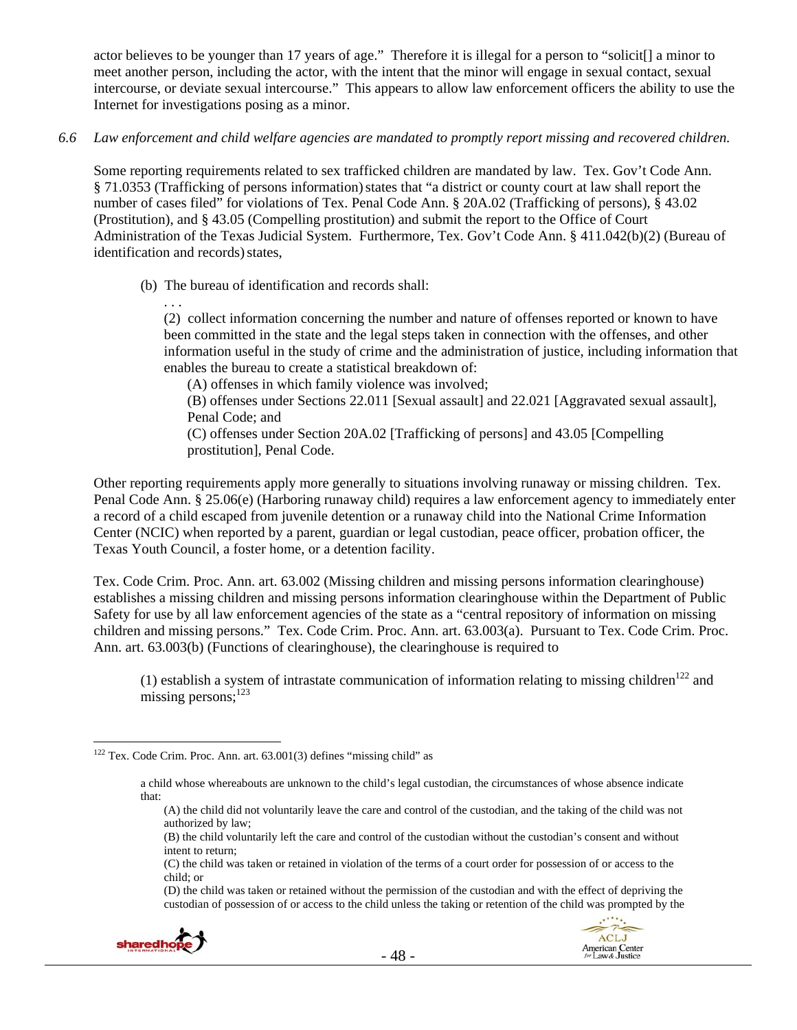actor believes to be younger than 17 years of age." Therefore it is illegal for a person to "solicit[] a minor to meet another person, including the actor, with the intent that the minor will engage in sexual contact, sexual intercourse, or deviate sexual intercourse." This appears to allow law enforcement officers the ability to use the Internet for investigations posing as a minor.

*6.6 Law enforcement and child welfare agencies are mandated to promptly report missing and recovered children.*

Some reporting requirements related to sex trafficked children are mandated by law. Tex. Gov't Code Ann. § 71.0353 (Trafficking of persons information) states that "a district or county court at law shall report the number of cases filed" for violations of Tex. Penal Code Ann. § 20A.02 (Trafficking of persons), § 43.02 (Prostitution), and § 43.05 (Compelling prostitution) and submit the report to the Office of Court Administration of the Texas Judicial System. Furthermore, Tex. Gov't Code Ann. § 411.042(b)(2) (Bureau of identification and records) states,

> (b) The bureau of identification and records shall:
>
> . . .
>
> (2) collect information concerning the number and nature of offenses reported or known to have been committed in the state and the legal steps taken in connection with the offenses, and other information useful in the study of crime and the administration of justice, including information that enables the bureau to create a statistical breakdown of:
>
> (A) offenses in which family violence was involved;
>
> (B) offenses under Sections 22.011 [Sexual assault] and 22.021 [Aggravated sexual assault], Penal Code; and
>
> (C) offenses under Section 20A.02 [Trafficking of persons] and 43.05 [Compelling prostitution], Penal Code.

Other reporting requirements apply more generally to situations involving runaway or missing children. Tex. Penal Code Ann. § 25.06(e) (Harboring runaway child) requires a law enforcement agency to immediately enter a record of a child escaped from juvenile detention or a runaway child into the National Crime Information Center (NCIC) when reported by a parent, guardian or legal custodian, peace officer, probation officer, the Texas Youth Council, a foster home, or a detention facility.

Tex. Code Crim. Proc. Ann. art. 63.002 (Missing children and missing persons information clearinghouse) establishes a missing children and missing persons information clearinghouse within the Department of Public Safety for use by all law enforcement agencies of the state as a "central repository of information on missing children and missing persons." Tex. Code Crim. Proc. Ann. art. 63.003(a). Pursuant to Tex. Code Crim. Proc. Ann. art. 63.003(b) (Functions of clearinghouse), the clearinghouse is required to

> (1) establish a system of intrastate communication of information relating to missing children[122] and missing persons;[123]

---

[122] Tex. Code Crim. Proc. Ann. art. 63.001(3) defines "missing child" as

> a child whose whereabouts are unknown to the child's legal custodian, the circumstances of whose absence indicate that:
>
> (A) the child did not voluntarily leave the care and control of the custodian, and the taking of the child was not authorized by law;
>
> (B) the child voluntarily left the care and control of the custodian without the custodian's consent and without intent to return;
>
> (C) the child was taken or retained in violation of the terms of a court order for possession of or access to the child; or
>
> (D) the child was taken or retained without the permission of the custodian and with the effect of depriving the custodian of possession of or access to the child unless the taking or retention of the child was prompted by the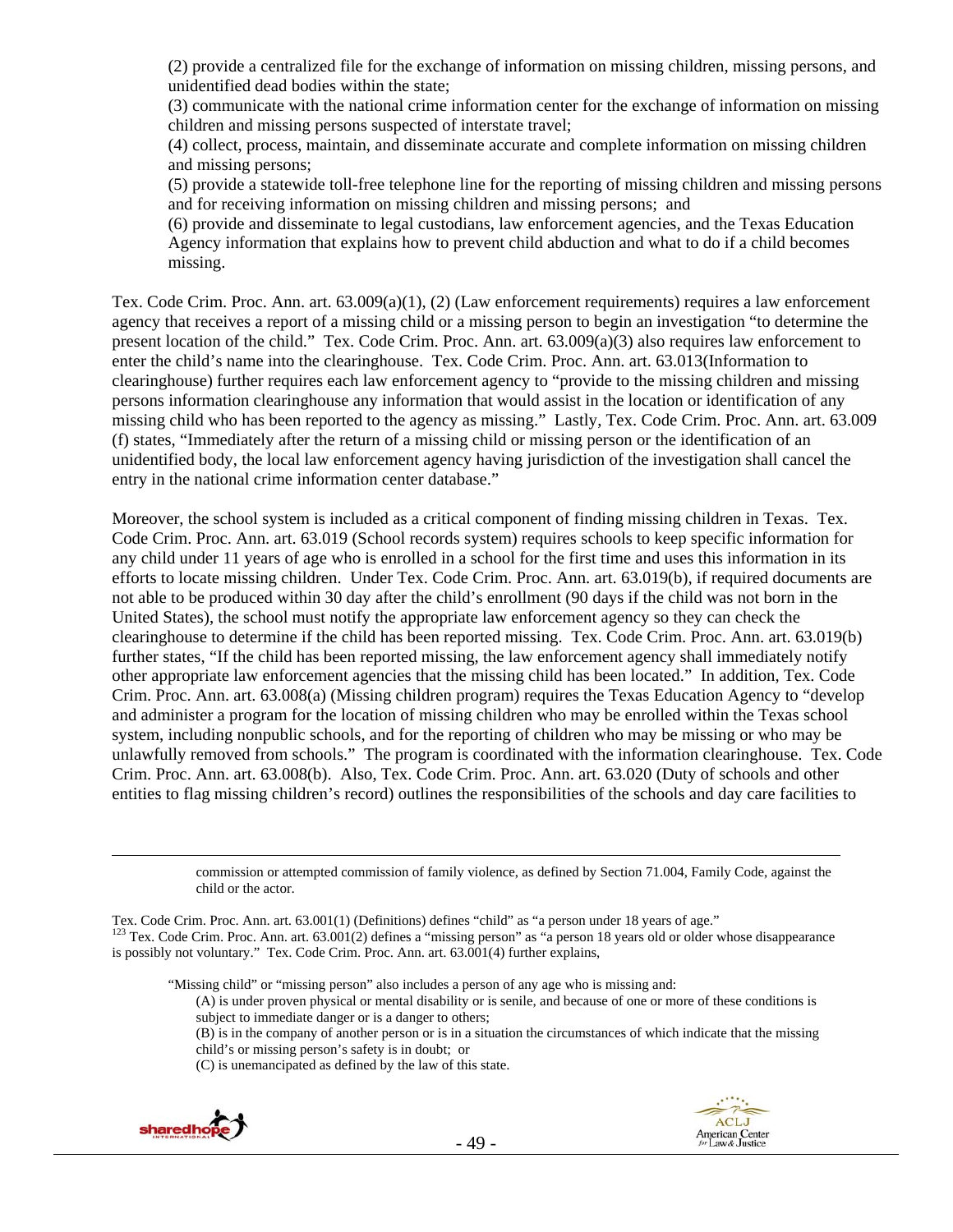(2) provide a centralized file for the exchange of information on missing children, missing persons, and unidentified dead bodies within the state;

(3) communicate with the national crime information center for the exchange of information on missing children and missing persons suspected of interstate travel;

(4) collect, process, maintain, and disseminate accurate and complete information on missing children and missing persons;

(5) provide a statewide toll-free telephone line for the reporting of missing children and missing persons and for receiving information on missing children and missing persons; and

(6) provide and disseminate to legal custodians, law enforcement agencies, and the Texas Education Agency information that explains how to prevent child abduction and what to do if a child becomes missing.

Tex. Code Crim. Proc. Ann. art. 63.009(a)(1), (2) (Law enforcement requirements) requires a law enforcement agency that receives a report of a missing child or a missing person to begin an investigation "to determine the present location of the child." Tex. Code Crim. Proc. Ann. art. 63.009(a)(3) also requires law enforcement to enter the child's name into the clearinghouse. Tex. Code Crim. Proc. Ann. art. 63.013(Information to clearinghouse) further requires each law enforcement agency to "provide to the missing children and missing persons information clearinghouse any information that would assist in the location or identification of any missing child who has been reported to the agency as missing." Lastly, Tex. Code Crim. Proc. Ann. art. 63.009 (f) states, "Immediately after the return of a missing child or missing person or the identification of an unidentified body, the local law enforcement agency having jurisdiction of the investigation shall cancel the entry in the national crime information center database."

Moreover, the school system is included as a critical component of finding missing children in Texas. Tex. Code Crim. Proc. Ann. art. 63.019 (School records system) requires schools to keep specific information for any child under 11 years of age who is enrolled in a school for the first time and uses this information in its efforts to locate missing children. Under Tex. Code Crim. Proc. Ann. art. 63.019(b), if required documents are not able to be produced within 30 day after the child's enrollment (90 days if the child was not born in the United States), the school must notify the appropriate law enforcement agency so they can check the clearinghouse to determine if the child has been reported missing. Tex. Code Crim. Proc. Ann. art. 63.019(b) further states, "If the child has been reported missing, the law enforcement agency shall immediately notify other appropriate law enforcement agencies that the missing child has been located." In addition, Tex. Code Crim. Proc. Ann. art. 63.008(a) (Missing children program) requires the Texas Education Agency to "develop and administer a program for the location of missing children who may be enrolled within the Texas school system, including nonpublic schools, and for the reporting of children who may be missing or who may be unlawfully removed from schools." The program is coordinated with the information clearinghouse. Tex. Code Crim. Proc. Ann. art. 63.008(b). Also, Tex. Code Crim. Proc. Ann. art. 63.020 (Duty of schools and other entities to flag missing children's record) outlines the responsibilities of the schools and day care facilities to

---

commission or attempted commission of family violence, as defined by Section 71.004, Family Code, against the child or the actor.

Tex. Code Crim. Proc. Ann. art. 63.001(1) (Definitions) defines "child" as "a person under 18 years of age."

[123] Tex. Code Crim. Proc. Ann. art. 63.001(2) defines a "missing person" as "a person 18 years old or older whose disappearance is possibly not voluntary." Tex. Code Crim. Proc. Ann. art. 63.001(4) further explains,

"Missing child" or "missing person" also includes a person of any age who is missing and:

(A) is under proven physical or mental disability or is senile, and because of one or more of these conditions is subject to immediate danger or is a danger to others;

(B) is in the company of another person or is in a situation the circumstances of which indicate that the missing child's or missing person's safety is in doubt; or

(C) is unemancipated as defined by the law of this state.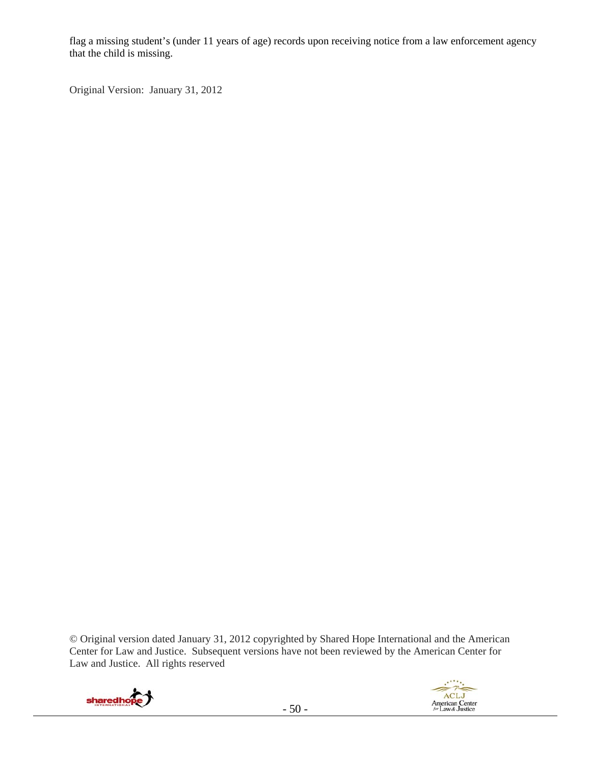flag a missing student's (under 11 years of age) records upon receiving notice from a law enforcement agency that the child is missing.

Original Version: January 31, 2012

© Original version dated January 31, 2012 copyrighted by Shared Hope International and the American Center for Law and Justice. Subsequent versions have not been reviewed by the American Center for Law and Justice. All rights reserved